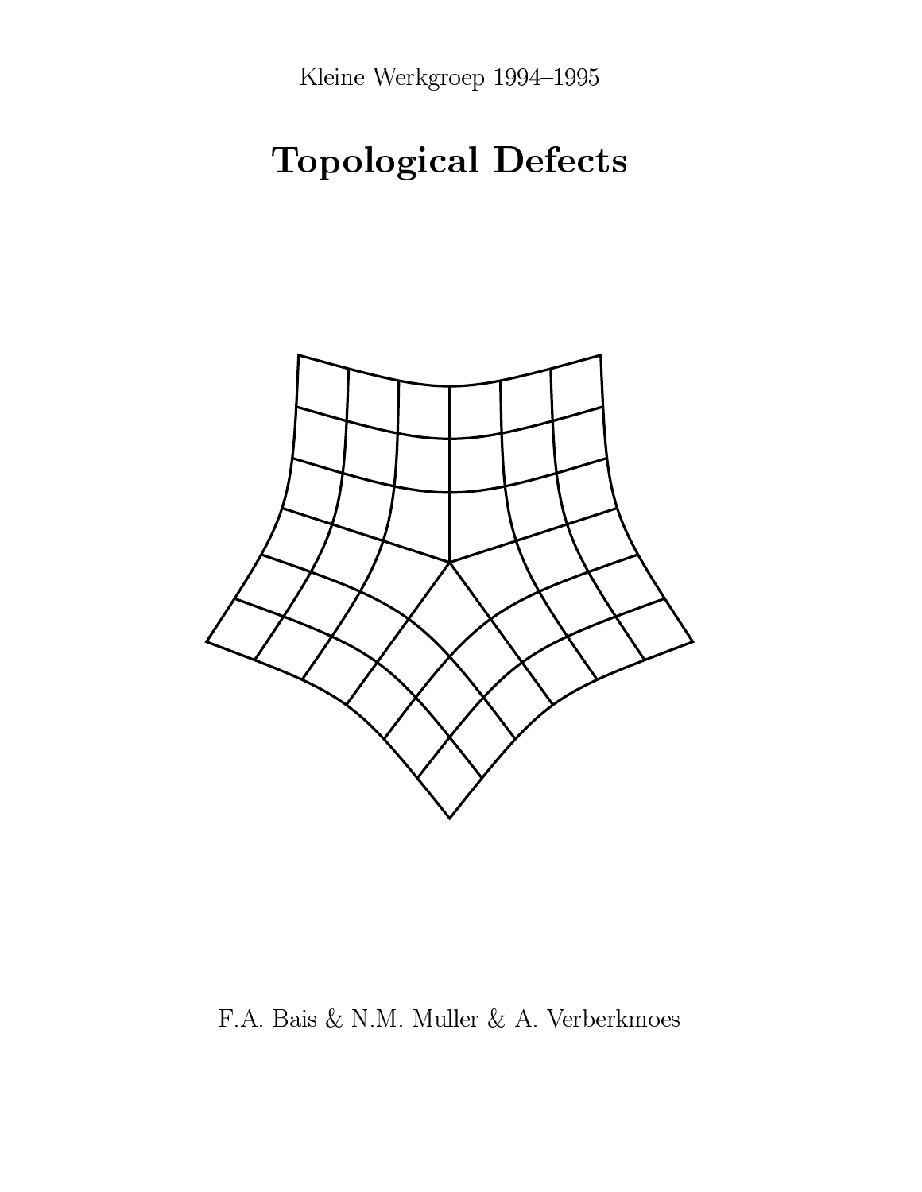Kleine Werkgroep 1994–1995

# Topological Defects

F.A. Bais & N.M. Muller & A. Verberkmoes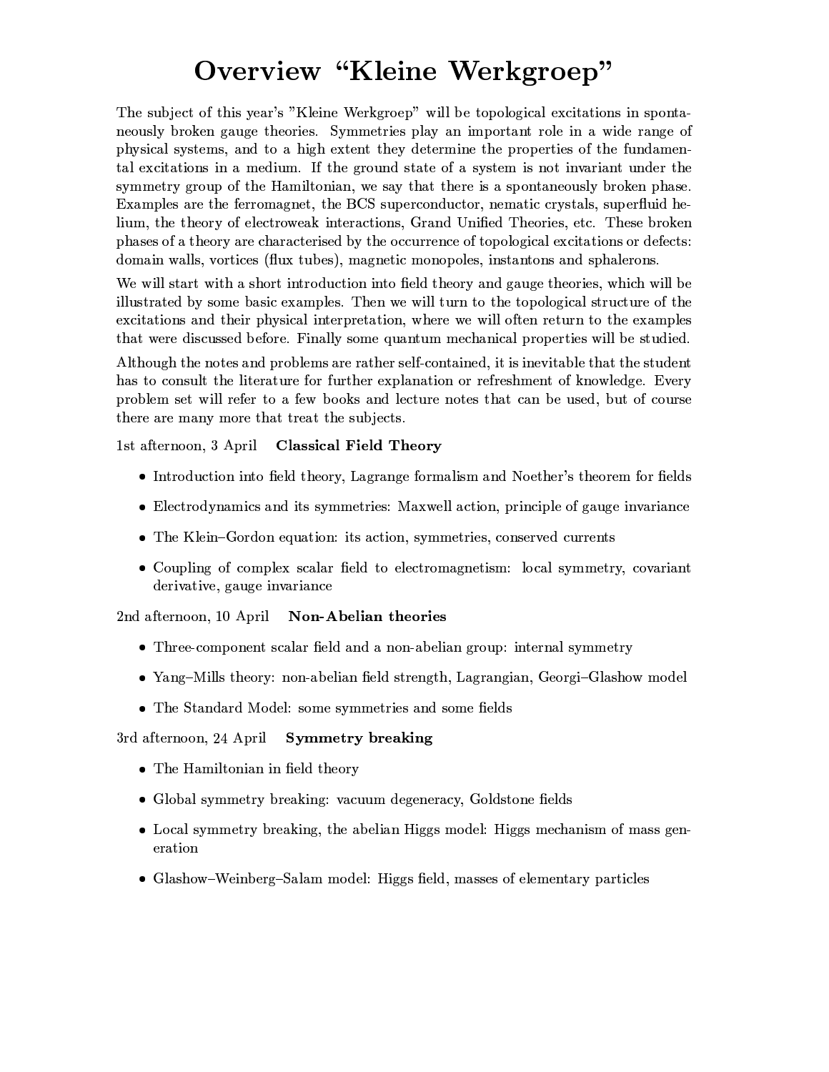# Overview “Kleine Werkgroep”

The subject of this year's "Kleine Werkgroep" will be topological excitations in spontaneously broken gauge theories. Symmetries play an important role in a wide range of physical systems, and to a high extent they determine the properties of the fundamental excitations in a medium. If the ground state of a system is not invariant under the symmetry group of the Hamiltonian, we say that there is a spontaneously broken phase. Examples are the ferromagnet, the BCS superconductor, nematic crystals, superfluid helium, the theory of electroweak interactions, Grand Unified Theories, etc. These broken phases of a theory are characterised by the occurrence of topological excitations or defects: domain walls, vortices (flux tubes), magnetic monopoles, instantons and sphalerons.

We will start with a short introduction into field theory and gauge theories, which will be illustrated by some basic examples. Then we will turn to the topological structure of the excitations and their physical interpretation, where we will often return to the examples that were discussed before. Finally some quantum mechanical properties will be studied.

Although the notes and problems are rather self-contained, it is inevitable that the student has to consult the literature for further explanation or refreshment of knowledge. Every problem set will refer to a few books and lecture notes that can be used, but of course there are many more that treat the subjects.

1st afternoon, 3 April **Classical Field Theory**

- Introduction into field theory, Lagrange formalism and Noether's theorem for fields
- Electrodynamics and its symmetries: Maxwell action, principle of gauge invariance
- The Klein–Gordon equation: its action, symmetries, conserved currents
- Coupling of complex scalar field to electromagnetism: local symmetry, covariant derivative, gauge invariance

2nd afternoon, 10 April **Non-Abelian theories**

- Three-component scalar field and a non-abelian group: internal symmetry
- Yang–Mills theory: non-abelian field strength, Lagrangian, Georgi–Glashow model
- The Standard Model: some symmetries and some fields

3rd afternoon, 24 April **Symmetry breaking**

- The Hamiltonian in field theory
- Global symmetry breaking: vacuum degeneracy, Goldstone fields
- Local symmetry breaking, the abelian Higgs model: Higgs mechanism of mass generation
- Glashow–Weinberg–Salam model: Higgs field, masses of elementary particles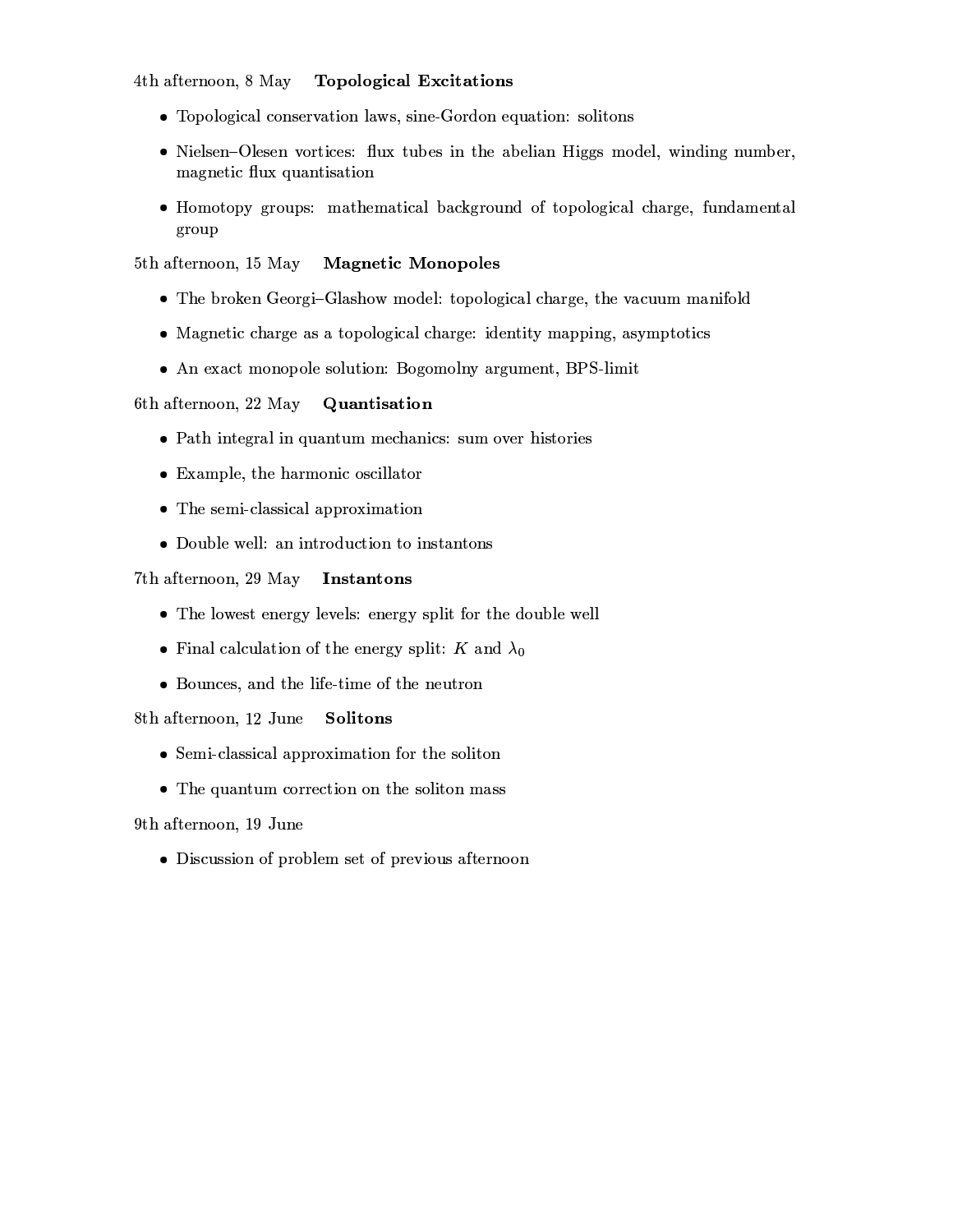4th afternoon, 8 May **Topological Excitations**

- Topological conservation laws, sine-Gordon equation: solitons
- Nielsen–Olesen vortices: flux tubes in the abelian Higgs model, winding number, magnetic flux quantisation
- Homotopy groups: mathematical background of topological charge, fundamental group

5th afternoon, 15 May **Magnetic Monopoles**

- The broken Georgi–Glashow model: topological charge, the vacuum manifold
- Magnetic charge as a topological charge: identity mapping, asymptotics
- An exact monopole solution: Bogomolny argument, BPS-limit

6th afternoon, 22 May **Quantisation**

- Path integral in quantum mechanics: sum over histories
- Example, the harmonic oscillator
- The semi-classical approximation
- Double well: an introduction to instantons

7th afternoon, 29 May **Instantons**

- The lowest energy levels: energy split for the double well
- Final calculation of the energy split: $K$ and $\lambda_0$
- Bounces, and the life-time of the neutron

8th afternoon, 12 June **Solitons**

- Semi-classical approximation for the soliton
- The quantum correction on the soliton mass

9th afternoon, 19 June

- Discussion of problem set of previous afternoon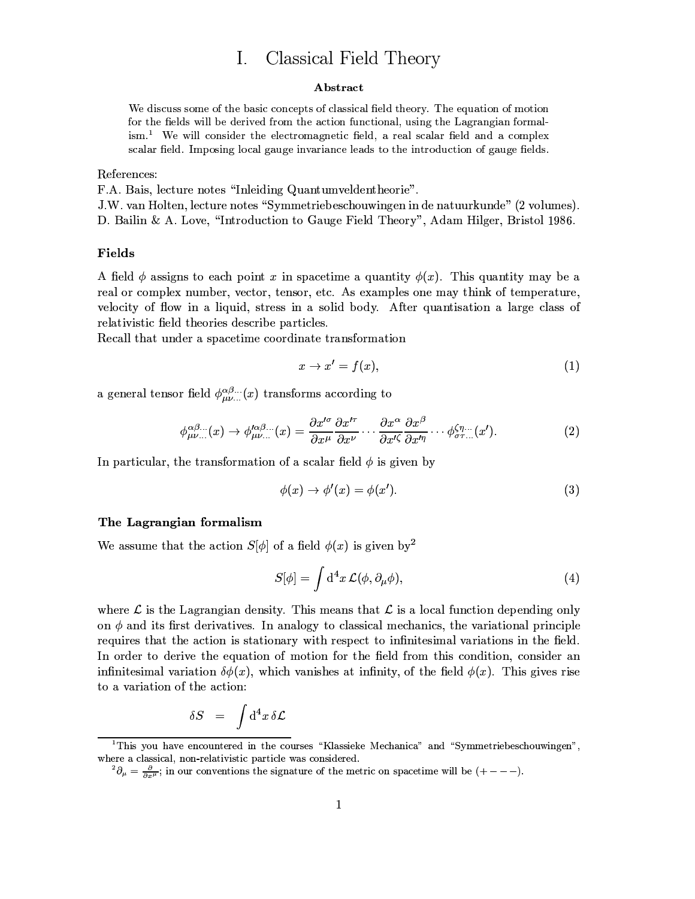# I. Classical Field Theory

**Abstract**

We discuss some of the basic concepts of classical field theory. The equation of motion for the fields will be derived from the action functional, using the Lagrangian formalism.[1] We will consider the electromagnetic field, a real scalar field and a complex scalar field. Imposing local gauge invariance leads to the introduction of gauge fields.

References:
F.A. Bais, lecture notes "Inleiding Quantumveldentheorie".
J.W. van Holten, lecture notes "Symmetriebeschouwingen in de natuurkunde" (2 volumes).
D. Bailin & A. Love, "Introduction to Gauge Field Theory", Adam Hilger, Bristol 1986.

### Fields

A field $\phi$ assigns to each point $x$ in spacetime a quantity $\phi(x)$. This quantity may be a real or complex number, vector, tensor, etc. As examples one may think of temperature, velocity of flow in a liquid, stress in a solid body. After quantisation a large class of relativistic field theories describe particles.
Recall that under a spacetime coordinate transformation

$$x \to x' = f(x), \tag{1}$$

a general tensor field $\phi^{\alpha\beta\cdots}_{\mu\nu\cdots}(x)$ transforms according to

$$\phi^{\alpha\beta\cdots}_{\mu\nu\cdots}(x) \to \phi'^{\alpha\beta\cdots}_{\mu\nu\cdots}(x) = \frac{\partial x'^{\sigma}}{\partial x^{\mu}}\frac{\partial x'^{\tau}}{\partial x^{\nu}}\cdots\frac{\partial x^{\alpha}}{\partial x'^{\zeta}}\frac{\partial x^{\beta}}{\partial x'^{\eta}}\cdots\phi^{\zeta\eta\cdots}_{\sigma\tau\cdots}(x'). \tag{2}$$

In particular, the transformation of a scalar field $\phi$ is given by

$$\phi(x) \to \phi'(x) = \phi(x'). \tag{3}$$

### The Lagrangian formalism

We assume that the action $S[\phi]$ of a field $\phi(x)$ is given by[2]

$$S[\phi] = \int \mathrm{d}^4x\, \mathcal{L}(\phi, \partial_\mu\phi), \tag{4}$$

where $\mathcal{L}$ is the Lagrangian density. This means that $\mathcal{L}$ is a local function depending only on $\phi$ and its first derivatives. In analogy to classical mechanics, the variational principle requires that the action is stationary with respect to infinitesimal variations in the field. In order to derive the equation of motion for the field from this condition, consider an infinitesimal variation $\delta\phi(x)$, which vanishes at infinity, of the field $\phi(x)$. This gives rise to a variation of the action:

$$\delta S = \int \mathrm{d}^4x\, \delta\mathcal{L}$$

---

[1] This you have encountered in the courses "Klassieke Mechanica" and "Symmetriebeschouwingen", where a classical, non-relativistic particle was considered.

[2] $\partial_\mu = \frac{\partial}{\partial x^\mu}$; in our conventions the signature of the metric on spacetime will be $(+---)$.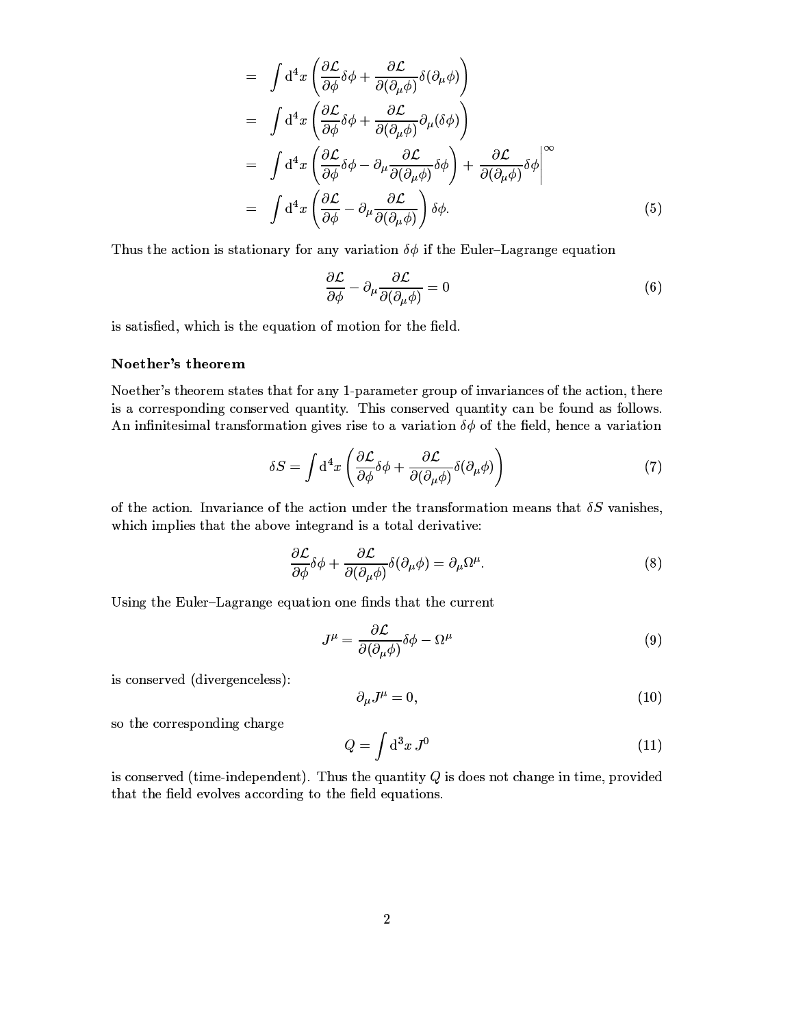$$
\begin{aligned}
&= \int \mathrm{d}^4x \left( \frac{\partial \mathcal{L}}{\partial \phi} \delta\phi + \frac{\partial \mathcal{L}}{\partial(\partial_\mu \phi)} \delta(\partial_\mu \phi) \right) \\
&= \int \mathrm{d}^4x \left( \frac{\partial \mathcal{L}}{\partial \phi} \delta\phi + \frac{\partial \mathcal{L}}{\partial(\partial_\mu \phi)} \partial_\mu(\delta \phi) \right) \\
&= \int \mathrm{d}^4x \left( \frac{\partial \mathcal{L}}{\partial \phi} \delta\phi - \partial_\mu \frac{\partial \mathcal{L}}{\partial(\partial_\mu \phi)} \delta \phi \right) + \left. \frac{\partial \mathcal{L}}{\partial(\partial_\mu \phi)} \delta\phi \right|^{\infty} \\
&= \int \mathrm{d}^4x \left( \frac{\partial \mathcal{L}}{\partial \phi} - \partial_\mu \frac{\partial \mathcal{L}}{\partial(\partial_\mu \phi)} \right) \delta\phi. \qquad (5)
\end{aligned}
$$

Thus the action is stationary for any variation $\delta\phi$ if the Euler–Lagrange equation

$$
\frac{\partial \mathcal{L}}{\partial \phi} - \partial_\mu \frac{\partial \mathcal{L}}{\partial(\partial_\mu \phi)} = 0 \qquad (6)
$$

is satisfied, which is the equation of motion for the field.

### Noether's theorem

Noether's theorem states that for any 1-parameter group of invariances of the action, there is a corresponding conserved quantity. This conserved quantity can be found as follows. An infinitesimal transformation gives rise to a variation $\delta\phi$ of the field, hence a variation

$$
\delta S = \int \mathrm{d}^4x \left( \frac{\partial \mathcal{L}}{\partial \phi} \delta\phi + \frac{\partial \mathcal{L}}{\partial(\partial_\mu \phi)} \delta(\partial_\mu \phi) \right) \qquad (7)
$$

of the action. Invariance of the action under the transformation means that $\delta S$ vanishes, which implies that the above integrand is a total derivative:

$$
\frac{\partial \mathcal{L}}{\partial \phi} \delta\phi + \frac{\partial \mathcal{L}}{\partial(\partial_\mu \phi)} \delta(\partial_\mu \phi) = \partial_\mu \Omega^\mu. \qquad (8)
$$

Using the Euler–Lagrange equation one finds that the current

$$
J^\mu = \frac{\partial \mathcal{L}}{\partial(\partial_\mu \phi)} \delta\phi - \Omega^\mu \qquad (9)
$$

is conserved (divergenceless):

$$
\partial_\mu J^\mu = 0, \qquad (10)
$$

so the corresponding charge

$$
Q = \int \mathrm{d}^3x \, J^0 \qquad (11)
$$

is conserved (time-independent). Thus the quantity $Q$ is does not change in time, provided that the field evolves according to the field equations.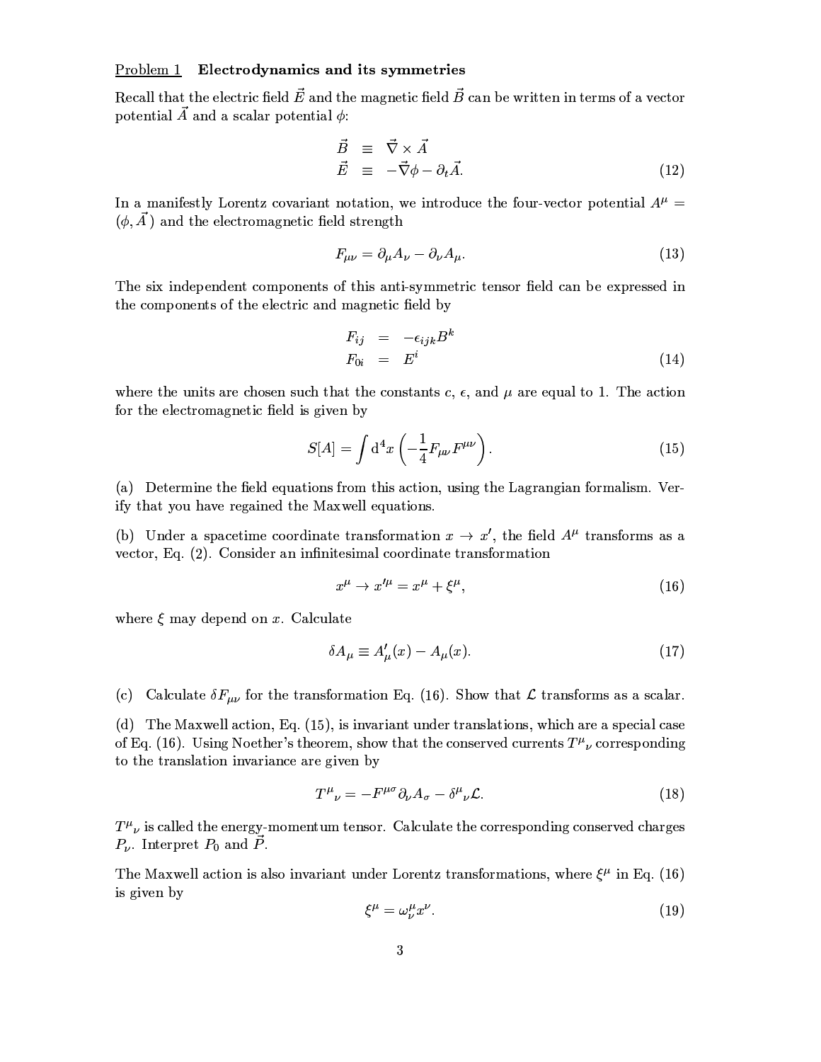Problem 1 **Electrodynamics and its symmetries**

Recall that the electric field $\vec{E}$ and the magnetic field $\vec{B}$ can be written in terms of a vector potential $\vec{A}$ and a scalar potential $\phi$:

$$
\begin{aligned}
\vec{B} &\equiv \vec{\nabla} \times \vec{A} \\
\vec{E} &\equiv -\vec{\nabla}\phi - \partial_t \vec{A}.
\end{aligned}
\tag{12}
$$

In a manifestly Lorentz covariant notation, we introduce the four-vector potential $A^\mu = (\phi, \vec{A}\,)$ and the electromagnetic field strength

$$
F_{\mu\nu} = \partial_\mu A_\nu - \partial_\nu A_\mu. \tag{13}
$$

The six independent components of this anti-symmetric tensor field can be expressed in the components of the electric and magnetic field by

$$
\begin{aligned}
F_{ij} &= -\epsilon_{ijk} B^k \\
F_{0i} &= E^i
\end{aligned}
\tag{14}
$$

where the units are chosen such that the constants $c$, $\epsilon$, and $\mu$ are equal to 1. The action for the electromagnetic field is given by

$$
S[A] = \int \mathrm{d}^4 x \left( -\frac{1}{4} F_{\mu\nu} F^{\mu\nu} \right). \tag{15}
$$

(a) Determine the field equations from this action, using the Lagrangian formalism. Verify that you have regained the Maxwell equations.

(b) Under a spacetime coordinate transformation $x \to x'$, the field $A^\mu$ transforms as a vector, Eq. (2). Consider an infinitesimal coordinate transformation

$$
x^\mu \to x'^\mu = x^\mu + \xi^\mu, \tag{16}
$$

where $\xi$ may depend on $x$. Calculate

$$
\delta A_\mu \equiv A'_\mu(x) - A_\mu(x). \tag{17}
$$

(c) Calculate $\delta F_{\mu\nu}$ for the transformation Eq. (16). Show that $\mathcal{L}$ transforms as a scalar.

(d) The Maxwell action, Eq. (15), is invariant under translations, which are a special case of Eq. (16). Using Noether's theorem, show that the conserved currents $T^\mu{}_\nu$ corresponding to the translation invariance are given by

$$
T^\mu{}_\nu = -F^{\mu\sigma} \partial_\nu A_\sigma - \delta^\mu{}_\nu \mathcal{L}. \tag{18}
$$

$T^\mu{}_\nu$ is called the energy-momentum tensor. Calculate the corresponding conserved charges $P_\nu$. Interpret $P_0$ and $\vec{P}$.

The Maxwell action is also invariant under Lorentz transformations, where $\xi^\mu$ in Eq. (16) is given by

$$
\xi^\mu = \omega^\mu_\nu x^\nu. \tag{19}
$$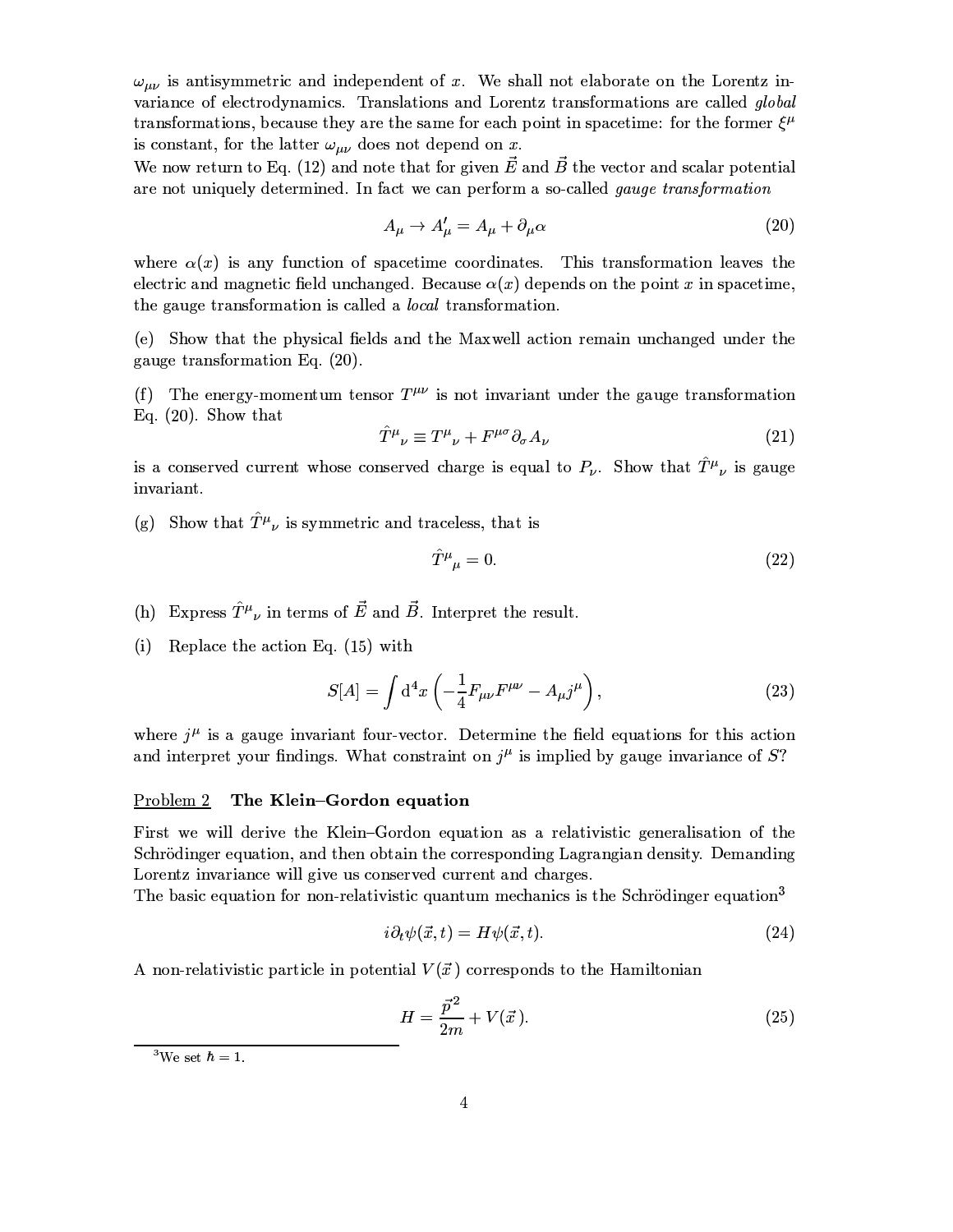$\omega_{\mu\nu}$ is antisymmetric and independent of $x$. We shall not elaborate on the Lorentz invariance of electrodynamics. Translations and Lorentz transformations are called *global* transformations, because they are the same for each point in spacetime: for the former $\xi^\mu$ is constant, for the latter $\omega_{\mu\nu}$ does not depend on $x$.
We now return to Eq. (12) and note that for given $\vec{E}$ and $\vec{B}$ the vector and scalar potential are not uniquely determined. In fact we can perform a so-called *gauge transformation*

$$A_\mu \rightarrow A'_\mu = A_\mu + \partial_\mu \alpha \tag{20}$$

where $\alpha(x)$ is any function of spacetime coordinates. This transformation leaves the electric and magnetic field unchanged. Because $\alpha(x)$ depends on the point $x$ in spacetime, the gauge transformation is called a *local* transformation.

(e) Show that the physical fields and the Maxwell action remain unchanged under the gauge transformation Eq. (20).

(f) The energy-momentum tensor $T^{\mu\nu}$ is not invariant under the gauge transformation Eq. (20). Show that

$$\hat{T}^\mu{}_\nu \equiv T^\mu{}_\nu + F^{\mu\sigma}\partial_\sigma A_\nu \tag{21}$$

is a conserved current whose conserved charge is equal to $P_\nu$. Show that $\hat{T}^\mu{}_\nu$ is gauge invariant.

(g) Show that $\hat{T}^\mu{}_\nu$ is symmetric and traceless, that is

$$\hat{T}^\mu{}_\mu = 0. \tag{22}$$

(h) Express $\hat{T}^\mu{}_\nu$ in terms of $\vec{E}$ and $\vec{B}$. Interpret the result.

(i) Replace the action Eq. (15) with

$$S[A] = \int \mathrm{d}^4x \left( -\frac{1}{4} F_{\mu\nu}F^{\mu\nu} - A_\mu j^\mu \right), \tag{23}$$

where $j^\mu$ is a gauge invariant four-vector. Determine the field equations for this action and interpret your findings. What constraint on $j^\mu$ is implied by gauge invariance of $S$?

## Problem 2 **The Klein–Gordon equation**

First we will derive the Klein–Gordon equation as a relativistic generalisation of the Schrödinger equation, and then obtain the corresponding Lagrangian density. Demanding Lorentz invariance will give us conserved current and charges.
The basic equation for non-relativistic quantum mechanics is the Schrödinger equation[3]

$$i\partial_t \psi(\vec{x}, t) = H\psi(\vec{x}, t). \tag{24}$$

A non-relativistic particle in potential $V(\vec{x}\,)$ corresponds to the Hamiltonian

$$H = \frac{\vec{p}^{\,2}}{2m} + V(\vec{x}\,). \tag{25}$$

[3] We set $\hbar = 1$.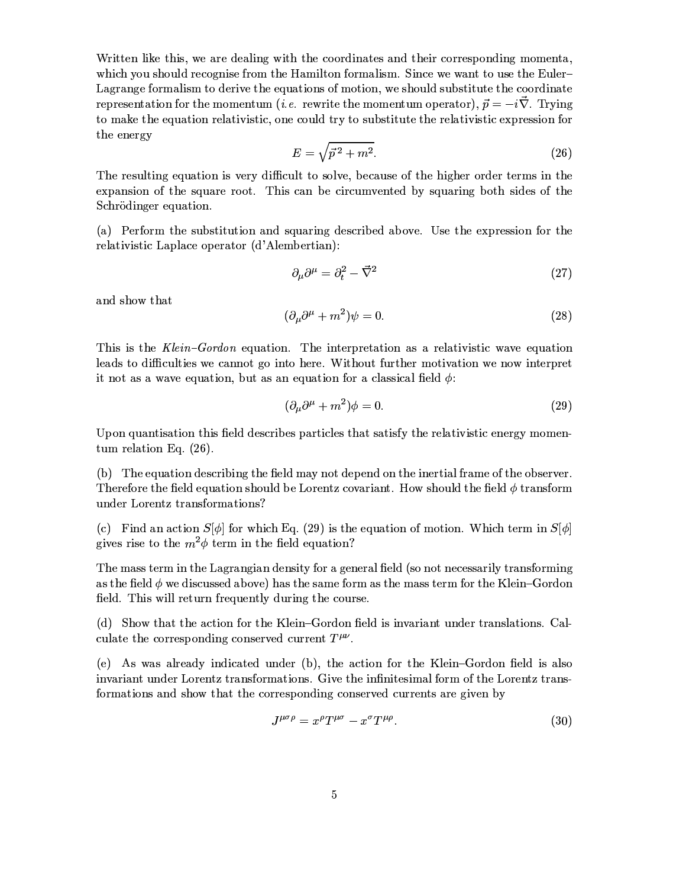Written like this, we are dealing with the coordinates and their corresponding momenta, which you should recognise from the Hamilton formalism. Since we want to use the Euler–Lagrange formalism to derive the equations of motion, we should substitute the coordinate representation for the momentum (*i.e.* rewrite the momentum operator), $\vec{p} = -i\vec{\nabla}$. Trying to make the equation relativistic, one could try to substitute the relativistic expression for the energy

$$E = \sqrt{\vec{p}^{\,2} + m^2}. \tag{26}$$

The resulting equation is very difficult to solve, because of the higher order terms in the expansion of the square root. This can be circumvented by squaring both sides of the Schrödinger equation.

(a) Perform the substitution and squaring described above. Use the expression for the relativistic Laplace operator (d'Alembertian):

$$\partial_\mu \partial^\mu = \partial_t^2 - \vec{\nabla}^2 \tag{27}$$

and show that

$$(\partial_\mu \partial^\mu + m^2)\psi = 0. \tag{28}$$

This is the *Klein–Gordon* equation. The interpretation as a relativistic wave equation leads to difficulties we cannot go into here. Without further motivation we now interpret it not as a wave equation, but as an equation for a classical field $\phi$:

$$(\partial_\mu \partial^\mu + m^2)\phi = 0. \tag{29}$$

Upon quantisation this field describes particles that satisfy the relativistic energy momentum relation Eq. (26).

(b) The equation describing the field may not depend on the inertial frame of the observer. Therefore the field equation should be Lorentz covariant. How should the field $\phi$ transform under Lorentz transformations?

(c) Find an action $S[\phi]$ for which Eq. (29) is the equation of motion. Which term in $S[\phi]$ gives rise to the $m^2\phi$ term in the field equation?

The mass term in the Lagrangian density for a general field (so not necessarily transforming as the field $\phi$ we discussed above) has the same form as the mass term for the Klein–Gordon field. This will return frequently during the course.

(d) Show that the action for the Klein–Gordon field is invariant under translations. Calculate the corresponding conserved current $T^{\mu\nu}$.

(e) As was already indicated under (b), the action for the Klein–Gordon field is also invariant under Lorentz transformations. Give the infinitesimal form of the Lorentz transformations and show that the corresponding conserved currents are given by

$$J^{\mu\sigma\rho} = x^\rho T^{\mu\sigma} - x^\sigma T^{\mu\rho}. \tag{30}$$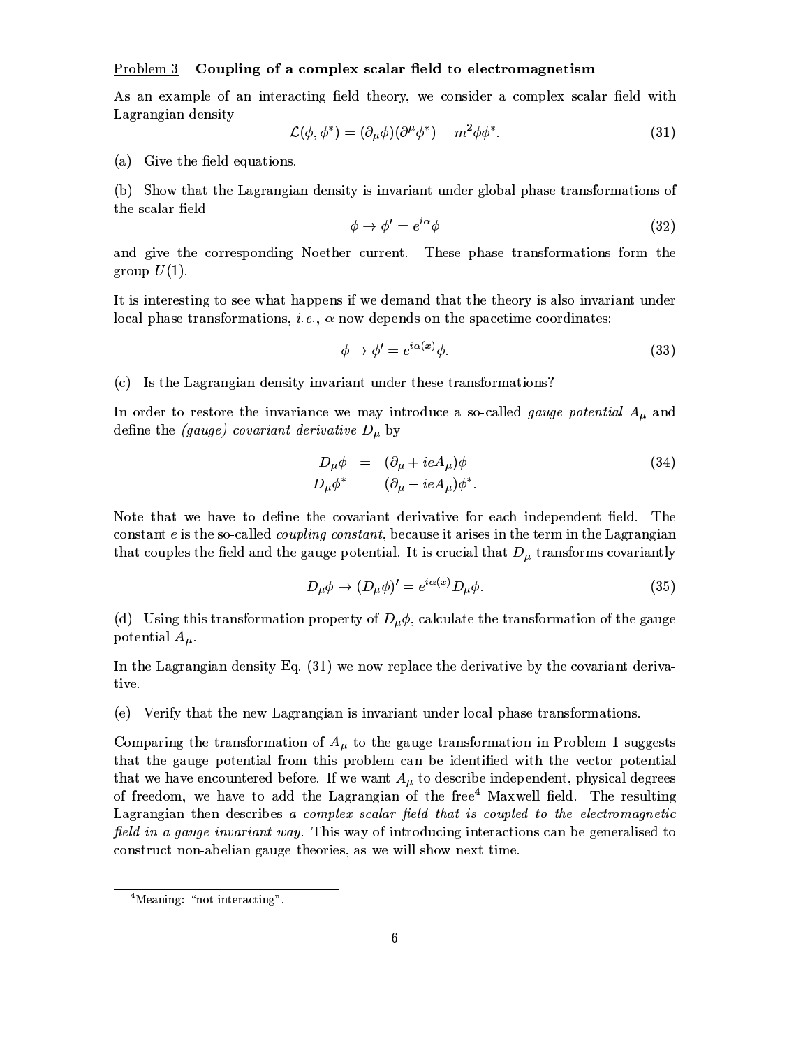Problem 3 **Coupling of a complex scalar field to electromagnetism**

As an example of an interacting field theory, we consider a complex scalar field with Lagrangian density

$$\mathcal{L}(\phi, \phi^*) = (\partial_\mu \phi)(\partial^\mu \phi^*) - m^2 \phi \phi^*. \tag{31}$$

(a) Give the field equations.

(b) Show that the Lagrangian density is invariant under global phase transformations of the scalar field

$$\phi \to \phi' = e^{i\alpha}\phi \tag{32}$$

and give the corresponding Noether current. These phase transformations form the group $U(1)$.

It is interesting to see what happens if we demand that the theory is also invariant under local phase transformations, *i.e.*, $\alpha$ now depends on the spacetime coordinates:

$$\phi \to \phi' = e^{i\alpha(x)}\phi. \tag{33}$$

(c) Is the Lagrangian density invariant under these transformations?

In order to restore the invariance we may introduce a so-called *gauge potential* $A_\mu$ and define the *(gauge) covariant derivative* $D_\mu$ by

$$\begin{aligned} D_\mu \phi &= (\partial_\mu + ieA_\mu)\phi \\ D_\mu \phi^* &= (\partial_\mu - ieA_\mu)\phi^*. \end{aligned} \tag{34}$$

Note that we have to define the covariant derivative for each independent field. The constant $e$ is the so-called *coupling constant*, because it arises in the term in the Lagrangian that couples the field and the gauge potential. It is crucial that $D_\mu$ transforms covariantly

$$D_\mu \phi \to (D_\mu \phi)' = e^{i\alpha(x)} D_\mu \phi. \tag{35}$$

(d) Using this transformation property of $D_\mu \phi$, calculate the transformation of the gauge potential $A_\mu$.

In the Lagrangian density Eq. (31) we now replace the derivative by the covariant derivative.

(e) Verify that the new Lagrangian is invariant under local phase transformations.

Comparing the transformation of $A_\mu$ to the gauge transformation in Problem 1 suggests that the gauge potential from this problem can be identified with the vector potential that we have encountered before. If we want $A_\mu$ to describe independent, physical degrees of freedom, we have to add the Lagrangian of the free[4] Maxwell field. The resulting Lagrangian then describes *a complex scalar field that is coupled to the electromagnetic field in a gauge invariant way.* This way of introducing interactions can be generalised to construct non-abelian gauge theories, as we will show next time.

[4] Meaning: "not interacting".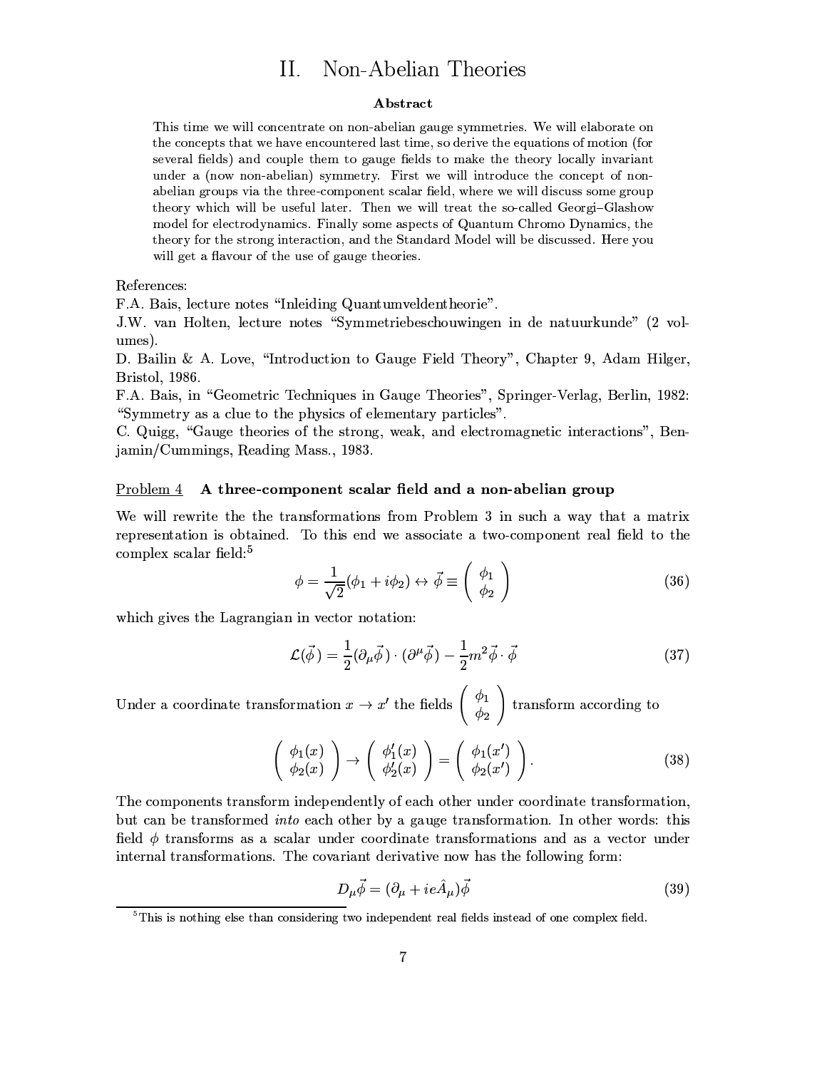# II. Non-Abelian Theories

**Abstract**

This time we will concentrate on non-abelian gauge symmetries. We will elaborate on the concepts that we have encountered last time, so derive the equations of motoion (for several fields) and couple them to gauge fields to make the theory locally invariant under a (now non-abelian) symmetry. First we will introduce the concept of non-abelian groups via the three-component scalar field, where we will discuss some group theory which will be useful later. Then we will treat the so-called Georgi–Glashow model for electrodynamics. Finally some aspects of Quantum Chromo Dynamics, the theory for the strong interaction, and the Standard Model will be discussed. Here you will get a flavour of the use of gauge theories.

References:

F.A. Bais, lecture notes "Inleiding Quantumveldentheorie".

J.W. van Holten, lecture notes "Symmetriebeschouwingen in de natuurkunde" (2 volumes).

D. Bailin & A. Love, "Introduction to Gauge Field Theory", Chapter 9, Adam Hilger, Bristol, 1986.

F.A. Bais, in "Geometric Techniques in Gauge Theories", Springer-Verlag, Berlin, 1982: "Symmetry as a clue to the physics of elementary particles".

C. Quigg, "Gauge theories of the strong, weak, and electromagnetic interactions", Benjamin/Cummings, Reading Mass., 1983.

## Problem 4 **A three-component scalar field and a non-abelian group**

We will rewrite the the transformations from Problem 3 in such a way that a matrix representation is obtained. To this end we associate a two-component real field to the complex scalar field:[5]

$$\phi = \frac{1}{\sqrt{2}}(\phi_1 + i\phi_2) \leftrightarrow \vec{\phi} \equiv \begin{pmatrix} \phi_1 \\ \phi_2 \end{pmatrix} \tag{36}$$

which gives the Lagrangian in vector notation:

$$\mathcal{L}(\vec{\phi}) = \frac{1}{2}(\partial_\mu \vec{\phi}) \cdot (\partial^\mu \vec{\phi}) - \frac{1}{2} m^2 \vec{\phi} \cdot \vec{\phi} \tag{37}$$

Under a coordinate transformation $x \to x'$ the fields $\begin{pmatrix} \phi_1 \\ \phi_2 \end{pmatrix}$ transform according to

$$\begin{pmatrix} \phi_1(x) \\ \phi_2(x) \end{pmatrix} \to \begin{pmatrix} \phi_1'(x) \\ \phi_2'(x) \end{pmatrix} = \begin{pmatrix} \phi_1(x') \\ \phi_2(x') \end{pmatrix}. \tag{38}$$

The components transform independently of each other under coordinate transformation, but can be transformed *into* each other by a gauge transformation. In other words: this field $\phi$ transforms as a scalar under coordinate transformations and as a vector under internal transformations. The covariant derivative now has the following form:

$$D_\mu \vec{\phi} = (\partial_\mu + ie\hat{A}_\mu)\vec{\phi} \tag{39}$$

[5] This is nothing else than considering two independent real fields instead of one complex field.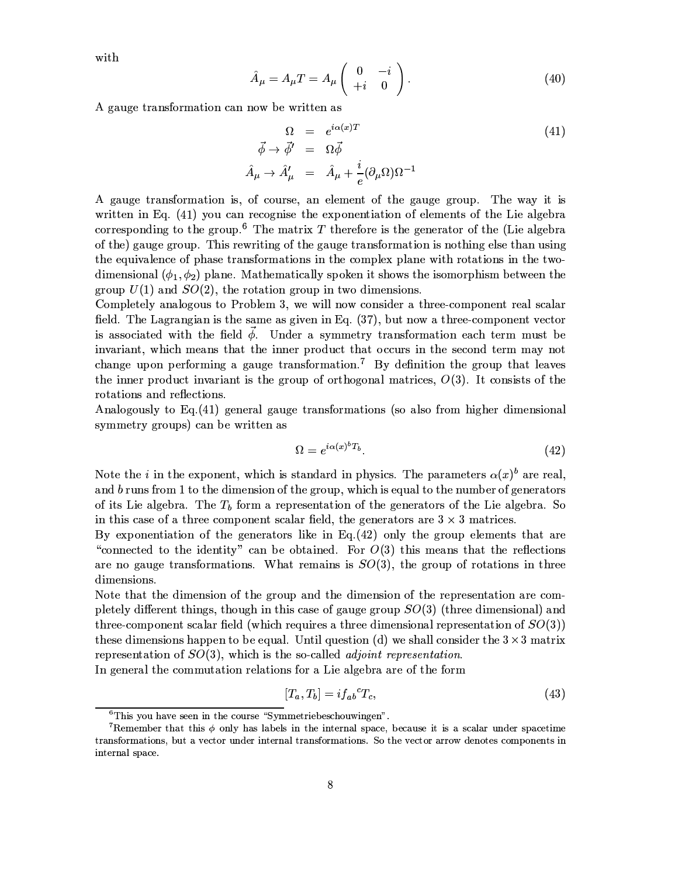with

$$\hat{A}_\mu = A_\mu T = A_\mu \begin{pmatrix} 0 & -i \\ +i & 0 \end{pmatrix}. \tag{40}$$

A gauge transformation can now be written as

$$\begin{aligned} \Omega &= e^{i\alpha(x)T} \\ \vec{\phi} \to \vec{\phi}' &= \Omega\vec{\phi} \\ \hat{A}_\mu \to \hat{A}'_\mu &= \hat{A}_\mu + \frac{i}{e}(\partial_\mu \Omega)\Omega^{-1} \end{aligned} \tag{41}$$

A gauge transformation is, of course, an element of the gauge group. The way it is written in Eq. (41) you can recognise the exponentiation of elements of the Lie algebra corresponding to the group.[6] The matrix $T$ therefore is the generator of the (Lie algebra of the) gauge group. This rewriting of the gauge transformation is nothing else than using the equivalence of phase transformations in the complex plane with rotations in the two-dimensional $(\phi_1, \phi_2)$ plane. Mathematically spoken it shows the isomorphism between the group $U(1)$ and $SO(2)$, the rotation group in two dimensions.

Completely analogous to Problem 3, we will now consider a three-component real scalar field. The Lagrangian is the same as given in Eq. (37), but now a three-component vector is associated with the field $\vec{\phi}$. Under a symmetry transformation each term must be invariant, which means that the inner product that occurs in the second term may not change upon performing a gauge transformation.[7] By definition the group that leaves the inner product invariant is the group of orthogonal matrices, $O(3)$. It consists of the rotations and reflections.

Analogously to Eq.(41) general gauge transformations (so also from higher dimensional symmetry groups) can be written as

$$\Omega = e^{i\alpha(x)^b T_b}. \tag{42}$$

Note the $i$ in the exponent, which is standard in physics. The parameters $\alpha(x)^b$ are real, and $b$ runs from 1 to the dimension of the group, which is equal to the number of generators of its Lie algebra. The $T_b$ form a representation of the generators of the Lie algebra. So in this case of a three component scalar field, the generators are $3 \times 3$ matrices.

By exponentiation of the generators like in Eq.(42) only the group elements that are "connected to the identity" can be obtained. For $O(3)$ this means that the reflections are no gauge transformations. What remains is $SO(3)$, the group of rotations in three dimensions.

Note that the dimension of the group and the dimension of the representation are completely different things, though in this case of gauge group $SO(3)$ (three dimensional) and three-component scalar field (which requires a three dimensional representation of $SO(3)$) these dimensions happen to be equal. Until question (d) we shall consider the $3 \times 3$ matrix representation of $SO(3)$, which is the so-called *adjoint representation*.

In general the commutation relations for a Lie algebra are of the form

$$[T_a, T_b] = i f_{ab}{}^c T_c, \tag{43}$$

---

[6] This you have seen in the course "Symmetriebeschouwingen".

[7] Remember that this $\phi$ only has labels in the internal space, because it is a scalar under spacetime transformations, but a vector under internal transformations. So the vector arrow denotes components in internal space.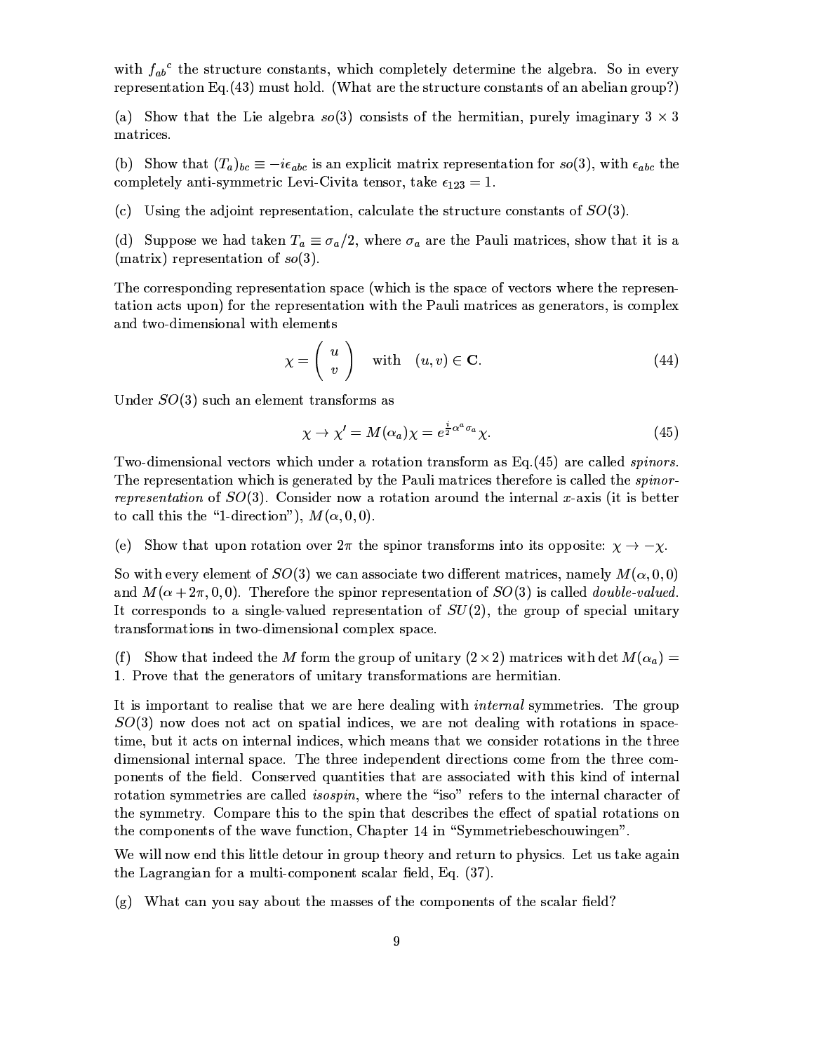with ${f_{ab}}^c$ the structure constants, which completely determine the algebra. So in every representation Eq.(43) must hold. (What are the structure constants of an abelian group?)

(a) Show that the Lie algebra $so(3)$ consists of the hermitian, purely imaginary $3 \times 3$ matrices.

(b) Show that $(T_a)_{bc} \equiv -i\epsilon_{abc}$ is an explicit matrix representation for $so(3)$, with $\epsilon_{abc}$ the completely anti-symmetric Levi-Civita tensor, take $\epsilon_{123} = 1$.

(c) Using the adjoint representation, calculate the structure constants of $SO(3)$.

(d) Suppose we had taken $T_a \equiv \sigma_a/2$, where $\sigma_a$ are the Pauli matrices, show that it is a (matrix) representation of $so(3)$.

The corresponding representation space (which is the space of vectors where the representation acts upon) for the representation with the Pauli matrices as generators, is complex and two-dimensional with elements

$$\chi = \begin{pmatrix} u \\ v \end{pmatrix} \quad \text{with} \quad (u, v) \in \mathbf{C}. \tag{44}$$

Under $SO(3)$ such an element transforms as

$$\chi \to \chi' = M(\alpha_a)\chi = e^{\frac{i}{2}\alpha^a \sigma_a}\chi. \tag{45}$$

Two-dimensional vectors which under a rotation transform as Eq.(45) are called *spinors*. The representation which is generated by the Pauli matrices therefore is called the *spinor-representation* of $SO(3)$. Consider now a rotation around the internal $x$-axis (it is better to call this the "1-direction"), $M(\alpha, 0, 0)$.

(e) Show that upon rotation over $2\pi$ the spinor transforms into its opposite: $\chi \to -\chi$.

So with every element of $SO(3)$ we can associate two different matrices, namely $M(\alpha, 0, 0)$ and $M(\alpha + 2\pi, 0, 0)$. Therefore the spinor representation of $SO(3)$ is called *double-valued*. It corresponds to a single-valued representation of $SU(2)$, the group of special unitary transformations in two-dimensional complex space.

(f) Show that indeed the $M$ form the group of unitary $(2 \times 2)$ matrices with $\det M(\alpha_a) = 1$. Prove that the generators of unitary transformations are hermitian.

It is important to realise that we are here dealing with *internal* symmetries. The group $SO(3)$ now does not act on spatial indices, we are not dealing with rotations in space-time, but it acts on internal indices, which means that we consider rotations in the three dimensional internal space. The three independent directions come from the three components of the field. Conserved quantities that are associated with this kind of internal rotation symmetries are called *isospin*, where the "iso" refers to the internal character of the symmetry. Compare this to the spin that describes the effect of spatial rotations on the components of the wave function, Chapter 14 in "Symmetriebeschouwingen".

We will now end this little detour in group theory and return to physics. Let us take again the Lagrangian for a multi-component scalar field, Eq. (37).

(g) What can you say about the masses of the components of the scalar field?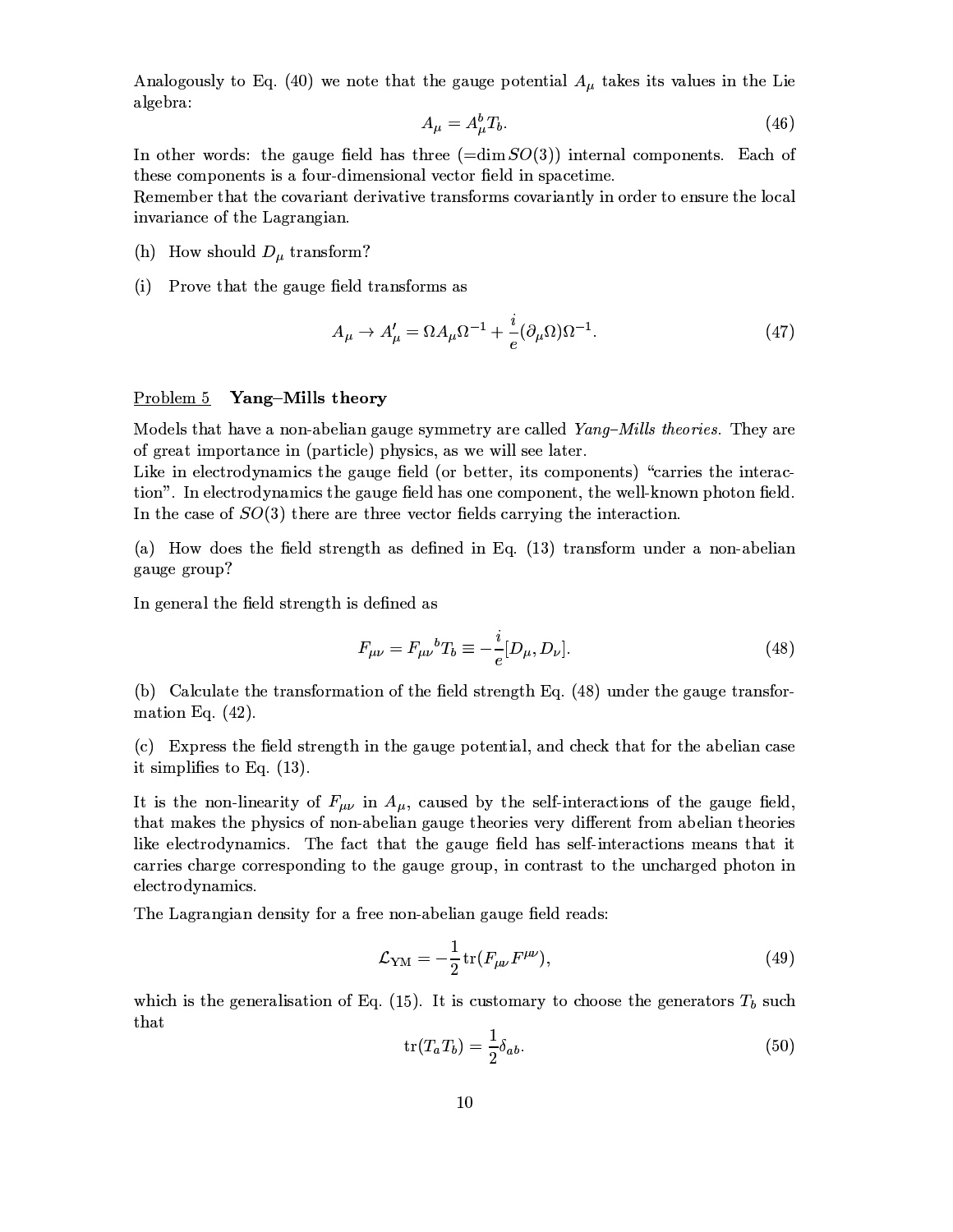Analogously to Eq. (40) we note that the gauge potential $A_\mu$ takes its values in the Lie algebra:

$$A_\mu = A_\mu^b T_b. \tag{46}$$

In other words: the gauge field has three (=dim $SO(3)$) internal components. Each of these components is a four-dimensional vector field in spacetime.
Remember that the covariant derivative transforms covariantly in order to ensure the local invariance of the Lagrangian.

(h) How should $D_\mu$ transform?

(i) Prove that the gauge field transforms as

$$A_\mu \to A'_\mu = \Omega A_\mu \Omega^{-1} + \frac{i}{e}(\partial_\mu \Omega)\Omega^{-1}. \tag{47}$$

## Problem 5 **Yang–Mills theory**

Models that have a non-abelian gauge symmetry are called *Yang–Mills theories*. They are of great importance in (particle) physics, as we will see later.
Like in electrodynamics the gauge field (or better, its components) "carries the interaction". In electrodynamics the gauge field has one component, the well-known photon field. In the case of $SO(3)$ there are three vector fields carrying the interaction.

(a) How does the field strength as defined in Eq. (13) transform under a non-abelian gauge group?

In general the field strength is defined as

$$F_{\mu\nu} = F_{\mu\nu}{}^b T_b \equiv -\frac{i}{e}[D_\mu, D_\nu]. \tag{48}$$

(b) Calculate the transformation of the field strength Eq. (48) under the gauge transformation Eq. (42).

(c) Express the field strength in the gauge potential, and check that for the abelian case it simplifies to Eq. (13).

It is the non-linearity of $F_{\mu\nu}$ in $A_\mu$, caused by the self-interactions of the gauge field, that makes the physics of non-abelian gauge theories very different from abelian theories like electrodynamics. The fact that the gauge field has self-interactions means that it carries charge corresponding to the gauge group, in contrast to the uncharged photon in electrodynamics.

The Lagrangian density for a free non-abelian gauge field reads:

$$\mathcal{L}_{\rm YM} = -\frac{1}{2}\,\mathrm{tr}(F_{\mu\nu}F^{\mu\nu}), \tag{49}$$

which is the generalisation of Eq. (15). It is customary to choose the generators $T_b$ such that

$$\mathrm{tr}(T_a T_b) = \frac{1}{2}\delta_{ab}. \tag{50}$$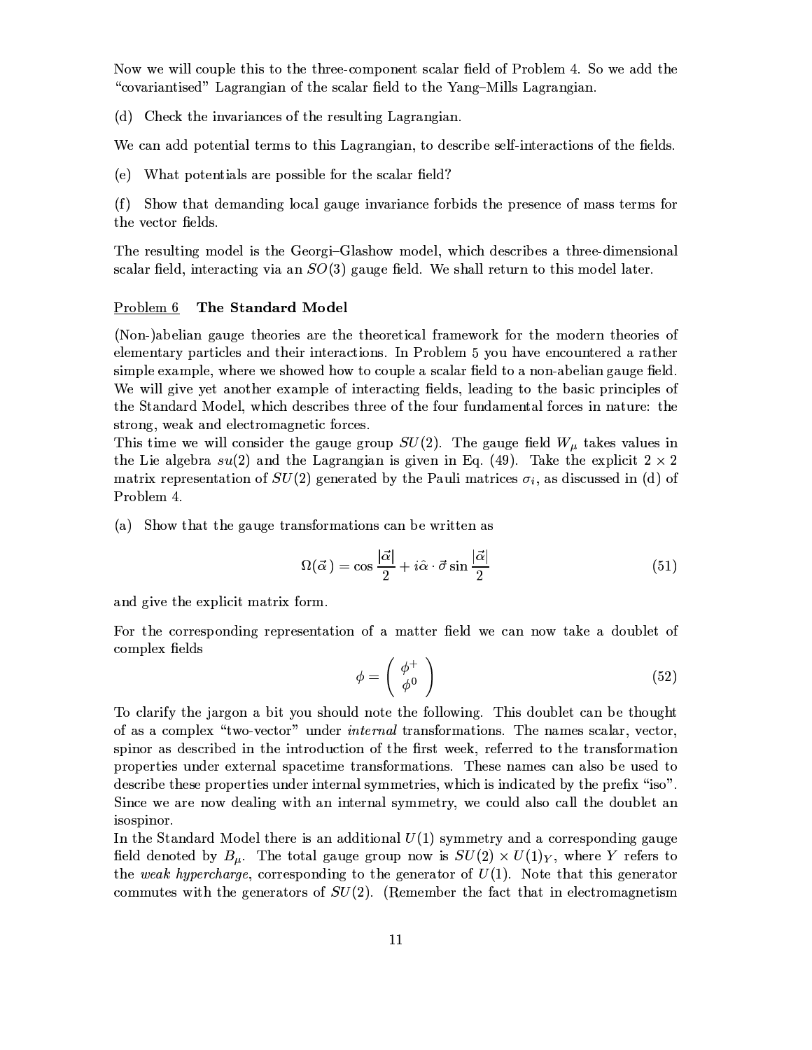Now we will couple this to the three-component scalar field of Problem 4. So we add the "covariantised" Lagrangian of the scalar field to the Yang–Mills Lagrangian.

(d) Check the invariances of the resulting Lagrangian.

We can add potential terms to this Lagrangian, to describe self-interactions of the fields.

(e) What potentials are possible for the scalar field?

(f) Show that demanding local gauge invariance forbids the presence of mass terms for the vector fields.

The resulting model is the Georgi–Glashow model, which describes a three-dimensional scalar field, interacting via an $SO(3)$ gauge field. We shall return to this model later.

<u>Problem 6</u> **The Standard Model**

(Non-)abelian gauge theories are the theoretical framework for the modern theories of elementary particles and their interactions. In Problem 5 you have encountered a rather simple example, where we showed how to couple a scalar field to a non-abelian gauge field. We will give yet another example of interacting fields, leading to the basic principles of the Standard Model, which describes three of the four fundamental forces in nature: the strong, weak and electromagnetic forces.

This time we will consider the gauge group $SU(2)$. The gauge field $W_\mu$ takes values in the Lie algebra $su(2)$ and the Lagrangian is given in Eq. (49). Take the explicit $2 \times 2$ matrix representation of $SU(2)$ generated by the Pauli matrices $\sigma_i$, as discussed in (d) of Problem 4.

(a) Show that the gauge transformations can be written as

$$\Omega(\vec{\alpha}\,) = \cos\frac{|\vec{\alpha}|}{2} + i\hat{\alpha}\cdot\vec{\sigma}\sin\frac{|\vec{\alpha}|}{2} \tag{51}$$

and give the explicit matrix form.

For the corresponding representation of a matter field we can now take a doublet of complex fields

$$\phi = \begin{pmatrix} \phi^+ \\ \phi^0 \end{pmatrix} \tag{52}$$

To clarify the jargon a bit you should note the following. This doublet can be thought of as a complex "two-vector" under *internal* transformations. The names scalar, vector, spinor as described in the introduction of the first week, referred to the transformation properties under external spacetime transformations. These names can also be used to describe these properties under internal symmetries, which is indicated by the prefix "iso". Since we are now dealing with an internal symmetry, we could also call the doublet an isospinor.

In the Standard Model there is an additional $U(1)$ symmetry and a corresponding gauge field denoted by $B_\mu$. The total gauge group now is $SU(2) \times U(1)_Y$, where $Y$ refers to the *weak hypercharge*, corresponding to the generator of $U(1)$. Note that this generator commutes with the generators of $SU(2)$. (Remember the fact that in electromagnetism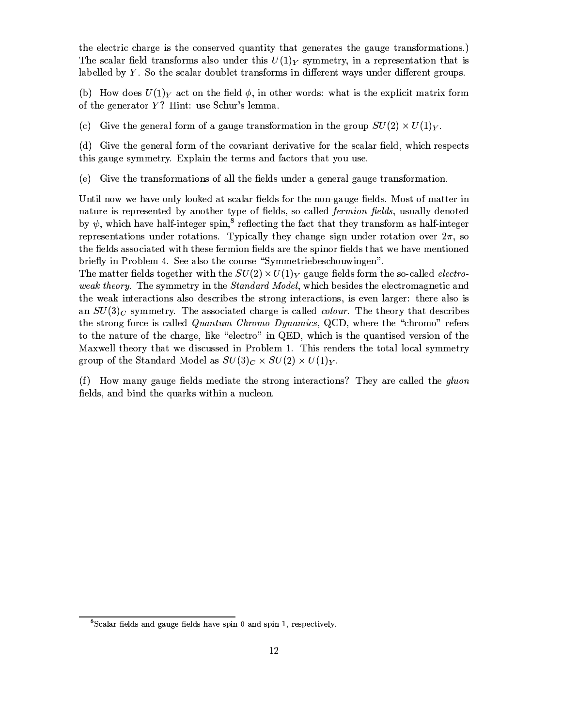the electric charge is the conserved quantity that generates the gauge transformations.) The scalar field transforms also under this $U(1)_Y$ symmetry, in a representation that is labelled by $Y$. So the scalar doublet transforms in different ways under different groups.

(b) How does $U(1)_Y$ act on the field $\phi$, in other words: what is the explicit matrix form of the generator $Y$? Hint: use Schur's lemma.

(c) Give the general form of a gauge transformation in the group $SU(2) \times U(1)_Y$.

(d) Give the general form of the covariant derivative for the scalar field, which respects this gauge symmetry. Explain the terms and factors that you use.

(e) Give the transformations of all the fields under a general gauge transformation.

Until now we have only looked at scalar fields for the non-gauge fields. Most of matter in nature is represented by another type of fields, so-called *fermion fields*, usually denoted by $\psi$, which have half-integer spin,[8] reflecting the fact that they transform as half-integer representations under rotations. Typically they change sign under rotation over $2\pi$, so the fields associated with these fermion fields are the spinor fields that we have mentioned briefly in Problem 4. See also the course "Symmetriebeschouwingen".
The matter fields together with the $SU(2) \times U(1)_Y$ gauge fields form the so-called *electroweak theory*. The symmetry in the *Standard Model*, which besides the electromagnetic and the weak interactions also describes the strong interactions, is even larger: there also is an $SU(3)_C$ symmetry. The associated charge is called *colour*. The theory that describes the strong force is called *Quantum Chromo Dynamics*, QCD, where the "chromo" refers to the nature of the charge, like "electro" in QED, which is the quantised version of the Maxwell theory that we discussed in Problem 1. This renders the total local symmetry group of the Standard Model as $SU(3)_C \times SU(2) \times U(1)_Y$.

(f) How many gauge fields mediate the strong interactions? They are called the *gluon* fields, and bind the quarks within a nucleon.

[8] Scalar fields and gauge fields have spin 0 and spin 1, respectively.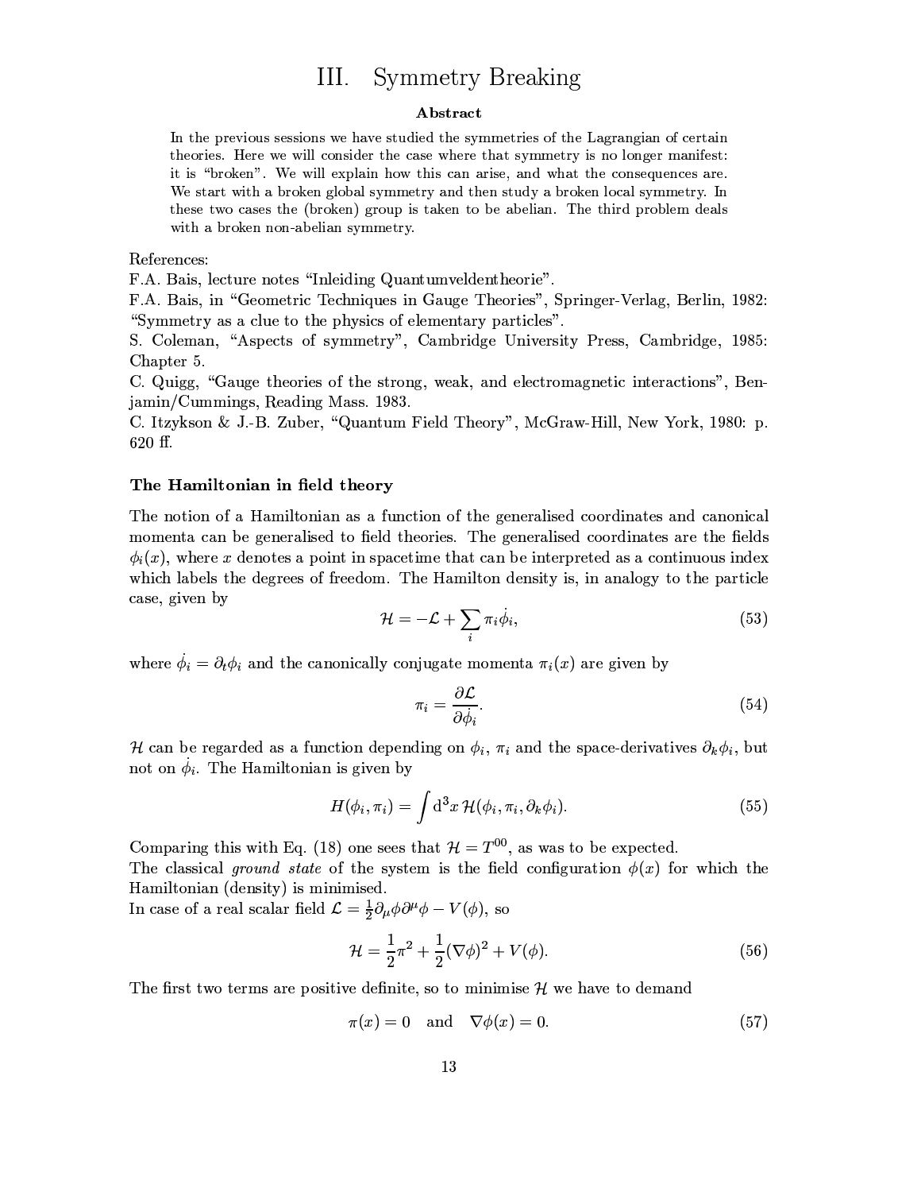# III. Symmetry Breaking

**Abstract**

In the previous sessions we have studied the symmetries of the Lagrangian of certain theories. Here we will consider the case where that symmetry is no longer manifest: it is "broken". We will explain how this can arise, and what the consequences are. We start with a broken global symmetry and then study a broken local symmetry. In these two cases the (broken) group is taken to be abelian. The third problem deals with a broken non-abelian symmetry.

References:
F.A. Bais, lecture notes "Inleiding Quantumveldentheorie".
F.A. Bais, in "Geometric Techniques in Gauge Theories", Springer-Verlag, Berlin, 1982: "Symmetry as a clue to the physics of elementary particles".
S. Coleman, "Aspects of symmetry", Cambridge University Press, Cambridge, 1985: Chapter 5.
C. Quigg, "Gauge theories of the strong, weak, and electromagnetic interactions", Benjamin/Cummings, Reading Mass. 1983.
C. Itzykson & J.-B. Zuber, "Quantum Field Theory", McGraw-Hill, New York, 1980: p. 620 ff.

### The Hamiltonian in field theory

The notion of a Hamiltonian as a function of the generalised coordinates and canonical momenta can be generalised to field theories. The generalised coordinates are the fields $\phi_i(x)$, where $x$ denotes a point in spacetime that can be interpreted as a continuous index which labels the degrees of freedom. The Hamilton density is, in analogy to the particle case, given by

$$\mathcal{H} = -\mathcal{L} + \sum_i \pi_i \dot{\phi}_i, \tag{53}$$

where $\dot{\phi}_i = \partial_t \phi_i$ and the canonically conjugate momenta $\pi_i(x)$ are given by

$$\pi_i = \frac{\partial \mathcal{L}}{\partial \dot{\phi}_i}. \tag{54}$$

$\mathcal{H}$ can be regarded as a function depending on $\phi_i$, $\pi_i$ and the space-derivatives $\partial_k \phi_i$, but not on $\dot{\phi}_i$. The Hamiltonian is given by

$$H(\phi_i, \pi_i) = \int \mathrm{d}^3x \, \mathcal{H}(\phi_i, \pi_i, \partial_k \phi_i). \tag{55}$$

Comparing this with Eq. (18) one sees that $\mathcal{H} = T^{00}$, as was to be expected.
The classical *ground state* of the system is the field configuration $\phi(x)$ for which the Hamiltonian (density) is minimised.
In case of a real scalar field $\mathcal{L} = \frac{1}{2}\partial_\mu \phi \partial^\mu \phi - V(\phi)$, so

$$\mathcal{H} = \frac{1}{2}\pi^2 + \frac{1}{2}(\nabla\phi)^2 + V(\phi). \tag{56}$$

The first two terms are positive definite, so to minimise $\mathcal{H}$ we have to demand

$$\pi(x) = 0 \quad \text{and} \quad \nabla\phi(x) = 0. \tag{57}$$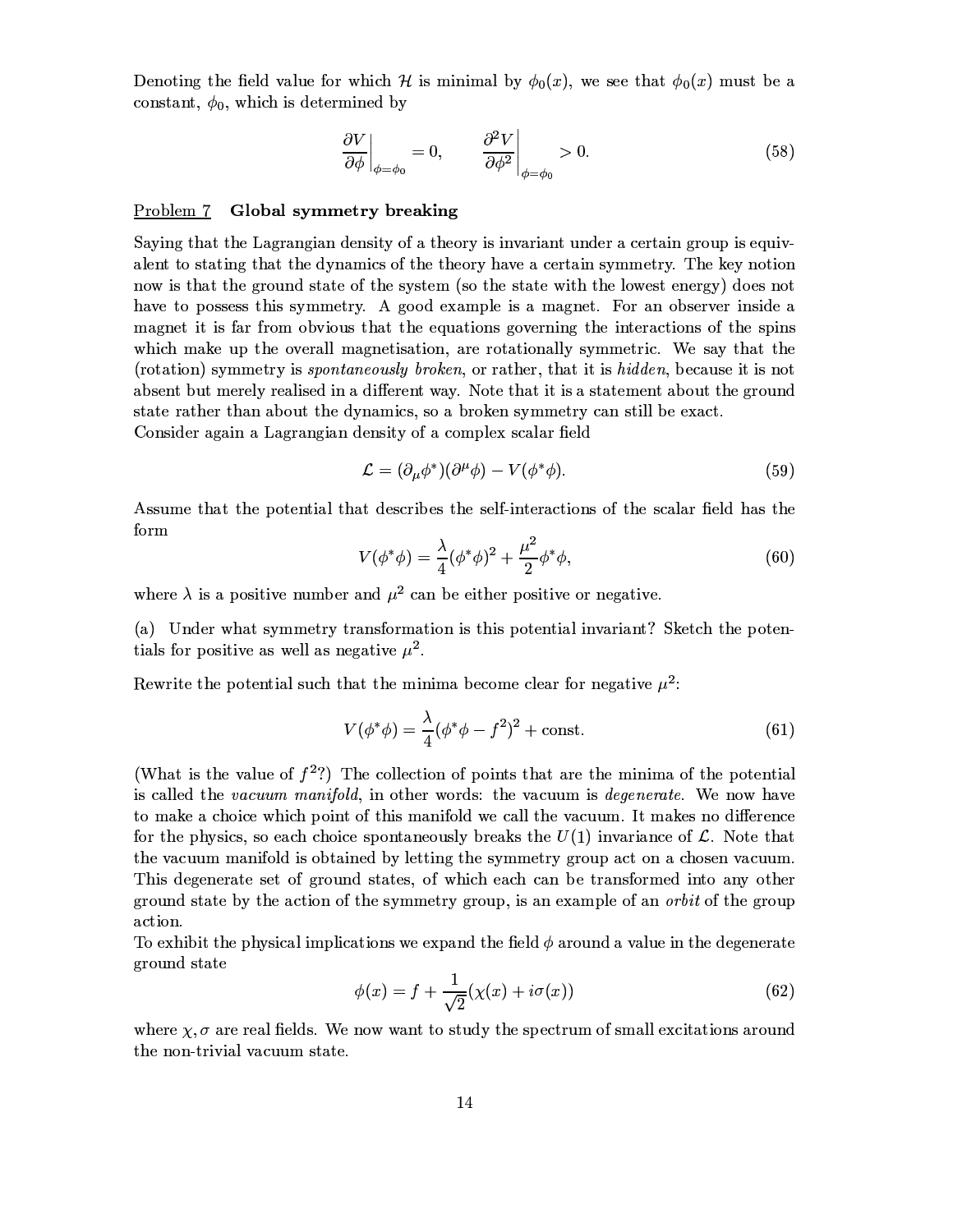Denoting the field value for which $\mathcal{H}$ is minimal by $\phi_0(x)$, we see that $\phi_0(x)$ must be a constant, $\phi_0$, which is determined by

$$\left.\frac{\partial V}{\partial \phi}\right|_{\phi=\phi_0} = 0, \qquad \left.\frac{\partial^2 V}{\partial \phi^2}\right|_{\phi=\phi_0} > 0. \tag{58}$$

## Problem 7 **Global symmetry breaking**

Saying that the Lagrangian density of a theory is invariant under a certain group is equivalent to stating that the dynamics of the theory have a certain symmetry. The key notion now is that the ground state of the system (so the state with the lowest energy) does not have to possess this symmetry. A good example is a magnet. For an observer inside a magnet it is far from obvious that the equations governing the interactions of the spins which make up the overall magnetisation, are rotationally symmetric. We say that the (rotation) symmetry is *spontaneously broken*, or rather, that it is *hidden*, because it is not absent but merely realised in a different way. Note that it is a statement about the ground state rather than about the dynamics, so a broken symmetry can still be exact.
Consider again a Lagrangian density of a complex scalar field

$$\mathcal{L} = (\partial_\mu \phi^*)(\partial^\mu \phi) - V(\phi^*\phi). \tag{59}$$

Assume that the potential that describes the self-interactions of the scalar field has the form

$$V(\phi^*\phi) = \frac{\lambda}{4}(\phi^*\phi)^2 + \frac{\mu^2}{2}\phi^*\phi, \tag{60}$$

where $\lambda$ is a positive number and $\mu^2$ can be either positive or negative.

(a) Under what symmetry transformation is this potential invariant? Sketch the potentials for positive as well as negative $\mu^2$.

Rewrite the potential such that the minima become clear for negative $\mu^2$:

$$V(\phi^*\phi) = \frac{\lambda}{4}(\phi^*\phi - f^2)^2 + \text{const.} \tag{61}$$

(What is the value of $f^2$?) The collection of points that are the minima of the potential is called the *vacuum manifold*, in other words: the vacuum is *degenerate*. We now have to make a choice which point of this manifold we call the vacuum. It makes no difference for the physics, so each choice spontaneously breaks the $U(1)$ invariance of $\mathcal{L}$. Note that the vacuum manifold is obtained by letting the symmetry group act on a chosen vacuum. This degenerate set of ground states, of which each can be transformed into any other ground state by the action of the symmetry group, is an example of an *orbit* of the group action.
To exhibit the physical implications we expand the field $\phi$ around a value in the degenerate ground state

$$\phi(x) = f + \frac{1}{\sqrt{2}}(\chi(x) + i\sigma(x)) \tag{62}$$

where $\chi, \sigma$ are real fields. We now want to study the spectrum of small excitations around the non-trivial vacuum state.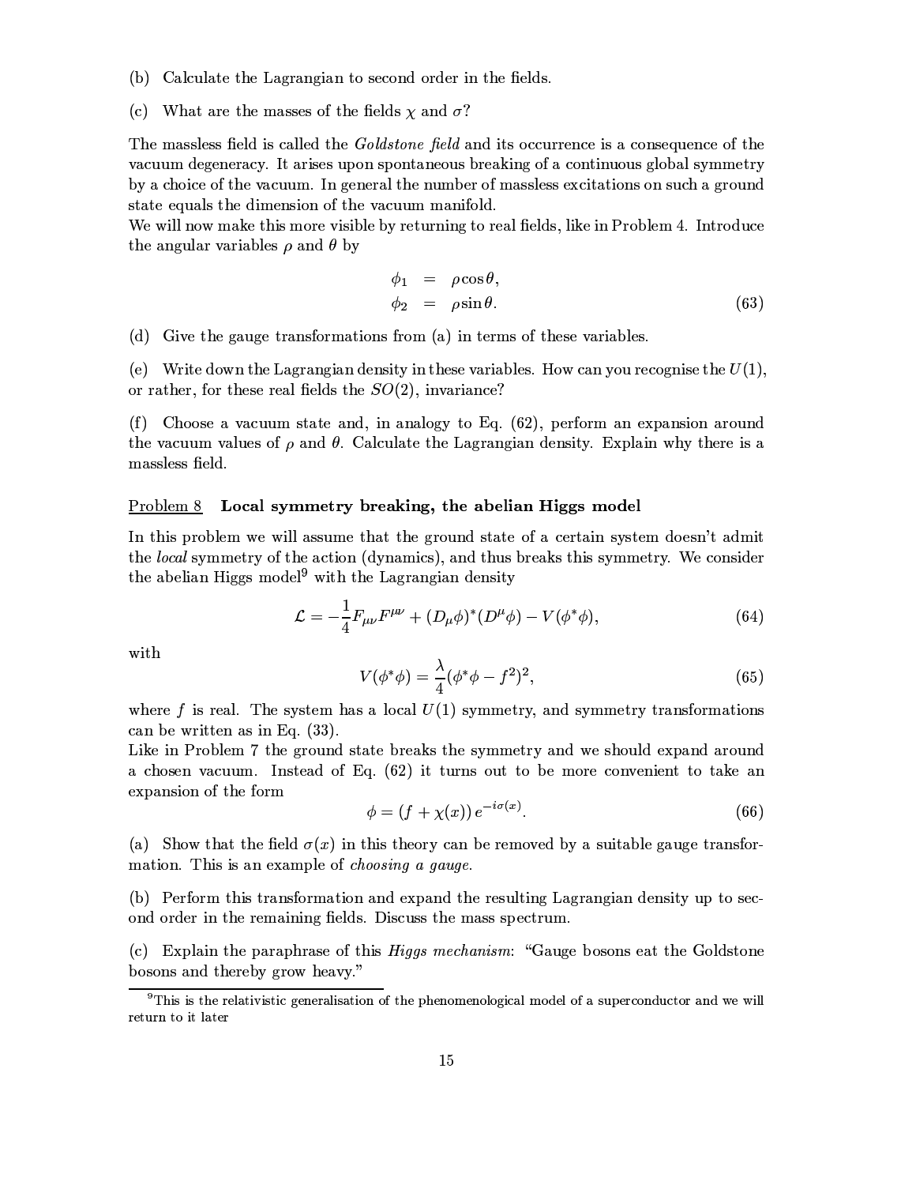(b) Calculate the Lagrangian to second order in the fields.

(c) What are the masses of the fields $\chi$ and $\sigma$?

The massless field is called the *Goldstone field* and its occurrence is a consequence of the vacuum degeneracy. It arises upon spontaneous breaking of a continuous global symmetry by a choice of the vacuum. In general the number of massless excitations on such a ground state equals the dimension of the vacuum manifold.
We will now make this more visible by returning to real fields, like in Problem 4. Introduce the angular variables $\rho$ and $\theta$ by

$$
\begin{aligned}
\phi_1 &= \rho\cos\theta, \\
\phi_2 &= \rho\sin\theta.
\end{aligned}
\tag{63}
$$

(d) Give the gauge transformations from (a) in terms of these variables.

(e) Write down the Lagrangian density in these variables. How can you recognise the $U(1)$, or rather, for these real fields the $SO(2)$, invariance?

(f) Choose a vacuum state and, in analogy to Eq. (62), perform an expansion around the vacuum values of $\rho$ and $\theta$. Calculate the Lagrangian density. Explain why there is a massless field.

## Problem 8 **Local symmetry breaking, the abelian Higgs model**

In this problem we will assume that the ground state of a certain system doesn't admit the *local* symmetry of the action (dynamics), and thus breaks this symmetry. We consider the abelian Higgs model[9] with the Lagrangian density

$$
\mathcal{L} = -\frac{1}{4}F_{\mu\nu}F^{\mu\nu} + (D_\mu\phi)^*(D^\mu\phi) - V(\phi^*\phi),
\tag{64}
$$

with

$$
V(\phi^*\phi) = \frac{\lambda}{4}(\phi^*\phi - f^2)^2,
\tag{65}
$$

where $f$ is real. The system has a local $U(1)$ symmetry, and symmetry transformations can be written as in Eq. (33).
Like in Problem 7 the ground state breaks the symmetry and we should expand around a chosen vacuum. Instead of Eq. (62) it turns out to be more convenient to take an expansion of the form

$$
\phi = (f + \chi(x))\, e^{-i\sigma(x)}.
\tag{66}
$$

(a) Show that the field $\sigma(x)$ in this theory can be removed by a suitable gauge transformation. This is an example of *choosing a gauge*.

(b) Perform this transformation and expand the resulting Lagrangian density up to second order in the remaining fields. Discuss the mass spectrum.

(c) Explain the paraphrase of this *Higgs mechanism*: "Gauge bosons eat the Goldstone bosons and thereby grow heavy."

[9] This is the relativistic generalisation of the phenomenological model of a superconductor and we will return to it later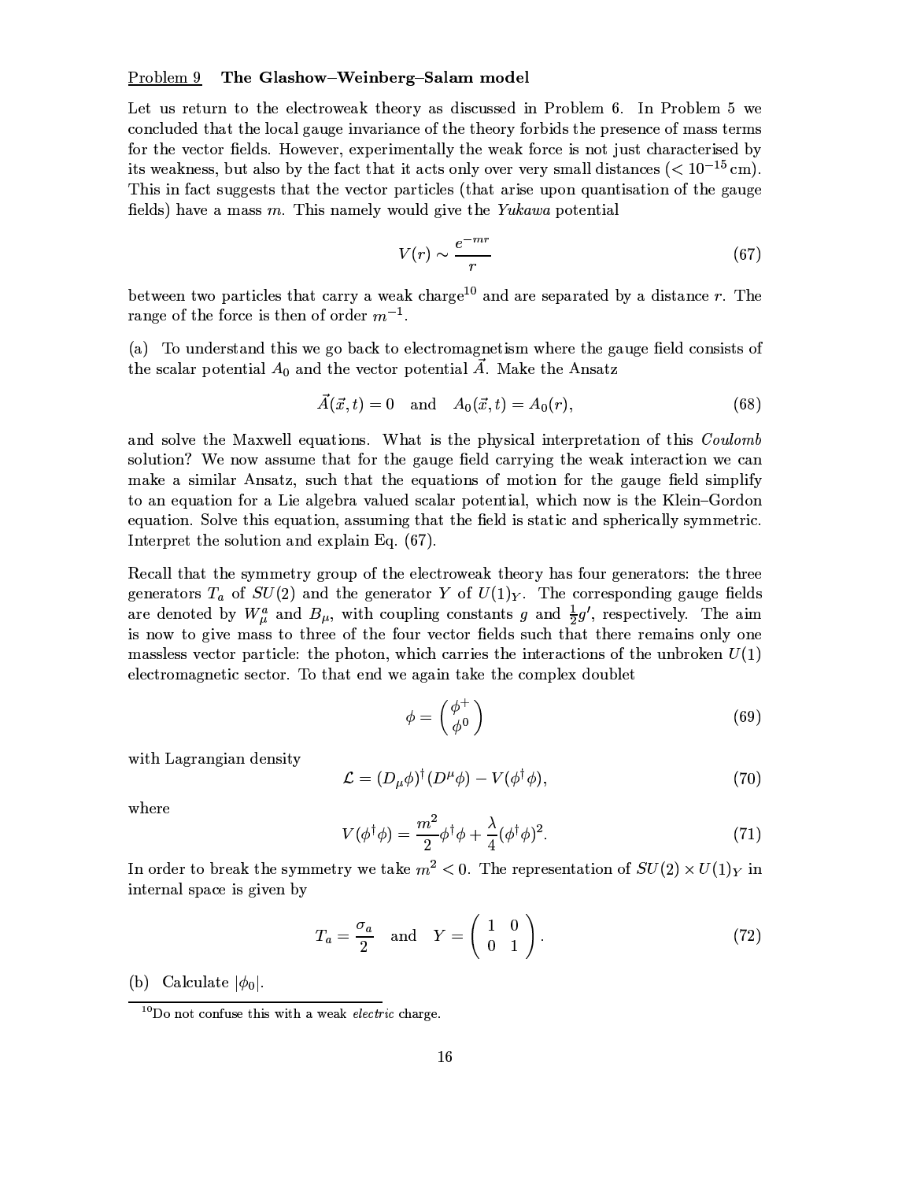Problem 9 **The Glashow–Weinberg–Salam model**

Let us return to the electroweak theory as discussed in Problem 6. In Problem 5 we concluded that the local gauge invariance of the theory forbids the presence of mass terms for the vector fields. However, experimentally the weak force is not just characterised by its weakness, but also by the fact that it acts only over very small distances ($< 10^{-15}$ cm). This in fact suggests that the vector particles (that arise upon quantisation of the gauge fields) have a mass $m$. This namely would give the *Yukawa* potential

$$V(r) \sim \frac{e^{-mr}}{r} \tag{67}$$

between two particles that carry a weak charge[10] and are separated by a distance $r$. The range of the force is then of order $m^{-1}$.

(a) To understand this we go back to electromagnetism where the gauge field consists of the scalar potential $A_0$ and the vector potential $\vec{A}$. Make the Ansatz

$$\vec{A}(\vec{x}, t) = 0 \quad \text{and} \quad A_0(\vec{x}, t) = A_0(r), \tag{68}$$

and solve the Maxwell equations. What is the physical interpretation of this *Coulomb* solution? We now assume that for the gauge field carrying the weak interaction we can make a similar Ansatz, such that the equations of motion for the gauge field simplify to an equation for a Lie algebra valued scalar potential, which now is the Klein–Gordon equation. Solve this equation, assuming that the field is static and spherically symmetric. Interpret the solution and explain Eq. (67).

Recall that the symmetry group of the electroweak theory has four generators: the three generators $T_a$ of $SU(2)$ and the generator $Y$ of $U(1)_Y$. The corresponding gauge fields are denoted by $W^a_\mu$ and $B_\mu$, with coupling constants $g$ and $\frac{1}{2}g'$, respectively. The aim is now to give mass to three of the four vector fields such that there remains only one massless vector particle: the photon, which carries the interactions of the unbroken $U(1)$ electromagnetic sector. To that end we again take the complex doublet

$$\phi = \begin{pmatrix} \phi^+ \\ \phi^0 \end{pmatrix} \tag{69}$$

with Lagrangian density

$$\mathcal{L} = (D_\mu \phi)^\dagger (D^\mu \phi) - V(\phi^\dagger \phi), \tag{70}$$

where

$$V(\phi^\dagger \phi) = \frac{m^2}{2}\phi^\dagger \phi + \frac{\lambda}{4}(\phi^\dagger \phi)^2. \tag{71}$$

In order to break the symmetry we take $m^2 < 0$. The representation of $SU(2) \times U(1)_Y$ in internal space is given by

$$T_a = \frac{\sigma_a}{2} \quad \text{and} \quad Y = \begin{pmatrix} 1 & 0 \\ 0 & 1 \end{pmatrix}. \tag{72}$$

(b) Calculate $|\phi_0|$.

[10] Do not confuse this with a weak *electric* charge.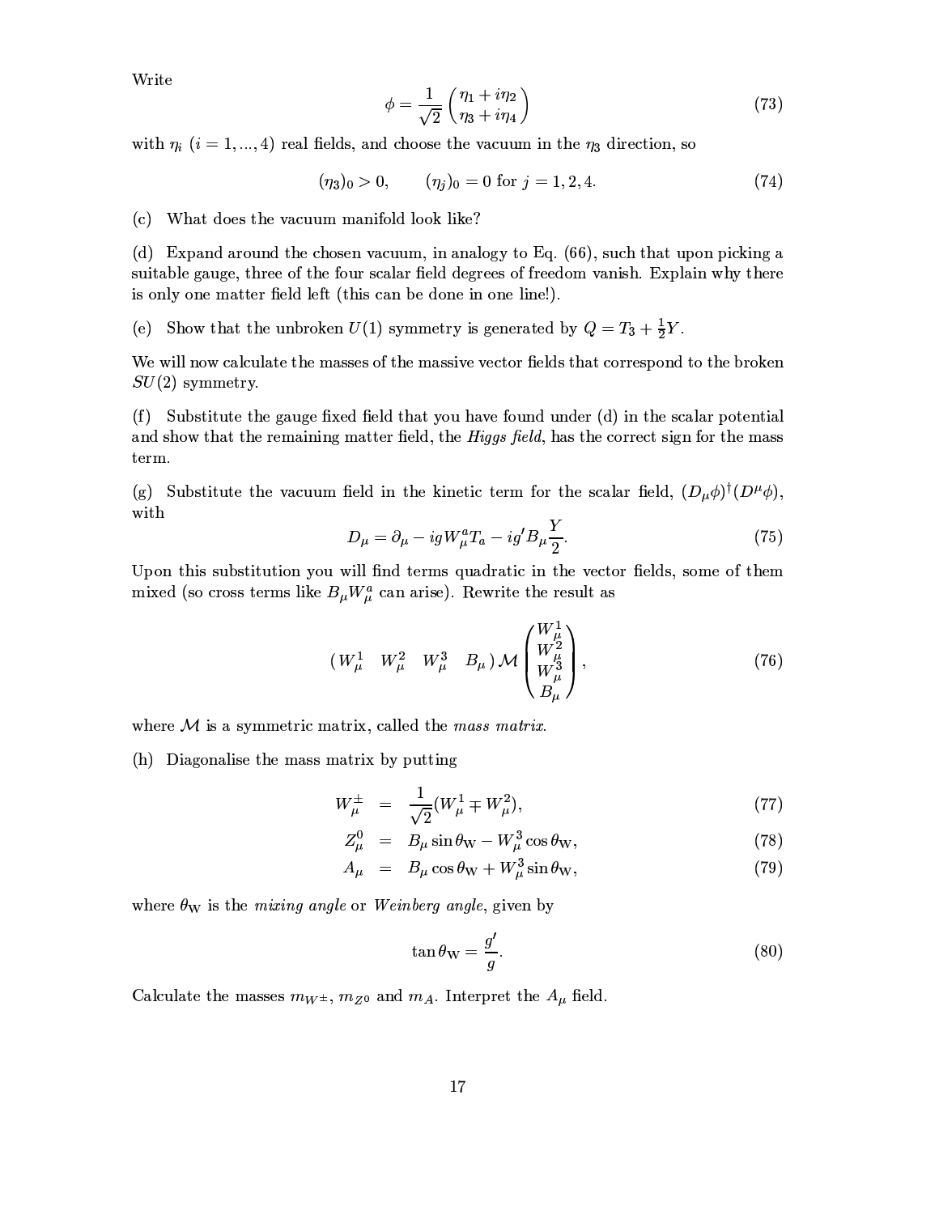Write

$$\phi = \frac{1}{\sqrt{2}} \begin{pmatrix} \eta_1 + i\eta_2 \\ \eta_3 + i\eta_4 \end{pmatrix} \tag{73}$$

with $\eta_i$ $(i = 1, ..., 4)$ real fields, and choose the vacuum in the $\eta_3$ direction, so

$$(\eta_3)_0 > 0, \qquad (\eta_j)_0 = 0 \text{ for } j = 1, 2, 4. \tag{74}$$

(c) What does the vacuum manifold look like?

(d) Expand around the chosen vacuum, in analogy to Eq. (66), such that upon picking a suitable gauge, three of the four scalar field degrees of freedom vanish. Explain why there is only one matter field left (this can be done in one line!).

(e) Show that the unbroken $U(1)$ symmetry is generated by $Q = T_3 + \frac{1}{2}Y$.

We will now calculate the masses of the massive vector fields that correspond to the broken $SU(2)$ symmetry.

(f) Substitute the gauge fixed field that you have found under (d) in the scalar potential and show that the remaining matter field, the *Higgs field*, has the correct sign for the mass term.

(g) Substitute the vacuum field in the kinetic term for the scalar field, $(D_\mu \phi)^\dagger (D^\mu \phi)$, with

$$D_\mu = \partial_\mu - igW^a_\mu T_a - ig' B_\mu \frac{Y}{2}. \tag{75}$$

Upon this substitution you will find terms quadratic in the vector fields, some of them mixed (so cross terms like $B_\mu W^a_\mu$ can arise). Rewrite the result as

$$\begin{pmatrix} W^1_\mu & W^2_\mu & W^3_\mu & B_\mu \end{pmatrix} \mathcal{M} \begin{pmatrix} W^1_\mu \\ W^2_\mu \\ W^3_\mu \\ B_\mu \end{pmatrix}, \tag{76}$$

where $\mathcal{M}$ is a symmetric matrix, called the *mass matrix*.

(h) Diagonalise the mass matrix by putting

$$W^\pm_\mu = \frac{1}{\sqrt{2}}(W^1_\mu \mp W^2_\mu), \tag{77}$$

$$Z^0_\mu = B_\mu \sin\theta_{\mathrm{W}} - W^3_\mu \cos\theta_{\mathrm{W}}, \tag{78}$$

$$A_\mu = B_\mu \cos\theta_{\mathrm{W}} + W^3_\mu \sin\theta_{\mathrm{W}}, \tag{79}$$

where $\theta_{\mathrm{W}}$ is the *mixing angle* or *Weinberg angle*, given by

$$\tan\theta_{\mathrm{W}} = \frac{g'}{g}. \tag{80}$$

Calculate the masses $m_{W^\pm}$, $m_{Z^0}$ and $m_A$. Interpret the $A_\mu$ field.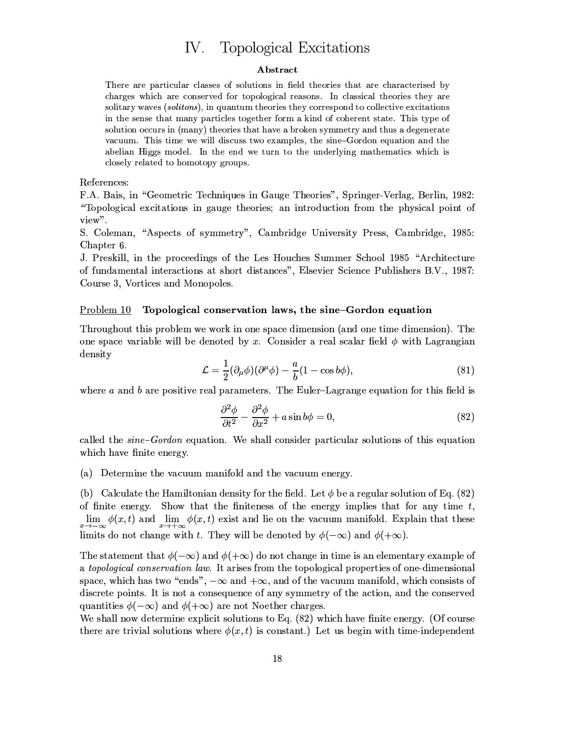# IV. Topological Excitations

**Abstract**

There are particular classes of solutions in field theories that are characterised by charges which are conserved for topological reasons. In classical theories they are solitary waves (*solitons*), in quantum theories they correspond to collective excitations in the sense that many particles together form a kind of coherent state. This type of solution occurs in (many) theories that have a broken symmetry and thus a degenerate vacuum. This time we will discuss two examples, the sine–Gordon equation and the abelian Higgs model. In the end we turn to the underlying mathematics which is closely related to homotopy groups.

References:
F.A. Bais, in "Geometric Techniques in Gauge Theories", Springer-Verlag, Berlin, 1982: "Topological excitations in gauge theories; an introduction from the physical point of view".
S. Coleman, "Aspects of symmetry", Cambridge University Press, Cambridge, 1985: Chapter 6.
J. Preskill, in the proceedings of the Les Houches Summer School 1985 "Architecture of fundamental interactions at short distances", Elsevier Science Publishers B.V., 1987: Course 3, Vortices and Monopoles.

Problem 10 **Topological conservation laws, the sine–Gordon equation**

Throughout this problem we work in one space dimension (and one time dimension). The one space variable will be denoted by $x$. Consider a real scalar field $\phi$ with Lagrangian density

$$\mathcal{L} = \frac{1}{2}(\partial_\mu \phi)(\partial^\mu \phi) - \frac{a}{b}(1 - \cos b\phi), \tag{81}$$

where $a$ and $b$ are positive real parameters. The Euler–Lagrange equation for this field is

$$\frac{\partial^2 \phi}{\partial t^2} - \frac{\partial^2 \phi}{\partial x^2} + a \sin b\phi = 0, \tag{82}$$

called the *sine–Gordon* equation. We shall consider particular solutions of this equation which have finite energy.

(a) Determine the vacuum manifold and the vacuum energy.

(b) Calculate the Hamiltonian density for the field. Let $\phi$ be a regular solution of Eq. (82) of finite energy. Show that the finiteness of the energy implies that for any time $t$, $\lim_{x\to-\infty} \phi(x,t)$ and $\lim_{x\to+\infty} \phi(x,t)$ exist and lie on the vacuum manifold. Explain that these limits do not change with $t$. They will be denoted by $\phi(-\infty)$ and $\phi(+\infty)$.

The statement that $\phi(-\infty)$ and $\phi(+\infty)$ do not change in time is an elementary example of a *topological conservation law*. It arises from the topological properties of one-dimensional space, which has two "ends", $-\infty$ and $+\infty$, and of the vacuum manifold, which consists of discrete points. It is not a consequence of any symmetry of the action, and the conserved quantities $\phi(-\infty)$ and $\phi(+\infty)$ are not Noether charges.
We shall now determine explicit solutions to Eq. (82) which have finite energy. (Of course there are trivial solutions where $\phi(x,t)$ is constant.) Let us begin with time-independent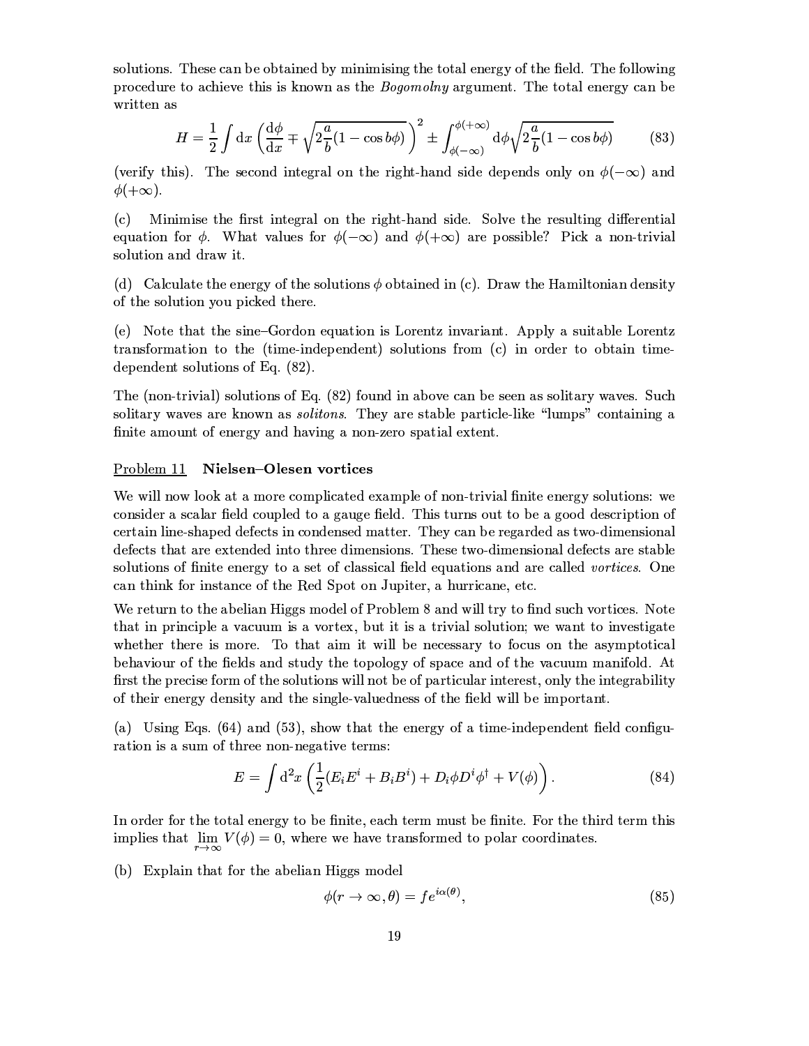solutions. These can be obtained by minimising the total energy of the field. The following procedure to achieve this is known as the *Bogomolny* argument. The total energy can be written as

$$H = \frac{1}{2}\int \mathrm{d}x \left(\frac{\mathrm{d}\phi}{\mathrm{d}x} \mp \sqrt{2\frac{a}{b}(1-\cos b\phi)}\right)^2 \pm \int_{\phi(-\infty)}^{\phi(+\infty)} \mathrm{d}\phi \sqrt{2\frac{a}{b}(1-\cos b\phi)} \tag{83}$$

(verify this). The second integral on the right-hand side depends only on $\phi(-\infty)$ and $\phi(+\infty)$.

(c) Minimise the first integral on the right-hand side. Solve the resulting differential equation for $\phi$. What values for $\phi(-\infty)$ and $\phi(+\infty)$ are possible? Pick a non-trivial solution and draw it.

(d) Calculate the energy of the solutions $\phi$ obtained in (c). Draw the Hamiltonian density of the solution you picked there.

(e) Note that the sine–Gordon equation is Lorentz invariant. Apply a suitable Lorentz transformation to the (time-independent) solutions from (c) in order to obtain time-dependent solutions of Eq. (82).

The (non-trivial) solutions of Eq. (82) found in above can be seen as solitary waves. Such solitary waves are known as *solitons*. They are stable particle-like "lumps" containing a finite amount of energy and having a non-zero spatial extent.

## Problem 11 Nielsen–Olesen vortices

We will now look at a more complicated example of non-trivial finite energy solutions: we consider a scalar field coupled to a gauge field. This turns out to be a good description of certain line-shaped defects in condensed matter. They can be regarded as two-dimensional defects that are extended into three dimensions. These two-dimensional defects are stable solutions of finite energy to a set of classical field equations and are called *vortices*. One can think for instance of the Red Spot on Jupiter, a hurricane, etc.

We return to the abelian Higgs model of Problem 8 and will try to find such vortices. Note that in principle a vacuum is a vortex, but it is a trivial solution; we want to investigate whether there is more. To that aim it will be necessary to focus on the asymptotical behaviour of the fields and study the topology of space and of the vacuum manifold. At first the precise form of the solutions will not be of particular interest, only the integrability of their energy density and the single-valuedness of the field will be important.

(a) Using Eqs. (64) and (53), show that the energy of a time-independent field configuration is a sum of three non-negative terms:

$$E = \int \mathrm{d}^2x \left(\frac{1}{2}(E_iE^i + B_iB^i) + D_i\phi D^i\phi^\dagger + V(\phi)\right). \tag{84}$$

In order for the total energy to be finite, each term must be finite. For the third term this implies that $\lim_{r\to\infty} V(\phi) = 0$, where we have transformed to polar coordinates.

(b) Explain that for the abelian Higgs model

$$\phi(r\to\infty,\theta) = f e^{i\alpha(\theta)}, \tag{85}$$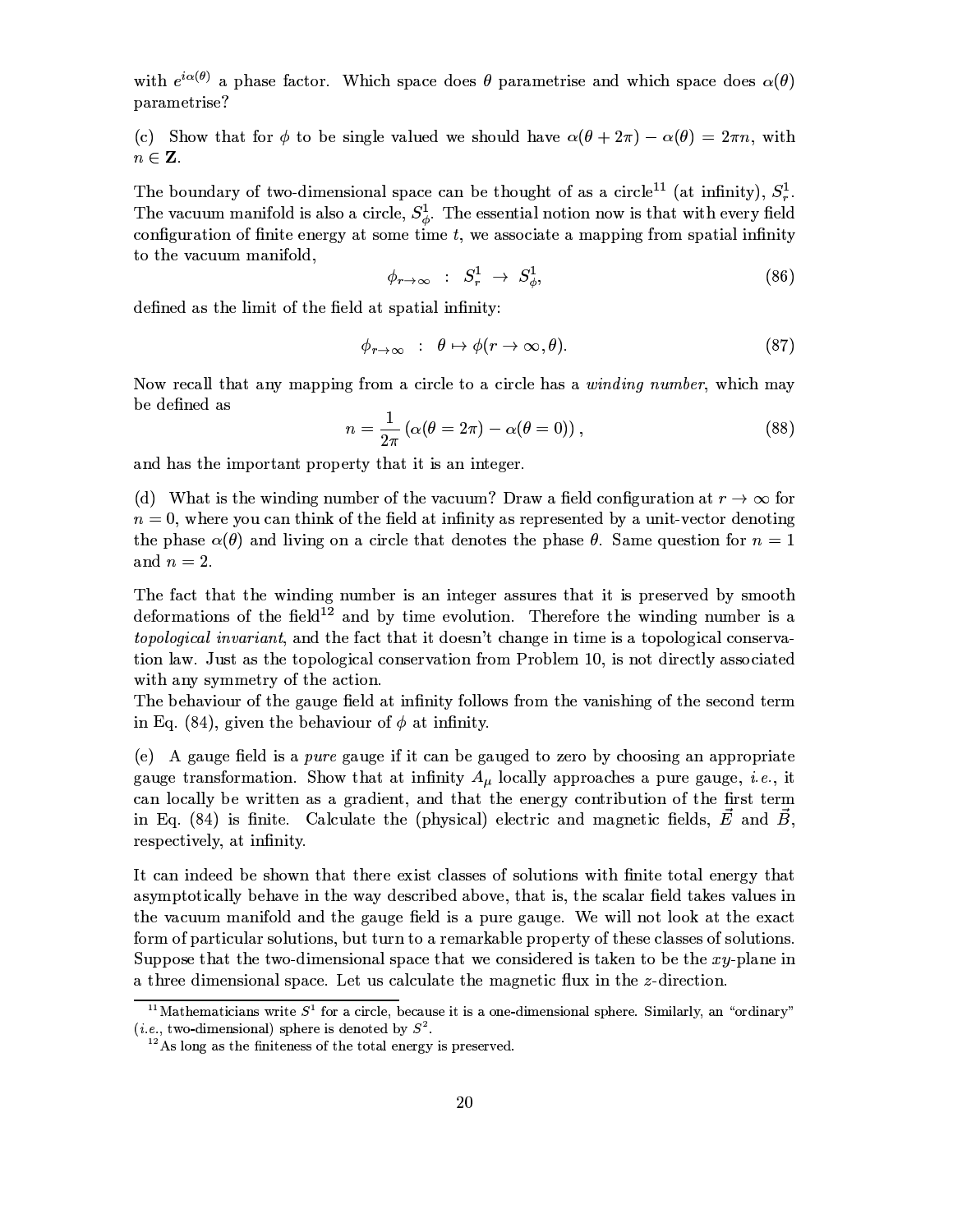with $e^{i\alpha(\theta)}$ a phase factor. Which space does $\theta$ parametrise and which space does $\alpha(\theta)$ parametrise?

(c) Show that for $\phi$ to be single valued we should have $\alpha(\theta + 2\pi) - \alpha(\theta) = 2\pi n$, with $n \in \mathbf{Z}$.

The boundary of two-dimensional space can be thought of as a circle[11] (at infinity), $S^1_r$. The vacuum manifold is also a circle, $S^1_\phi$. The essential notion now is that with every field configuration of finite energy at some time $t$, we associate a mapping from spatial infinity to the vacuum manifold,

$$\phi_{r\to\infty} \;\;:\;\; S^1_r \;\to\; S^1_\phi, \tag{86}$$

defined as the limit of the field at spatial infinity:

$$\phi_{r\to\infty} \;\;:\;\; \theta \mapsto \phi(r\to\infty, \theta). \tag{87}$$

Now recall that any mapping from a circle to a circle has a *winding number*, which may be defined as

$$n = \frac{1}{2\pi}\left(\alpha(\theta = 2\pi) - \alpha(\theta = 0)\right), \tag{88}$$

and has the important property that it is an integer.

(d) What is the winding number of the vacuum? Draw a field configuration at $r \to \infty$ for $n = 0$, where you can think of the field at infinity as represented by a unit-vector denoting the phase $\alpha(\theta)$ and living on a circle that denotes the phase $\theta$. Same question for $n = 1$ and $n = 2$.

The fact that the winding number is an integer assures that it is preserved by smooth deformations of the field[12] and by time evolution. Therefore the winding number is a *topological invariant*, and the fact that it doesn't change in time is a topological conservation law. Just as the topological conservation from Problem 10, is not directly associated with any symmetry of the action.
The behaviour of the gauge field at infinity follows from the vanishing of the second term in Eq. (84), given the behaviour of $\phi$ at infinity.

(e) A gauge field is a *pure* gauge if it can be gauged to zero by choosing an appropriate gauge transformation. Show that at infinity $A_\mu$ locally approaches a pure gauge, *i.e.*, it can locally be written as a gradient, and that the energy contribution of the first term in Eq. (84) is finite. Calculate the (physical) electric and magnetic fields, $\vec{E}$ and $\vec{B}$, respectively, at infinity.

It can indeed be shown that there exist classes of solutions with finite total energy that asymptotically behave in the way described above, that is, the scalar field takes values in the vacuum manifold and the gauge field is a pure gauge. We will not look at the exact form of particular solutions, but turn to a remarkable property of these classes of solutions. Suppose that the two-dimensional space that we considered is taken to be the $xy$-plane in a three dimensional space. Let us calculate the magnetic flux in the $z$-direction.

[11] Mathematicians write $S^1$ for a circle, because it is a one-dimensional sphere. Similarly, an "ordinary" (*i.e.*, two-dimensional) sphere is denoted by $S^2$.

[12] As long as the finiteness of the total energy is preserved.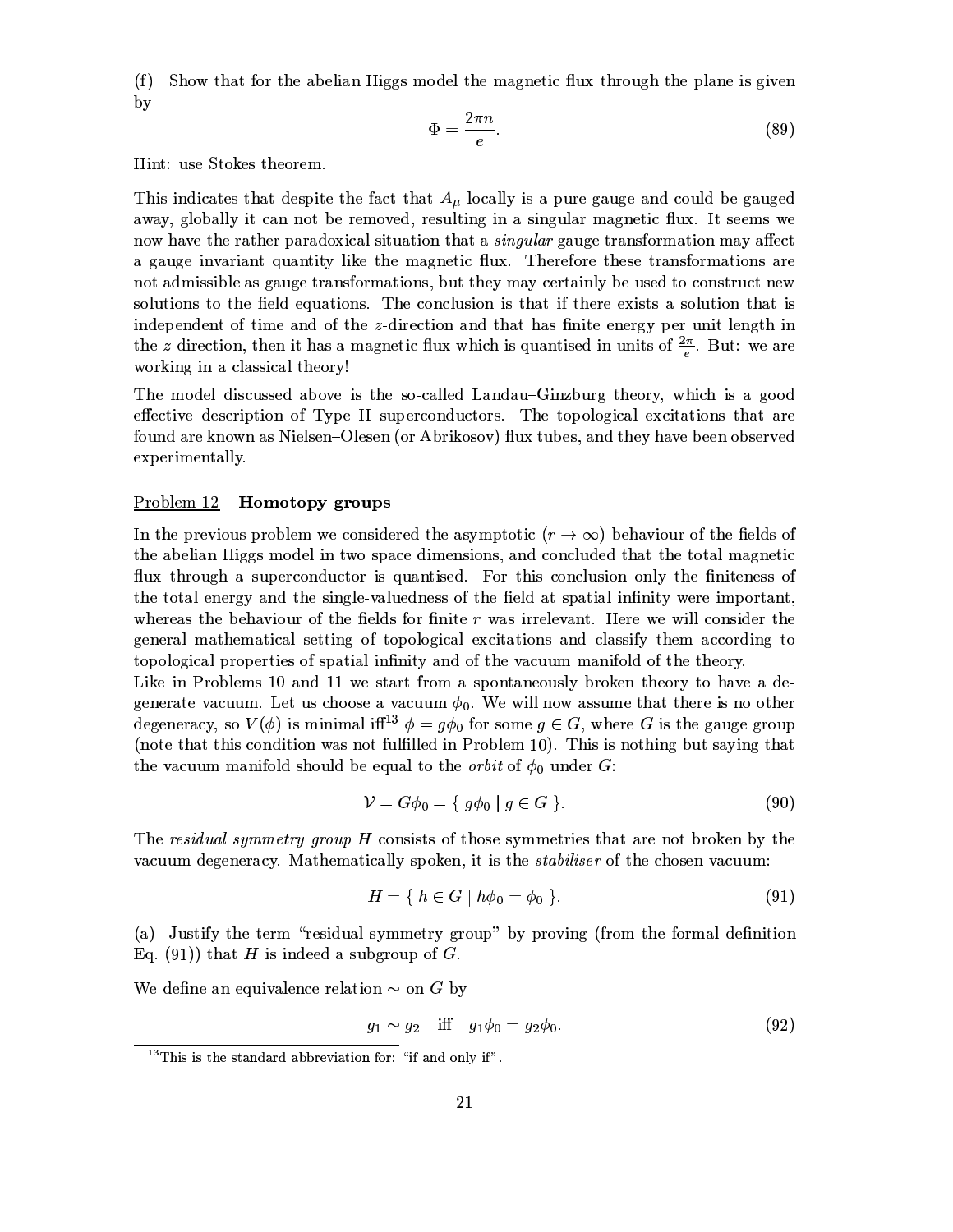(f) Show that for the abelian Higgs model the magnetic flux through the plane is given by

$$\Phi = \frac{2\pi n}{e}. \tag{89}$$

Hint: use Stokes theorem.

This indicates that despite the fact that $A_\mu$ locally is a pure gauge and could be gauged away, globally it can not be removed, resulting in a singular magnetic flux. It seems we now have the rather paradoxical situation that a *singular* gauge transformation may affect a gauge invariant quantity like the magnetic flux. Therefore these transformations are not admissible as gauge transformations, but they may certainly be used to construct new solutions to the field equations. The conclusion is that if there exists a solution that is independent of time and of the $z$-direction and that has finite energy per unit length in the $z$-direction, then it has a magnetic flux which is quantised in units of $\frac{2\pi}{e}$. But: we are working in a classical theory!

The model discussed above is the so-called Landau–Ginzburg theory, which is a good effective description of Type II superconductors. The topological excitations that are found are known as Nielsen–Olesen (or Abrikosov) flux tubes, and they have been observed experimentally.

## Problem 12 **Homotopy groups**

In the previous problem we considered the asymptotic ($r \to \infty$) behaviour of the fields of the abelian Higgs model in two space dimensions, and concluded that the total magnetic flux through a superconductor is quantised. For this conclusion only the finiteness of the total energy and the single-valuedness of the field at spatial infinity were important, whereas the behaviour of the fields for finite $r$ was irrelevant. Here we will consider the general mathematical setting of topological excitations and classify them according to topological properties of spatial infinity and of the vacuum manifold of the theory.

Like in Problems 10 and 11 we start from a spontaneously broken theory to have a degenerate vacuum. Let us choose a vacuum $\phi_0$. We will now assume that there is no other degeneracy, so $V(\phi)$ is minimal iff[13] $\phi = g\phi_0$ for some $g \in G$, where $G$ is the gauge group (note that this condition was not fulfilled in Problem 10). This is nothing but saying that the vacuum manifold should be equal to the *orbit* of $\phi_0$ under $G$:

$$\mathcal{V} = G\phi_0 = \{ \, g\phi_0 \mid g \in G \, \}. \tag{90}$$

The *residual symmetry group* $H$ consists of those symmetries that are not broken by the vacuum degeneracy. Mathematically spoken, it is the *stabiliser* of the chosen vacuum:

$$H = \{ \, h \in G \mid h\phi_0 = \phi_0 \, \}. \tag{91}$$

(a) Justify the term "residual symmetry group" by proving (from the formal definition Eq. (91)) that $H$ is indeed a subgroup of $G$.

We define an equivalence relation $\sim$ on $G$ by

$$g_1 \sim g_2 \quad \text{iff} \quad g_1\phi_0 = g_2\phi_0. \tag{92}$$

[13] This is the standard abbreviation for: "if and only if".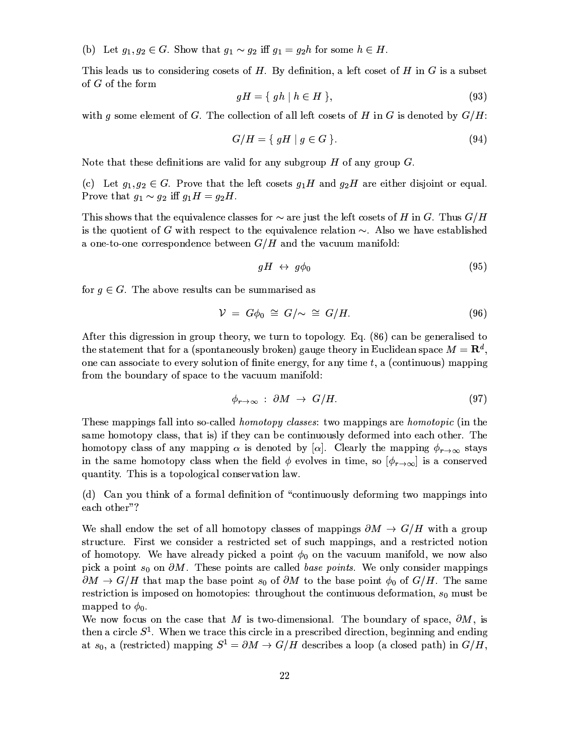(b) Let $g_1, g_2 \in G$. Show that $g_1 \sim g_2$ iff $g_1 = g_2 h$ for some $h \in H$.

This leads us to considering cosets of $H$. By definition, a left coset of $H$ in $G$ is a subset of $G$ of the form

$$gH = \{ \, gh \mid h \in H \, \}, \tag{93}$$

with $g$ some element of $G$. The collection of all left cosets of $H$ in $G$ is denoted by $G/H$:

$$G/H = \{ \, gH \mid g \in G \, \}. \tag{94}$$

Note that these definitions are valid for any subgroup $H$ of any group $G$.

(c) Let $g_1, g_2 \in G$. Prove that the left cosets $g_1 H$ and $g_2 H$ are either disjoint or equal. Prove that $g_1 \sim g_2$ iff $g_1 H = g_2 H$.

This shows that the equivalence classes for $\sim$ are just the left cosets of $H$ in $G$. Thus $G/H$ is the quotient of $G$ with respect to the equivalence relation $\sim$. Also we have established a one-to-one correspondence between $G/H$ and the vacuum manifold:

$$gH \;\leftrightarrow\; g\phi_0 \tag{95}$$

for $g \in G$. The above results can be summarised as

$$\mathcal{V} \;=\; G\phi_0 \;\cong\; G/{\sim} \;\cong\; G/H. \tag{96}$$

After this digression in group theory, we turn to topology. Eq. (86) can be generalised to the statement that for a (spontaneously broken) gauge theory in Euclidean space $M = \mathbf{R}^d$, one can associate to every solution of finite energy, for any time $t$, a (continuous) mapping from the boundary of space to the vacuum manifold:

$$\phi_{r\to\infty} \;:\; \partial M \;\to\; G/H. \tag{97}$$

These mappings fall into so-called *homotopy classes*: two mappings are *homotopic* (in the same homotopy class, that is) if they can be continuously deformed into each other. The homotopy class of any mapping $\alpha$ is denoted by $[\alpha]$. Clearly the mapping $\phi_{r\to\infty}$ stays in the same homotopy class when the field $\phi$ evolves in time, so $[\phi_{r\to\infty}]$ is a conserved quantity. This is a topological conservation law.

(d) Can you think of a formal definition of "continuously deforming two mappings into each other"?

We shall endow the set of all homotopy classes of mappings $\partial M \to G/H$ with a group structure. First we consider a restricted set of such mappings, and a restricted notion of homotopy. We have already picked a point $\phi_0$ on the vacuum manifold, we now also pick a point $s_0$ on $\partial M$. These points are called *base points*. We only consider mappings $\partial M \to G/H$ that map the base point $s_0$ of $\partial M$ to the base point $\phi_0$ of $G/H$. The same restriction is imposed on homotopies: throughout the continuous deformation, $s_0$ must be mapped to $\phi_0$.

We now focus on the case that $M$ is two-dimensional. The boundary of space, $\partial M$, is then a circle $S^1$. When we trace this circle in a prescribed direction, beginning and ending at $s_0$, a (restricted) mapping $S^1 = \partial M \to G/H$ describes a loop (a closed path) in $G/H$,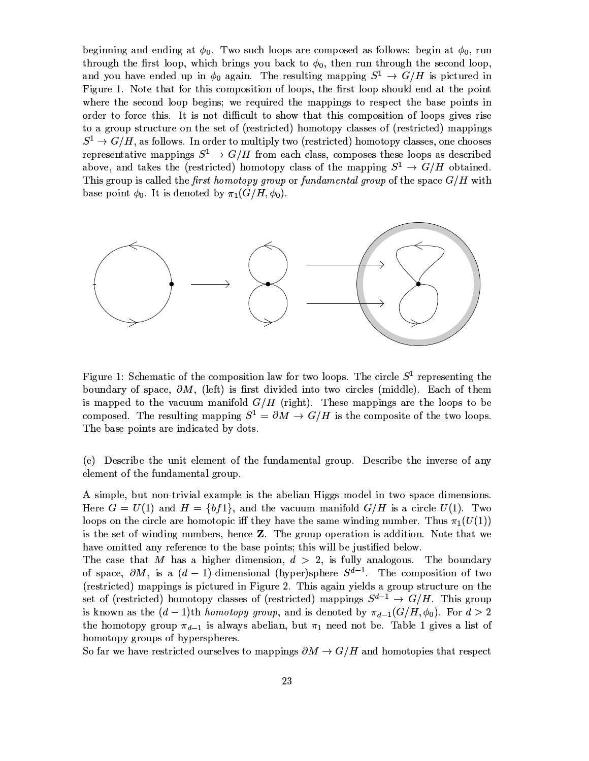beginning and ending at $\phi_0$. Two such loops are composed as follows: begin at $\phi_0$, run through the first loop, which brings you back to $\phi_0$, then run through the second loop, and you have ended up in $\phi_0$ again. The resulting mapping $S^1 \to G/H$ is pictured in Figure 1. Note that for this composition of loops, the first loop should end at the point where the second loop begins; we required the mappings to respect the base points in order to force this. It is not difficult to show that this composition of loops gives rise to a group structure on the set of (restricted) homotopy classes of (restricted) mappings $S^1 \to G/H$, as follows. In order to multiply two (restricted) homotopy classes, one chooses representative mappings $S^1 \to G/H$ from each class, composes these loops as described above, and takes the (restricted) homotopy class of the mapping $S^1 \to G/H$ obtained. This group is called the *first homotopy group* or *fundamental group* of the space $G/H$ with base point $\phi_0$. It is denoted by $\pi_1(G/H, \phi_0)$.

Figure 1: Schematic of the composition law for two loops. The circle $S^1$ representing the boundary of space, $\partial M$, (left) is first divided into two circles (middle). Each of them is mapped to the vacuum manifold $G/H$ (right). These mappings are the loops to be composed. The resulting mapping $S^1 = \partial M \to G/H$ is the composite of the two loops. The base points are indicated by dots.

(e) Describe the unit element of the fundamental group. Describe the inverse of any element of the fundamental group.

A simple, but non-trivial example is the abelian Higgs model in two space dimensions. Here $G = U(1)$ and $H = \{bf1\}$, and the vacuum manifold $G/H$ is a circle $U(1)$. Two loops on the circle are homotopic iff they have the same winding number. Thus $\pi_1(U(1))$ is the set of winding numbers, hence $\mathbf{Z}$. The group operation is addition. Note that we have omitted any reference to the base points; this will be justified below.
The case that $M$ has a higher dimension, $d > 2$, is fully analogous. The boundary of space, $\partial M$, is a $(d-1)$-dimensional (hyper)sphere $S^{d-1}$. The composition of two (restricted) mappings is pictured in Figure 2. This again yields a group structure on the set of (restricted) homotopy classes of (restricted) mappings $S^{d-1} \to G/H$. This group is known as the $(d-1)$th *homotopy group*, and is denoted by $\pi_{d-1}(G/H, \phi_0)$. For $d > 2$ the homotopy group $\pi_{d-1}$ is always abelian, but $\pi_1$ need not be. Table 1 gives a list of homotopy groups of hyperspheres.
So far we have restricted ourselves to mappings $\partial M \to G/H$ and homotopies that respect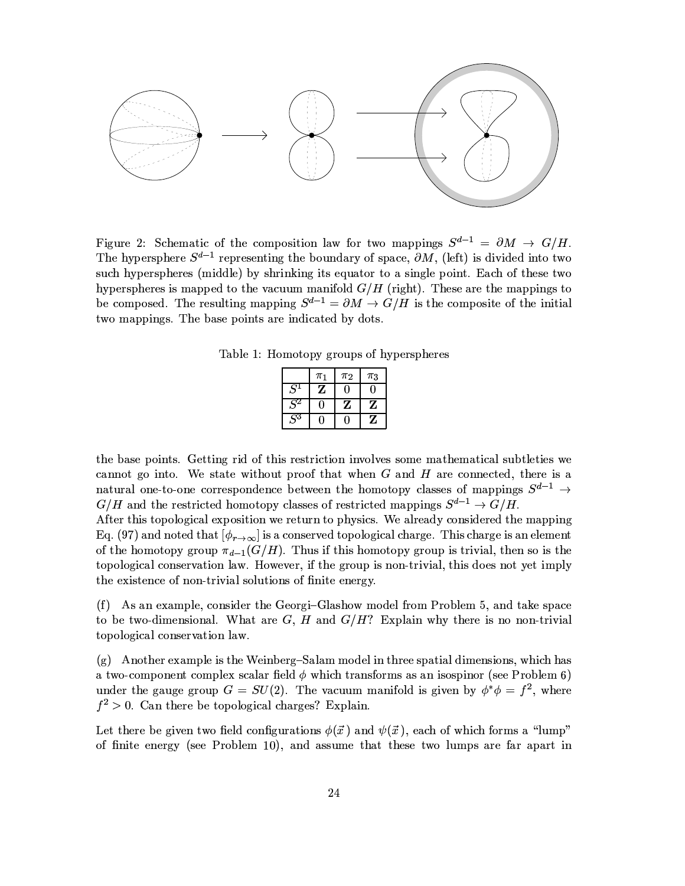Figure 2: Schematic of the composition law for two mappings $S^{d-1} = \partial M \to G/H$. The hypersphere $S^{d-1}$ representing the boundary of space, $\partial M$, (left) is divided into two such hyperspheres (middle) by shrinking its equator to a single point. Each of these two hyperspheres is mapped to the vacuum manifold $G/H$ (right). These are the mappings to be composed. The resulting mapping $S^{d-1} = \partial M \to G/H$ is the composite of the initial two mappings. The base points are indicated by dots.

Table 1: Homotopy groups of hyperspheres

| | $\pi_1$ | $\pi_2$ | $\pi_3$ |
|---|---|---|---|
| $S^1$ | $\mathbf{Z}$ | 0 | 0 |
| $S^2$ | 0 | $\mathbf{Z}$ | $\mathbf{Z}$ |
| $S^3$ | 0 | 0 | $\mathbf{Z}$ |

the base points. Getting rid of this restriction involves some mathematical subtleties we cannot go into. We state without proof that when $G$ and $H$ are connected, there is a natural one-to-one correspondence between the homotopy classes of mappings $S^{d-1} \to G/H$ and the restricted homotopy classes of restricted mappings $S^{d-1} \to G/H$.
After this topological exposition we return to physics. We already considered the mapping Eq. (97) and noted that $[\phi_{r\to\infty}]$ is a conserved topological charge. This charge is an element of the homotopy group $\pi_{d-1}(G/H)$. Thus if this homotopy group is trivial, then so is the topological conservation law. However, if the group is non-trivial, this does not yet imply the existence of non-trivial solutions of finite energy.

(f) As an example, consider the Georgi–Glashow model from Problem 5, and take space to be two-dimensional. What are $G$, $H$ and $G/H$? Explain why there is no non-trivial topological conservation law.

(g) Another example is the Weinberg–Salam model in three spatial dimensions, which has a two-component complex scalar field $\phi$ which transforms as an isospinor (see Problem 6) under the gauge group $G = SU(2)$. The vacuum manifold is given by $\phi^*\phi = f^2$, where $f^2 > 0$. Can there be topological charges? Explain.

Let there be given two field configurations $\phi(\vec{x}\,)$ and $\psi(\vec{x}\,)$, each of which forms a "lump" of finite energy (see Problem 10), and assume that these two lumps are far apart in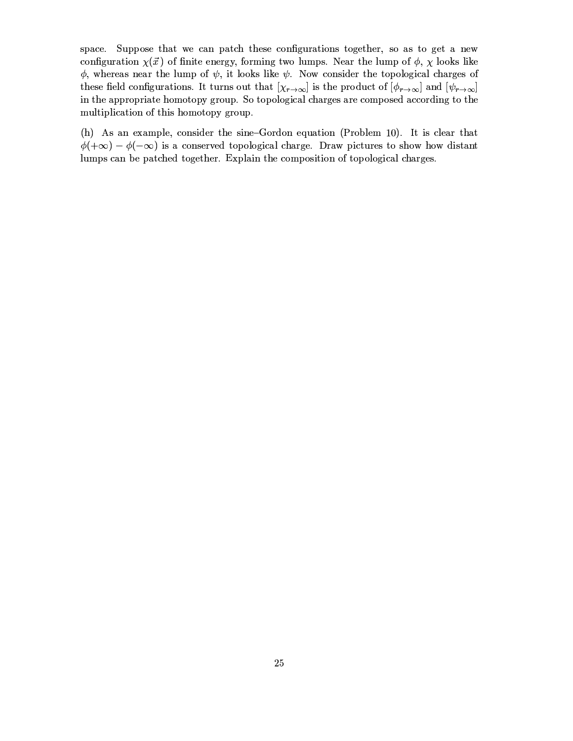space. Suppose that we can patch these configurations together, so as to get a new configuration $\chi(\vec{x})$ of finite energy, forming two lumps. Near the lump of $\phi$, $\chi$ looks like $\phi$, whereas near the lump of $\psi$, it looks like $\psi$. Now consider the topological charges of these field configurations. It turns out that $[\chi_{r\to\infty}]$ is the product of $[\phi_{r\to\infty}]$ and $[\psi_{r\to\infty}]$ in the appropriate homotopy group. So topological charges are composed according to the multiplication of this homotopy group.

(h) As an example, consider the sine–Gordon equation (Problem 10). It is clear that $\phi(+\infty) - \phi(-\infty)$ is a conserved topological charge. Draw pictures to show how distant lumps can be patched together. Explain the composition of topological charges.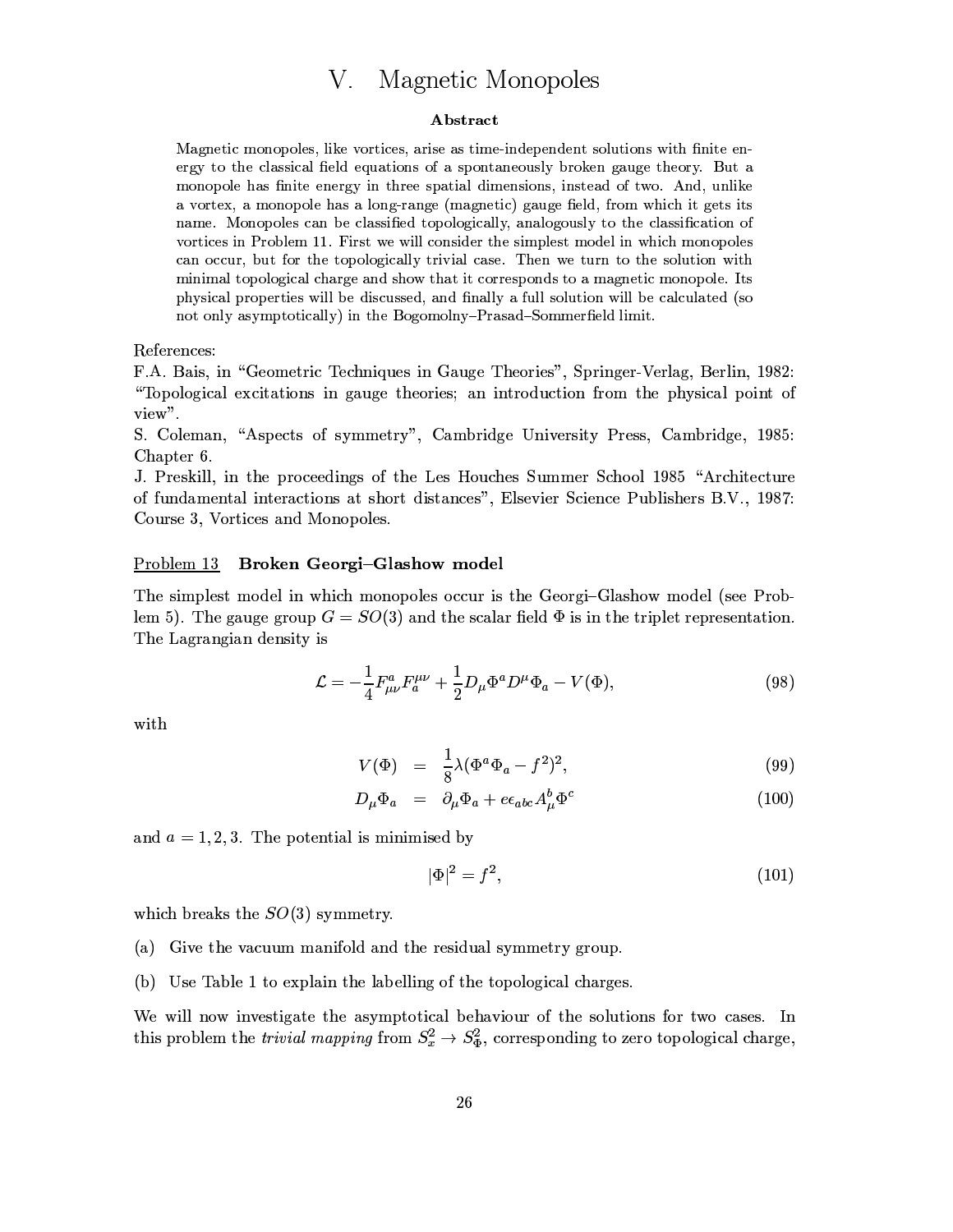# V. Magnetic Monopoles

**Abstract**

Magnetic monopoles, like vortices, arise as time-independent solutions with finite energy to the classical field equations of a spontaneously broken gauge theory. But a monopole has finite energy in three spatial dimensions, instead of two. And, unlike a vortex, a monopole has a long-range (magnetic) gauge field, from which it gets its name. Monopoles can be classified topologically, analogously to the classification of vortices in Problem 11. First we will consider the simplest model in which monopoles can occur, but for the topologically trivial case. Then we turn to the solution with minimal topological charge and show that it corresponds to a magnetic monopole. Its physical properties will be discussed, and finally a full solution will be calculated (so not only asymptotically) in the Bogomolny–Prasad–Sommerfield limit.

References:
F.A. Bais, in "Geometric Techniques in Gauge Theories", Springer-Verlag, Berlin, 1982: "Topological excitations in gauge theories; an introduction from the physical point of view".
S. Coleman, "Aspects of symmetry", Cambridge University Press, Cambridge, 1985: Chapter 6.
J. Preskill, in the proceedings of the Les Houches Summer School 1985 "Architecture of fundamental interactions at short distances", Elsevier Science Publishers B.V., 1987: Course 3, Vortices and Monopoles.

Problem 13 **Broken Georgi–Glashow model**

The simplest model in which monopoles occur is the Georgi–Glashow model (see Problem 5). The gauge group $G = SO(3)$ and the scalar field $\Phi$ is in the triplet representation. The Lagrangian density is

$$\mathcal{L} = -\frac{1}{4}F^a_{\mu\nu}F^{\mu\nu}_a + \frac{1}{2}D_\mu\Phi^a D^\mu\Phi_a - V(\Phi), \tag{98}$$

with

$$V(\Phi) = \frac{1}{8}\lambda(\Phi^a\Phi_a - f^2)^2, \tag{99}$$

$$D_\mu\Phi_a = \partial_\mu\Phi_a + e\epsilon_{abc}A^b_\mu\Phi^c \tag{100}$$

and $a = 1, 2, 3$. The potential is minimised by

$$|\Phi|^2 = f^2, \tag{101}$$

which breaks the $SO(3)$ symmetry.

(a) Give the vacuum manifold and the residual symmetry group.

(b) Use Table 1 to explain the labelling of the topological charges.

We will now investigate the asymptotical behaviour of the solutions for two cases. In this problem the *trivial mapping* from $S^2_x \to S^2_\Phi$, corresponding to zero topological charge,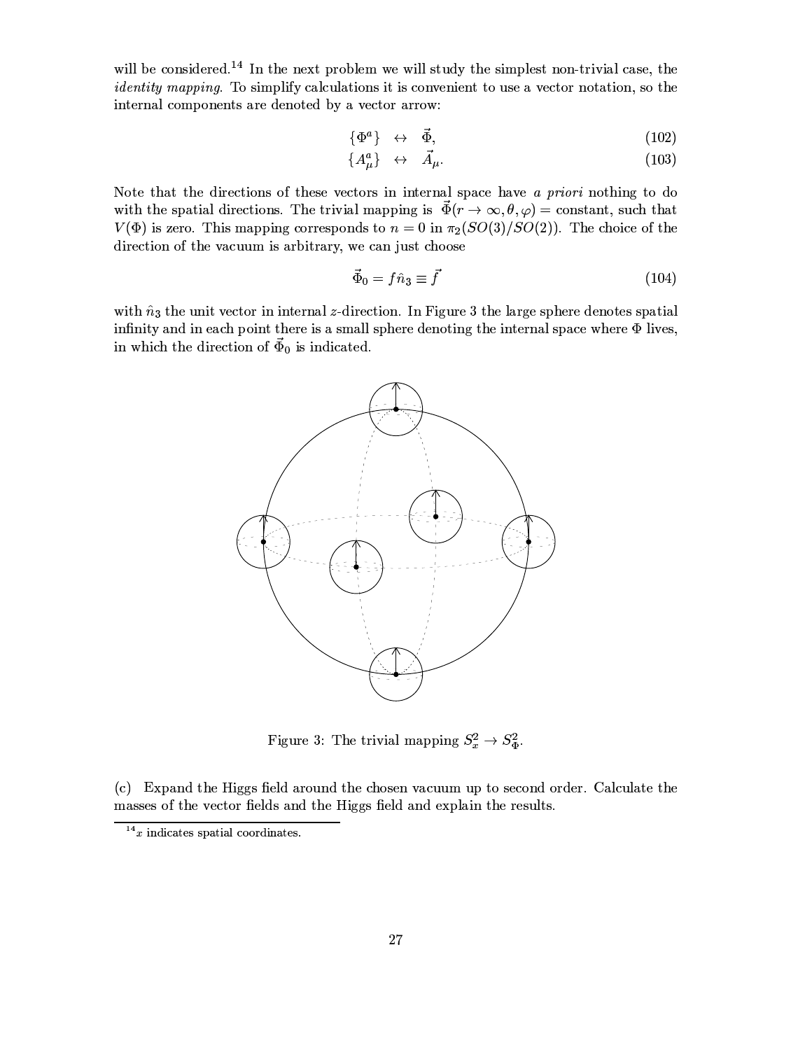will be considered.[14] In the next problem we will study the simplest non-trivial case, the *identity mapping*. To simplify calculations it is convenient to use a vector notation, so the internal components are denoted by a vector arrow:

$$\{\Phi^a\} \leftrightarrow \vec{\Phi}, \tag{102}$$

$$\{A^a_\mu\} \leftrightarrow \vec{A}_\mu. \tag{103}$$

Note that the directions of these vectors in internal space have *a priori* nothing to do with the spatial directions. The trivial mapping is $\vec{\Phi}(r \to \infty, \theta, \varphi) = \text{constant}$, such that $V(\Phi)$ is zero. This mapping corresponds to $n = 0$ in $\pi_2(SO(3)/SO(2))$. The choice of the direction of the vacuum is arbitrary, we can just choose

$$\vec{\Phi}_0 = f\hat{n}_3 \equiv \vec{f} \tag{104}$$

with $\hat{n}_3$ the unit vector in internal $z$-direction. In Figure 3 the large sphere denotes spatial infinity and in each point there is a small sphere denoting the internal space where $\Phi$ lives, in which the direction of $\vec{\Phi}_0$ is indicated.

Figure 3: The trivial mapping $S^2_x \to S^2_\Phi$.

(c) Expand the Higgs field around the chosen vacuum up to second order. Calculate the masses of the vector fields and the Higgs field and explain the results.

[14] $x$ indicates spatial coordinates.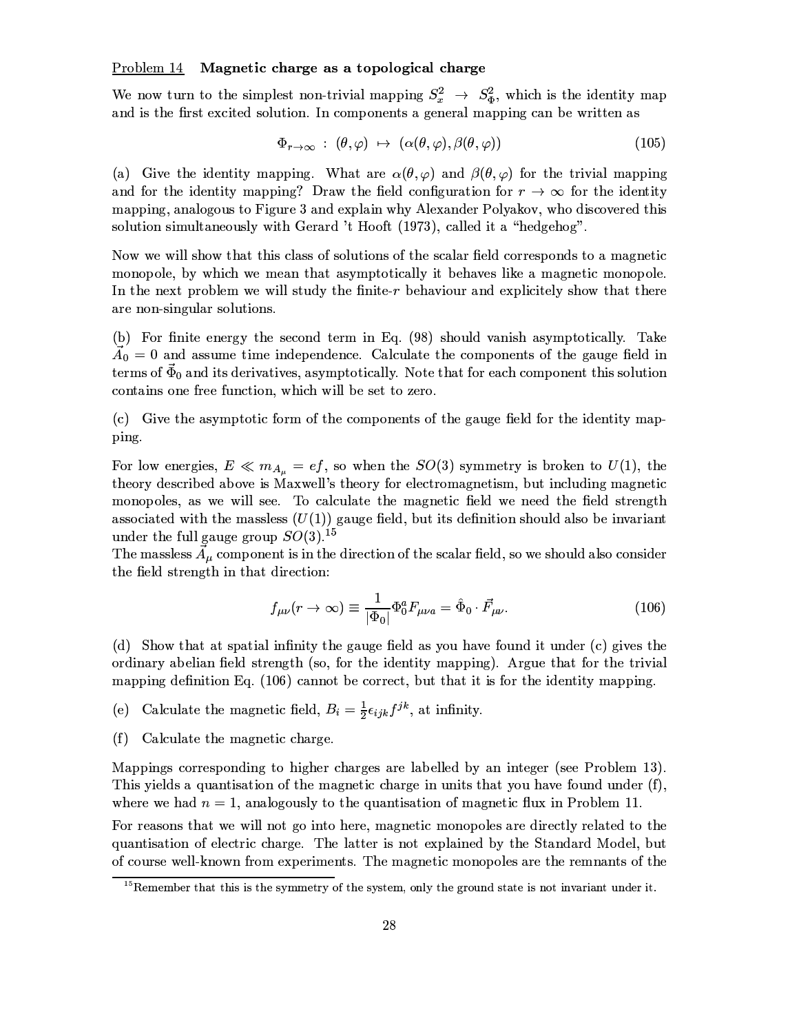Problem 14 **Magnetic charge as a topological charge**

We now turn to the simplest non-trivial mapping $S^2_x \rightarrow S^2_\Phi$, which is the identity map and is the first excited solution. In components a general mapping can be written as

$$\Phi_{r\rightarrow\infty} \,:\, (\theta, \varphi) \mapsto (\alpha(\theta, \varphi), \beta(\theta, \varphi)) \tag{105}$$

(a) Give the identity mapping. What are $\alpha(\theta, \varphi)$ and $\beta(\theta, \varphi)$ for the trivial mapping and for the identity mapping? Draw the field configuration for $r \rightarrow \infty$ for the identity mapping, analogous to Figure 3 and explain why Alexander Polyakov, who discovered this solution simultaneously with Gerard 't Hooft (1973), called it a "hedgehog".

Now we will show that this class of solutions of the scalar field corresponds to a magnetic monopole, by which we mean that asymptotically it behaves like a magnetic monopole. In the next problem we will study the finite-$r$ behaviour and explicitely show that there are non-singular solutions.

(b) For finite energy the second term in Eq. (98) should vanish asymptotically. Take $\vec{A}_0 = 0$ and assume time independence. Calculate the components of the gauge field in terms of $\vec{\Phi}_0$ and its derivatives, asymptotically. Note that for each component this solution contains one free function, which will be set to zero.

(c) Give the asymptotic form of the components of the gauge field for the identity mapping.

For low energies, $E \ll m_{A_\mu} = ef$, so when the $SO(3)$ symmetry is broken to $U(1)$, the theory described above is Maxwell's theory for electromagnetism, but including magnetic monopoles, as we will see. To calculate the magnetic field we need the field strength associated with the massless ($U(1)$) gauge field, but its definition should also be invariant under the full gauge group $SO(3)$.[15]
The massless $\vec{A}_\mu$ component is in the direction of the scalar field, so we should also consider the field strength in that direction:

$$f_{\mu\nu}(r \rightarrow \infty) \equiv \frac{1}{|\Phi_0|}\Phi^a_0 F_{\mu\nu a} = \hat{\Phi}_0 \cdot \vec{F}_{\mu\nu}. \tag{106}$$

(d) Show that at spatial infinity the gauge field as you have found it under (c) gives the ordinary abelian field strength (so, for the identity mapping). Argue that for the trivial mapping definition Eq. (106) cannot be correct, but that it is for the identity mapping.

(e) Calculate the magnetic field, $B_i = \frac{1}{2}\epsilon_{ijk} f^{jk}$, at infinity.

(f) Calculate the magnetic charge.

Mappings corresponding to higher charges are labelled by an integer (see Problem 13). This yields a quantisation of the magnetic charge in units that you have found under (f), where we had $n = 1$, analogously to the quantisation of magnetic flux in Problem 11.

For reasons that we will not go into here, magnetic monopoles are directly related to the quantisation of electric charge. The latter is not explained by the Standard Model, but of course well-known from experiments. The magnetic monopoles are the remnants of the

[15] Remember that this is the symmetry of the system, only the ground state is not invariant under it.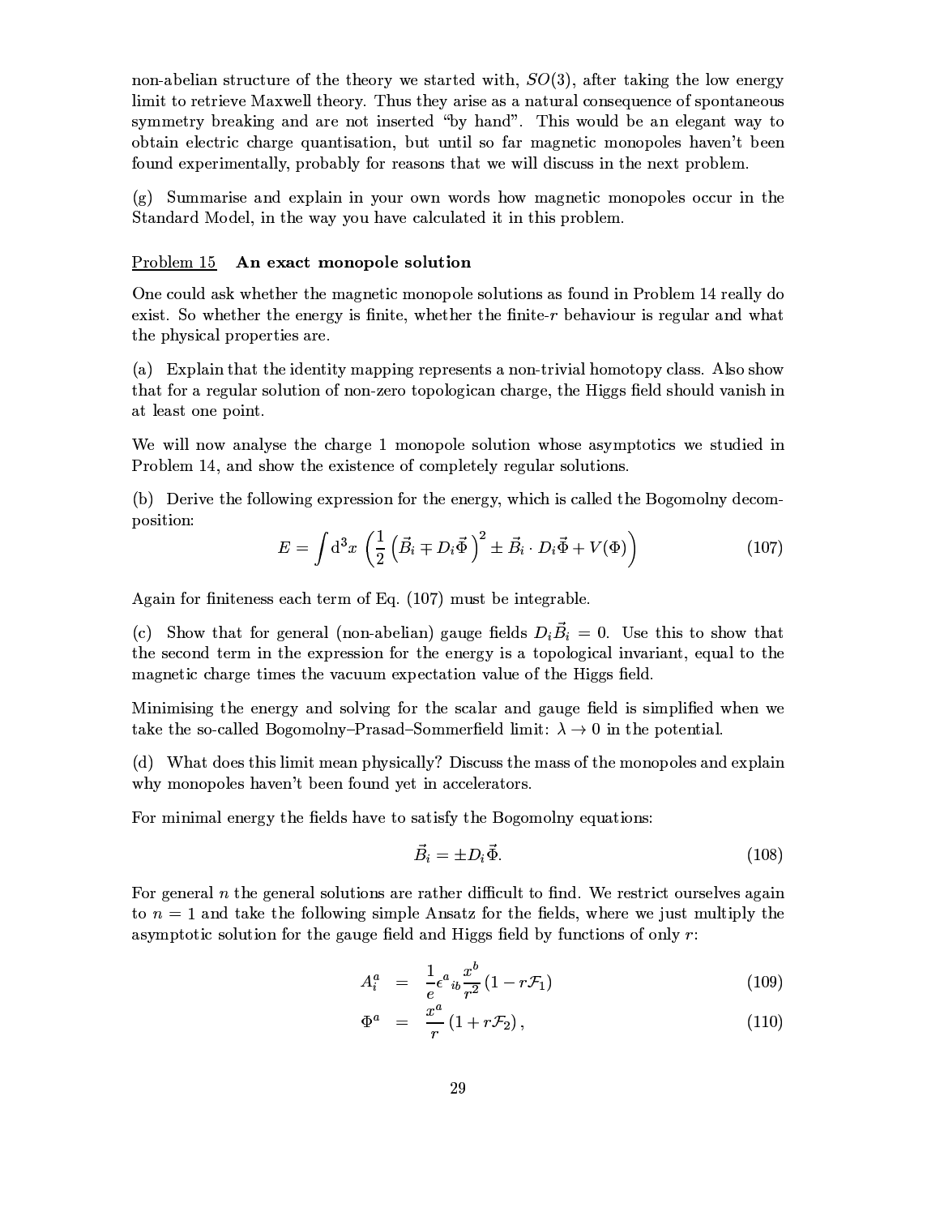non-abelian structure of the theory we started with, $SO(3)$, after taking the low energy limit to retrieve Maxwell theory. Thus they arise as a natural consequence of spontaneous symmetry breaking and are not inserted "by hand". This would be an elegant way to obtain electric charge quantisation, but until so far magnetic monopoles haven't been found experimentally, probably for reasons that we will discuss in the next problem.

(g) Summarise and explain in your own words how magnetic monopoles occur in the Standard Model, in the way you have calculated it in this problem.

### Problem 15 **An exact monopole solution**

One could ask whether the magnetic monopole solutions as found in Problem 14 really do exist. So whether the energy is finite, whether the finite-$r$ behaviour is regular and what the physical properties are.

(a) Explain that the identity mapping represents a non-trivial homotopy class. Also show that for a regular solution of non-zero topologican charge, the Higgs field should vanish in at least one point.

We will now analyse the charge 1 monopole solution whose asymptotics we studied in Problem 14, and show the existence of completely regular solutions.

(b) Derive the following expression for the energy, which is called the Bogomolny decomposition:

$$E = \int \mathrm{d}^3x \, \left( \frac{1}{2} \left( \vec{B}_i \mp D_i \vec{\Phi} \right)^2 \pm \vec{B}_i \cdot D_i \vec{\Phi} + V(\Phi) \right) \tag{107}$$

Again for finiteness each term of Eq. (107) must be integrable.

(c) Show that for general (non-abelian) gauge fields $D_i \vec{B}_i = 0$. Use this to show that the second term in the expression for the energy is a topological invariant, equal to the magnetic charge times the vacuum expectation value of the Higgs field.

Minimising the energy and solving for the scalar and gauge field is simplified when we take the so-called Bogomolny–Prasad–Sommerfield limit: $\lambda \to 0$ in the potential.

(d) What does this limit mean physically? Discuss the mass of the monopoles and explain why monopoles haven't been found yet in accelerators.

For minimal energy the fields have to satisfy the Bogomolny equations:

$$\vec{B}_i = \pm D_i \vec{\Phi}. \tag{108}$$

For general $n$ the general solutions are rather difficult to find. We restrict ourselves again to $n = 1$ and take the following simple Ansatz for the fields, where we just multiply the asymptotic solution for the gauge field and Higgs field by functions of only $r$:

$$A_i^a = \frac{1}{e} \epsilon^a{}_{ib} \frac{x^b}{r^2} \left(1 - r\mathcal{F}_1\right) \tag{109}$$

$$\Phi^a = \frac{x^a}{r} \left(1 + r\mathcal{F}_2\right), \tag{110}$$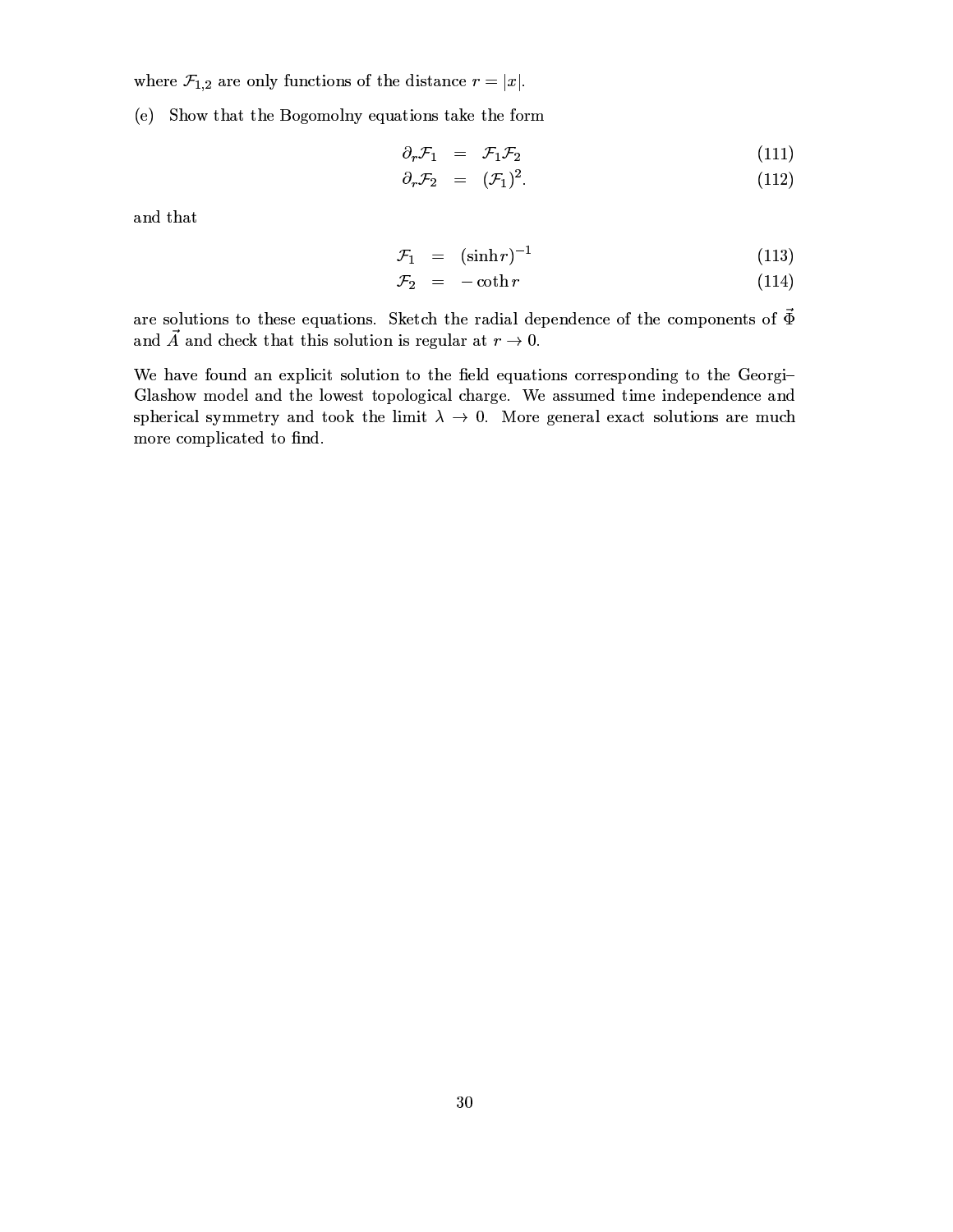where $\mathcal{F}_{1,2}$ are only functions of the distance $r = |x|$.

(e) Show that the Bogomolny equations take the form

$$\partial_r \mathcal{F}_1 = \mathcal{F}_1 \mathcal{F}_2 \tag{111}$$

$$\partial_r \mathcal{F}_2 = (\mathcal{F}_1)^2. \tag{112}$$

and that

$$\mathcal{F}_1 = (\sinh r)^{-1} \tag{113}$$

$$\mathcal{F}_2 = -\coth r \tag{114}$$

are solutions to these equations. Sketch the radial dependence of the components of $\vec{\Phi}$ and $\vec{A}$ and check that this solution is regular at $r \to 0$.

We have found an explicit solution to the field equations corresponding to the Georgi–Glashow model and the lowest topological charge. We assumed time independence and spherical symmetry and took the limit $\lambda \to 0$. More general exact solutions are much more complicated to find.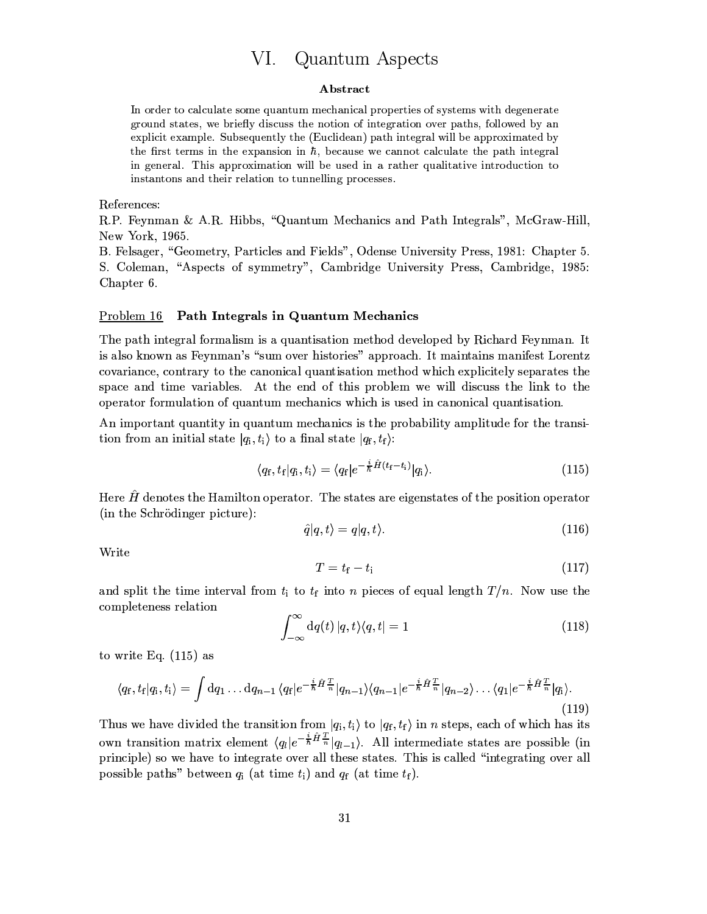# VI. Quantum Aspects

**Abstract**

In order to calculate some quantum mechanical properties of systems with degenerate ground states, we briefly discuss the notion of integration over paths, followed by an explicit example. Subsequently the (Euclidean) path integral will be approximated by the first terms in the expansion in $\hbar$, because we cannot calculate the path integral in general. This approximation will be used in a rather qualitative introduction to instantons and their relation to tunnelling processes.

References:
R.P. Feynman & A.R. Hibbs, "Quantum Mechanics and Path Integrals", McGraw-Hill, New York, 1965.
B. Felsager, "Geometry, Particles and Fields", Odense University Press, 1981: Chapter 5.
S. Coleman, "Aspects of symmetry", Cambridge University Press, Cambridge, 1985: Chapter 6.

## Problem 16 Path Integrals in Quantum Mechanics

The path integral formalism is a quantisation method developed by Richard Feynman. It is also known as Feynman's "sum over histories" approach. It maintains manifest Lorentz covariance, contrary to the canonical quantisation method which explicitely separates the space and time variables. At the end of this problem we will discuss the link to the operator formulation of quantum mechanics which is used in canonical quantisation.

An important quantity in quantum mechanics is the probability amplitude for the transition from an initial state $|q_{\rm i}, t_{\rm i}\rangle$ to a final state $|q_{\rm f}, t_{\rm f}\rangle$:

$$\langle q_{\rm f}, t_{\rm f}|q_{\rm i}, t_{\rm i}\rangle = \langle q_{\rm f}|e^{-\frac{i}{\hbar}\hat{H}(t_{\rm f}-t_{\rm i})}|q_{\rm i}\rangle. \tag{115}$$

Here $\hat{H}$ denotes the Hamilton operator. The states are eigenstates of the position operator (in the Schrödinger picture):

$$\hat{q}|q,t\rangle = q|q,t\rangle. \tag{116}$$

Write

$$T = t_{\rm f} - t_{\rm i} \tag{117}$$

and split the time interval from $t_{\rm i}$ to $t_{\rm f}$ into $n$ pieces of equal length $T/n$. Now use the completeness relation

$$\int_{-\infty}^{\infty} {\rm d}q(t)\, |q,t\rangle\langle q,t| = 1 \tag{118}$$

to write Eq. (115) as

$$\langle q_{\rm f}, t_{\rm f}|q_{\rm i}, t_{\rm i}\rangle = \int {\rm d}q_1 \ldots {\rm d}q_{n-1}\, \langle q_{\rm f}|e^{-\frac{i}{\hbar}\hat{H}\frac{T}{n}}|q_{n-1}\rangle\langle q_{n-1}|e^{-\frac{i}{\hbar}\hat{H}\frac{T}{n}}|q_{n-2}\rangle \ldots \langle q_1|e^{-\frac{i}{\hbar}\hat{H}\frac{T}{n}}|q_{\rm i}\rangle. \tag{119}$$

Thus we have divided the transition from $|q_{\rm i}, t_{\rm i}\rangle$ to $|q_{\rm f}, t_{\rm f}\rangle$ in $n$ steps, each of which has its own transition matrix element $\langle q_l|e^{-\frac{i}{\hbar}\hat{H}\frac{T}{n}}|q_{l-1}\rangle$. All intermediate states are possible (in principle) so we have to integrate over all these states. This is called "integrating over all possible paths" between $q_{\rm i}$ (at time $t_{\rm i}$) and $q_{\rm f}$ (at time $t_{\rm f}$).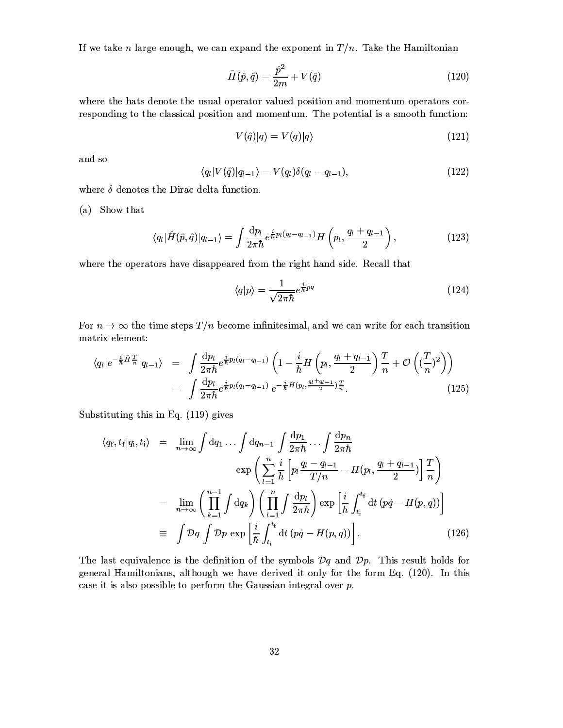If we take $n$ large enough, we can expand the exponent in $T/n$. Take the Hamiltonian

$$\hat{H}(\hat{p}, \hat{q}) = \frac{\hat{p}^2}{2m} + V(\hat{q}) \tag{120}$$

where the hats denote the usual operator valued position and momentum operators corresponding to the classical position and momentum. The potential is a smooth function:

$$V(\hat{q})|q\rangle = V(q)|q\rangle \tag{121}$$

and so

$$\langle q_l|V(\hat{q})|q_{l-1}\rangle = V(q_l)\delta(q_l - q_{l-1}), \tag{122}$$

where $\delta$ denotes the Dirac delta function.

(a) Show that

$$\langle q_l|\hat{H}(\hat{p}, \hat{q})|q_{l-1}\rangle = \int \frac{\mathrm{d}p_l}{2\pi\hbar} e^{\frac{i}{\hbar}p_l(q_l - q_{l-1})} H\left(p_l, \frac{q_l + q_{l-1}}{2}\right), \tag{123}$$

where the operators have disappeared from the right hand side. Recall that

$$\langle q|p\rangle = \frac{1}{\sqrt{2\pi\hbar}} e^{\frac{i}{\hbar}pq} \tag{124}$$

For $n \to \infty$ the time steps $T/n$ become infinitesimal, and we can write for each transition matrix element:

$$\begin{aligned}
\langle q_l|e^{-\frac{i}{\hbar}\hat{H}\frac{T}{n}}|q_{l-1}\rangle &= \int \frac{\mathrm{d}p_l}{2\pi\hbar} e^{\frac{i}{\hbar}p_l(q_l - q_{l-1})} \left(1 - \frac{i}{\hbar} H\left(p_l, \frac{q_l + q_{l-1}}{2}\right) \frac{T}{n} + \mathcal{O}\left((\frac{T}{n})^2\right)\right) \\
&= \int \frac{\mathrm{d}p_l}{2\pi\hbar} e^{\frac{i}{\hbar}p_l(q_l - q_{l-1})}\, e^{-\frac{i}{\hbar}H(p_l, \frac{q_l + q_{l-1}}{2})\frac{T}{n}}.
\end{aligned} \tag{125}$$

Substituting this in Eq. (119) gives

$$\begin{aligned}
\langle q_\mathrm{f}, t_\mathrm{f}|q_\mathrm{i}, t_\mathrm{i}\rangle &= \lim_{n\to\infty} \int \mathrm{d}q_1 \ldots \int \mathrm{d}q_{n-1} \int \frac{\mathrm{d}p_1}{2\pi\hbar} \ldots \int \frac{\mathrm{d}p_n}{2\pi\hbar} \\
&\qquad \exp\left(\sum_{l=1}^{n} \frac{i}{\hbar}\left[p_l \frac{q_l - q_{l-1}}{T/n} - H(p_l, \frac{q_l + q_{l-1}}{2})\right]\frac{T}{n}\right) \\
&= \lim_{n\to\infty} \left(\prod_{k=1}^{n-1} \int \mathrm{d}q_k\right)\left(\prod_{l=1}^{n} \int \frac{\mathrm{d}p_l}{2\pi\hbar}\right) \exp\left[\frac{i}{\hbar}\int_{t_\mathrm{i}}^{t_\mathrm{f}} \mathrm{d}t\, (p\dot{q} - H(p, q))\right] \\
&\equiv \int \mathcal{D}q \int \mathcal{D}p\, \exp\left[\frac{i}{\hbar}\int_{t_\mathrm{i}}^{t_\mathrm{f}} \mathrm{d}t\, (p\dot{q} - H(p, q))\right].
\end{aligned} \tag{126}$$

The last equivalence is the definition of the symbols $\mathcal{D}q$ and $\mathcal{D}p$. This result holds for general Hamiltonians, although we have derived it only for the form Eq. (120). In this case it is also possible to perform the Gaussian integral over $p$.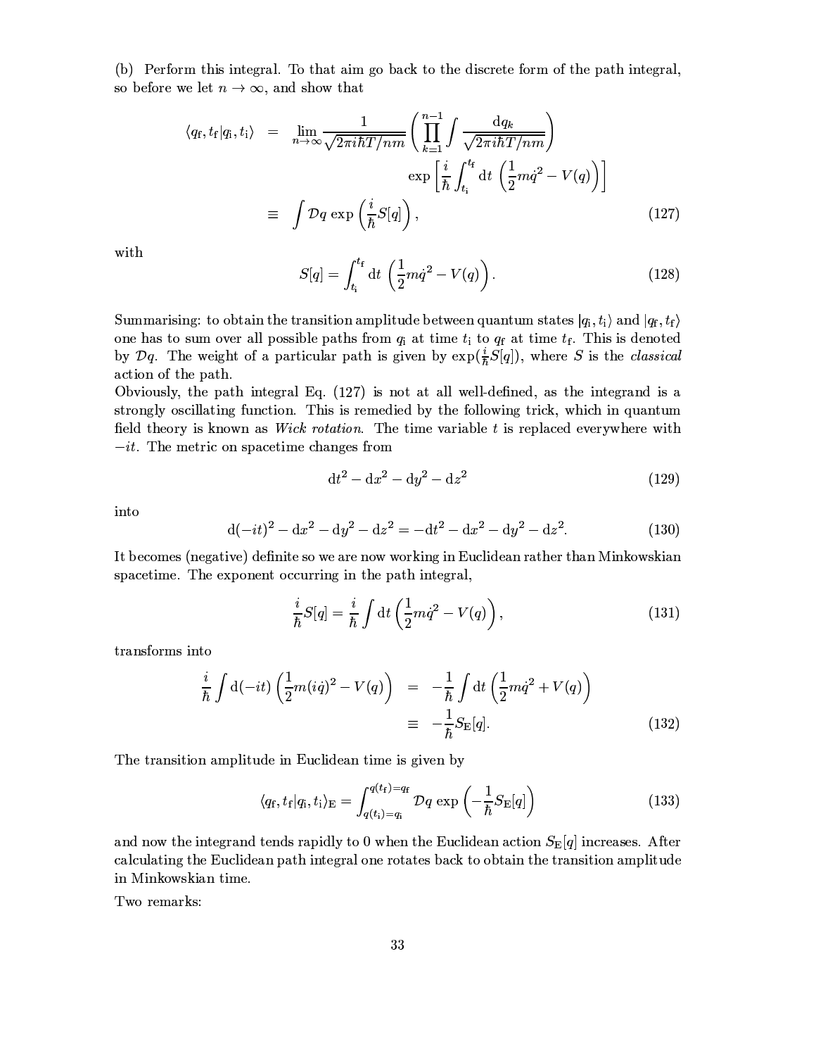(b) Perform this integral. To that aim go back to the discrete form of the path integral, so before we let $n \to \infty$, and show that

$$
\begin{aligned}
\langle q_{\mathrm{f}}, t_{\mathrm{f}} | q_{\mathrm{i}}, t_{\mathrm{i}} \rangle &= \lim_{n \to \infty} \frac{1}{\sqrt{2\pi i \hbar T / nm}} \left( \prod_{k=1}^{n-1} \int \frac{\mathrm{d}q_k}{\sqrt{2\pi i \hbar T / nm}} \right) \\
&\qquad\qquad \exp\left[ \frac{i}{\hbar} \int_{t_{\mathrm{i}}}^{t_{\mathrm{f}}} \mathrm{d}t \, \left( \frac{1}{2} m \dot{q}^2 - V(q) \right) \right] \\
&\equiv \int \mathcal{D}q \, \exp\left( \frac{i}{\hbar} S[q] \right),
\end{aligned}
\tag{127}
$$

with

$$
S[q] = \int_{t_{\mathrm{i}}}^{t_{\mathrm{f}}} \mathrm{d}t \, \left( \frac{1}{2} m \dot{q}^2 - V(q) \right). \tag{128}
$$

Summarising: to obtain the transition amplitude between quantum states $|q_{\mathrm{i}}, t_{\mathrm{i}}\rangle$ and $|q_{\mathrm{f}}, t_{\mathrm{f}}\rangle$ one has to sum over all possible paths from $q_{\mathrm{i}}$ at time $t_{\mathrm{i}}$ to $q_{\mathrm{f}}$ at time $t_{\mathrm{f}}$. This is denoted by $\mathcal{D}q$. The weight of a particular path is given by $\exp(\frac{i}{\hbar} S[q])$, where $S$ is the *classical* action of the path.

Obviously, the path integral Eq. (127) is not at all well-defined, as the integrand is a strongly oscillating function. This is remedied by the following trick, which in quantum field theory is known as *Wick rotation*. The time variable $t$ is replaced everywhere with $-it$. The metric on spacetime changes from

$$
\mathrm{d}t^2 - \mathrm{d}x^2 - \mathrm{d}y^2 - \mathrm{d}z^2 \tag{129}
$$

into

$$
\mathrm{d}(-it)^2 - \mathrm{d}x^2 - \mathrm{d}y^2 - \mathrm{d}z^2 = -\mathrm{d}t^2 - \mathrm{d}x^2 - \mathrm{d}y^2 - \mathrm{d}z^2. \tag{130}
$$

It becomes (negative) definite so we are now working in Euclidean rather than Minkowskian spacetime. The exponent occurring in the path integral,

$$
\frac{i}{\hbar} S[q] = \frac{i}{\hbar} \int \mathrm{d}t \left( \frac{1}{2} m \dot{q}^2 - V(q) \right), \tag{131}
$$

transforms into

$$
\begin{aligned}
\frac{i}{\hbar} \int \mathrm{d}(-it) \left( \frac{1}{2} m (i\dot{q})^2 - V(q) \right) &= -\frac{1}{\hbar} \int \mathrm{d}t \left( \frac{1}{2} m \dot{q}^2 + V(q) \right) \\
&\equiv -\frac{1}{\hbar} S_{\mathrm{E}}[q].
\end{aligned}
\tag{132}
$$

The transition amplitude in Euclidean time is given by

$$
\langle q_{\mathrm{f}}, t_{\mathrm{f}} | q_{\mathrm{i}}, t_{\mathrm{i}} \rangle_{\mathrm{E}} = \int_{q(t_{\mathrm{i}}) = q_{\mathrm{i}}}^{q(t_{\mathrm{f}}) = q_{\mathrm{f}}} \mathcal{D}q \, \exp\left( -\frac{1}{\hbar} S_{\mathrm{E}}[q] \right) \tag{133}
$$

and now the integrand tends rapidly to 0 when the Euclidean action $S_{\mathrm{E}}[q]$ increases. After calculating the Euclidean path integral one rotates back to obtain the transition amplitude in Minkowskian time.

Two remarks: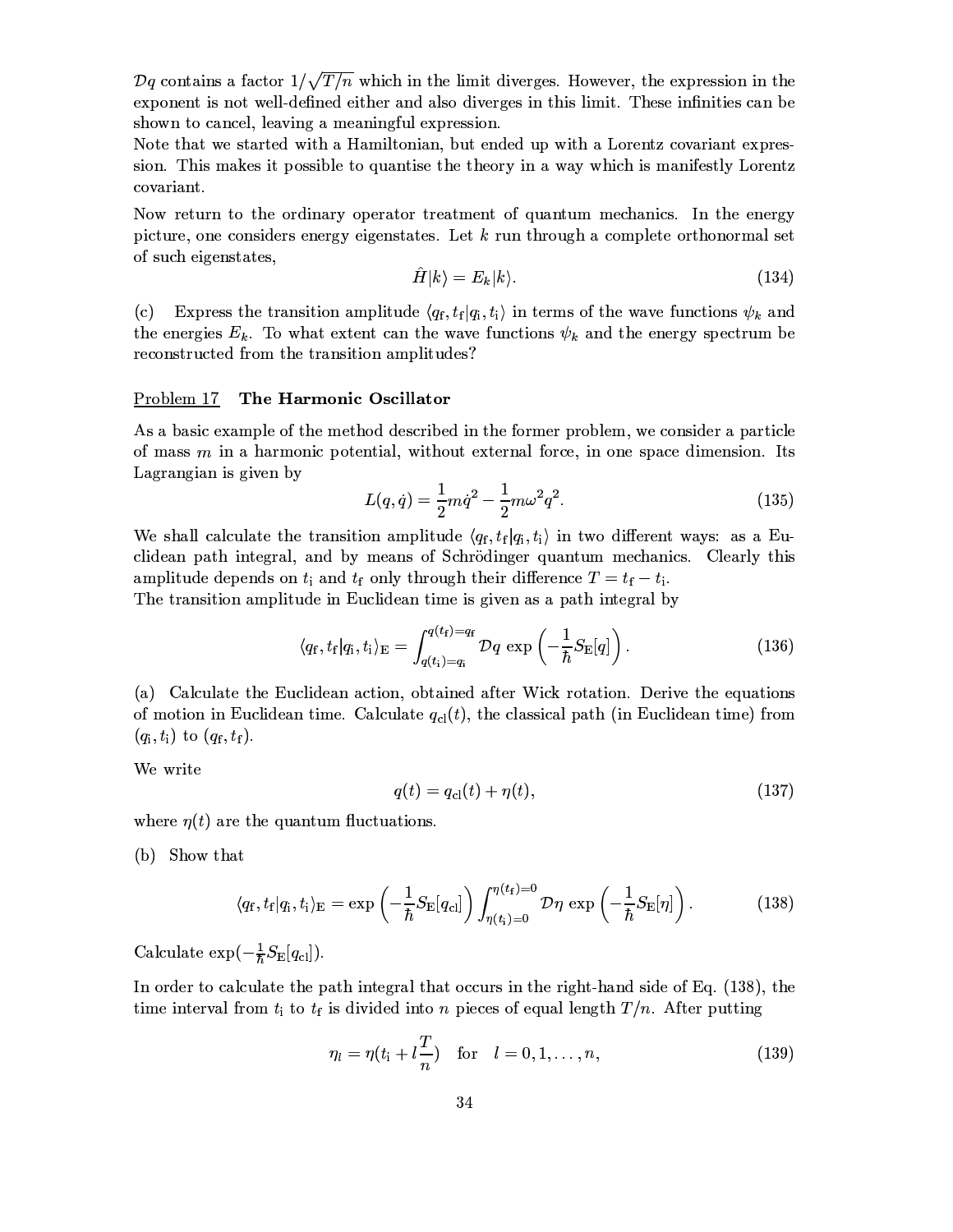$\mathcal{D}q$ contains a factor $1/\sqrt{T/n}$ which in the limit diverges. However, the expression in the exponent is not well-defined either and also diverges in this limit. These infinities can be shown to cancel, leaving a meaningful expression.

Note that we started with a Hamiltonian, but ended up with a Lorentz covariant expression. This makes it possible to quantise the theory in a way which is manifestly Lorentz covariant.

Now return to the ordinary operator treatment of quantum mechanics. In the energy picture, one considers energy eigenstates. Let $k$ run through a complete orthonormal set of such eigenstates,

$$\hat{H}|k\rangle = E_k|k\rangle. \tag{134}$$

(c) Express the transition amplitude $\langle q_{\rm f}, t_{\rm f}|q_{\rm i}, t_{\rm i}\rangle$ in terms of the wave functions $\psi_k$ and the energies $E_k$. To what extent can the wave functions $\psi_k$ and the energy spectrum be reconstructed from the transition amplitudes?

## Problem 17 **The Harmonic Oscillator**

As a basic example of the method described in the former problem, we consider a particle of mass $m$ in a harmonic potential, without external force, in one space dimension. Its Lagrangian is given by

$$L(q, \dot{q}) = \frac{1}{2}m\dot{q}^2 - \frac{1}{2}m\omega^2 q^2. \tag{135}$$

We shall calculate the transition amplitude $\langle q_{\rm f}, t_{\rm f}|q_{\rm i}, t_{\rm i}\rangle$ in two different ways: as a Euclidean path integral, and by means of Schrödinger quantum mechanics. Clearly this amplitude depends on $t_{\rm i}$ and $t_{\rm f}$ only through their difference $T = t_{\rm f} - t_{\rm i}$.

The transition amplitude in Euclidean time is given as a path integral by

$$\langle q_{\rm f}, t_{\rm f}|q_{\rm i}, t_{\rm i}\rangle_{\rm E} = \int_{q(t_{\rm i})=q_{\rm i}}^{q(t_{\rm f})=q_{\rm f}} \mathcal{D}q \, \exp\left(-\frac{1}{\hbar}S_{\rm E}[q]\right). \tag{136}$$

(a) Calculate the Euclidean action, obtained after Wick rotation. Derive the equations of motion in Euclidean time. Calculate $q_{\rm cl}(t)$, the classical path (in Euclidean time) from $(q_{\rm i}, t_{\rm i})$ to $(q_{\rm f}, t_{\rm f})$.

We write

$$q(t) = q_{\rm cl}(t) + \eta(t), \tag{137}$$

where $\eta(t)$ are the quantum fluctuations.

(b) Show that

$$\langle q_{\rm f}, t_{\rm f}|q_{\rm i}, t_{\rm i}\rangle_{\rm E} = \exp\left(-\frac{1}{\hbar}S_{\rm E}[q_{\rm cl}]\right) \int_{\eta(t_{\rm i})=0}^{\eta(t_{\rm f})=0} \mathcal{D}\eta \, \exp\left(-\frac{1}{\hbar}S_{\rm E}[\eta]\right). \tag{138}$$

Calculate $\exp(-\frac{1}{\hbar}S_{\rm E}[q_{\rm cl}])$.

In order to calculate the path integral that occurs in the right-hand side of Eq. (138), the time interval from $t_{\rm i}$ to $t_{\rm f}$ is divided into $n$ pieces of equal length $T/n$. After putting

$$\eta_l = \eta(t_{\rm i} + l\frac{T}{n}) \quad \text{for} \quad l = 0, 1, \ldots, n, \tag{139}$$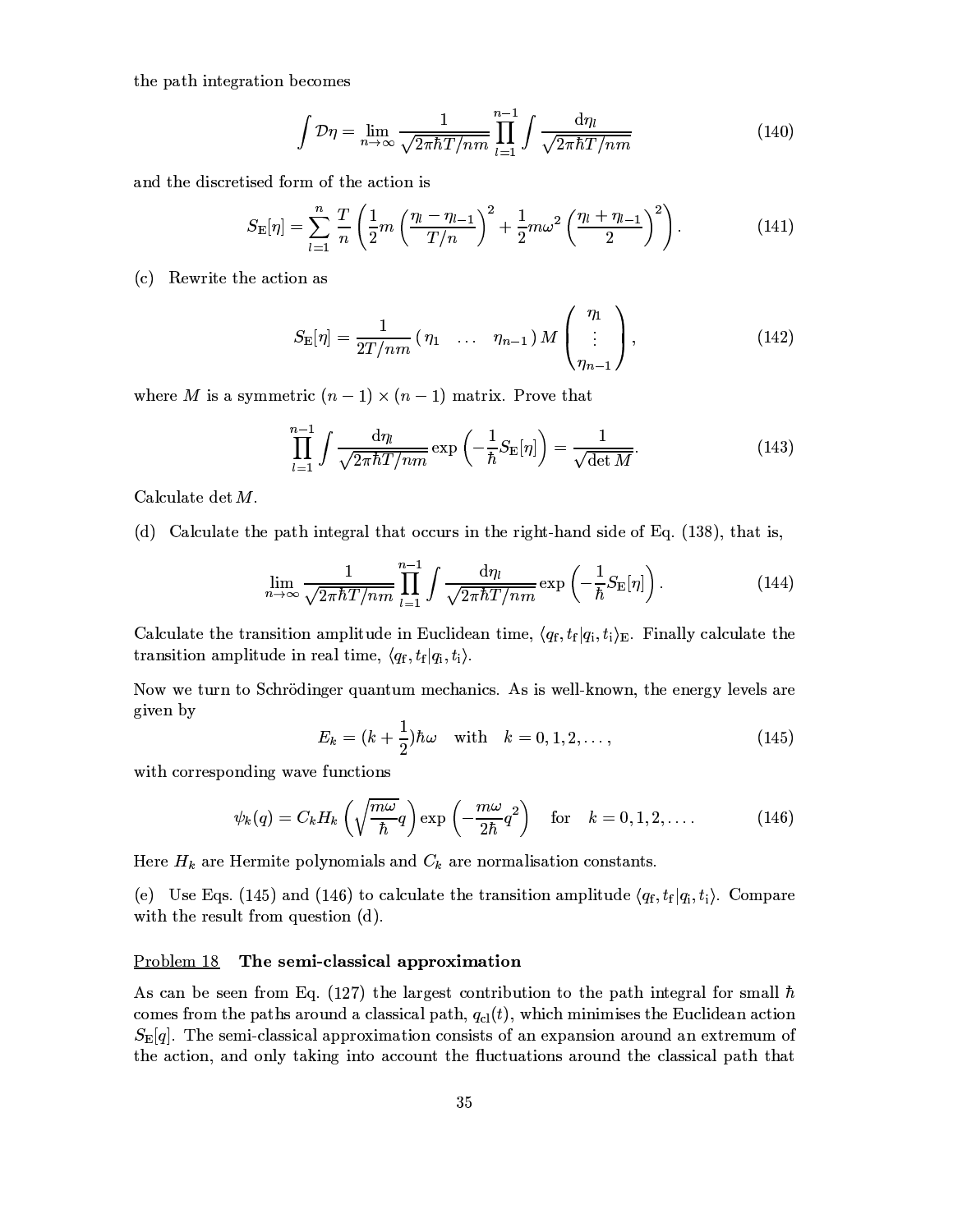the path integration becomes

$$\int \mathcal{D}\eta = \lim_{n\to\infty} \frac{1}{\sqrt{2\pi\hbar T/nm}} \prod_{l=1}^{n-1} \int \frac{\mathrm{d}\eta_l}{\sqrt{2\pi\hbar T/nm}} \tag{140}$$

and the discretised form of the action is

$$S_{\mathrm{E}}[\eta] = \sum_{l=1}^{n} \frac{T}{n} \left( \frac{1}{2} m \left( \frac{\eta_l - \eta_{l-1}}{T/n} \right)^2 + \frac{1}{2} m\omega^2 \left( \frac{\eta_l + \eta_{l-1}}{2} \right)^2 \right). \tag{141}$$

(c) Rewrite the action as

$$S_{\mathrm{E}}[\eta] = \frac{1}{2T/nm} \left( \eta_1 \quad \ldots \quad \eta_{n-1} \right) M \begin{pmatrix} \eta_1 \\ \vdots \\ \eta_{n-1} \end{pmatrix}, \tag{142}$$

where $M$ is a symmetric $(n-1) \times (n-1)$ matrix. Prove that

$$\prod_{l=1}^{n-1} \int \frac{\mathrm{d}\eta_l}{\sqrt{2\pi\hbar T/nm}} \exp\left( -\frac{1}{\hbar} S_{\mathrm{E}}[\eta] \right) = \frac{1}{\sqrt{\det M}}. \tag{143}$$

Calculate $\det M$.

(d) Calculate the path integral that occurs in the right-hand side of Eq. (138), that is,

$$\lim_{n\to\infty} \frac{1}{\sqrt{2\pi\hbar T/nm}} \prod_{l=1}^{n-1} \int \frac{\mathrm{d}\eta_l}{\sqrt{2\pi\hbar T/nm}} \exp\left( -\frac{1}{\hbar} S_{\mathrm{E}}[\eta] \right). \tag{144}$$

Calculate the transition amplitude in Euclidean time, $\langle q_{\mathrm{f}}, t_{\mathrm{f}} | q_{\mathrm{i}}, t_{\mathrm{i}} \rangle_{\mathrm{E}}$. Finally calculate the transition amplitude in real time, $\langle q_{\mathrm{f}}, t_{\mathrm{f}} | q_{\mathrm{i}}, t_{\mathrm{i}} \rangle$.

Now we turn to Schrödinger quantum mechanics. As is well-known, the energy levels are given by

$$E_k = (k + \frac{1}{2})\hbar\omega \quad \text{with} \quad k = 0, 1, 2, \ldots, \tag{145}$$

with corresponding wave functions

$$\psi_k(q) = C_k H_k \left( \sqrt{\frac{m\omega}{\hbar}} q \right) \exp\left( -\frac{m\omega}{2\hbar} q^2 \right) \quad \text{for} \quad k = 0, 1, 2, \ldots. \tag{146}$$

Here $H_k$ are Hermite polynomials and $C_k$ are normalisation constants.

(e) Use Eqs. (145) and (146) to calculate the transition amplitude $\langle q_{\mathrm{f}}, t_{\mathrm{f}} | q_{\mathrm{i}}, t_{\mathrm{i}} \rangle$. Compare with the result from question (d).

## Problem 18 The semi-classical approximation

As can be seen from Eq. (127) the largest contribution to the path integral for small $\hbar$ comes from the paths around a classical path, $q_{\mathrm{cl}}(t)$, which minimises the Euclidean action $S_{\mathrm{E}}[q]$. The semi-classical approximation consists of an expansion around an extremum of the action, and only taking into account the fluctuations around the classical path that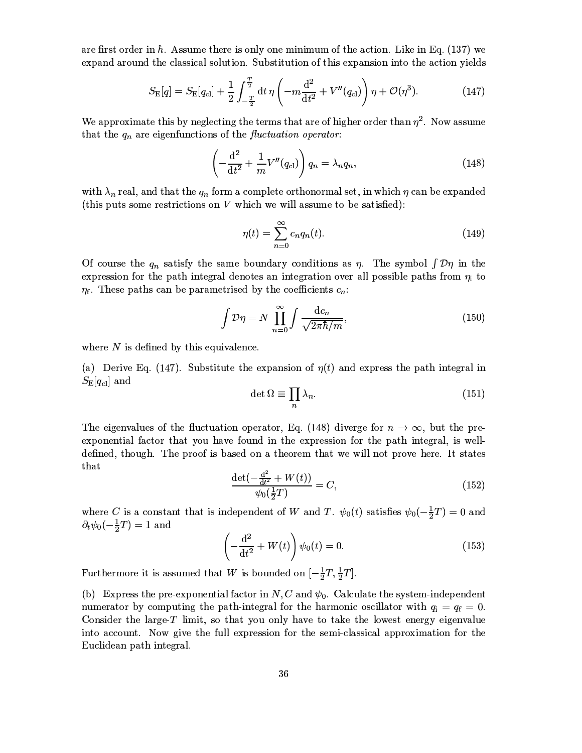are first order in $\hbar$. Assume there is only one minimum of the action. Like in Eq. (137) we expand around the classical solution. Substitution of this expansion into the action yields

$$S_{\mathrm{E}}[q] = S_{\mathrm{E}}[q_{\mathrm{cl}}] + \frac{1}{2}\int_{-\frac{T}{2}}^{\frac{T}{2}} \mathrm{d}t\, \eta \left(-m\frac{\mathrm{d}^2}{\mathrm{d}t^2} + V''(q_{\mathrm{cl}})\right)\eta + \mathcal{O}(\eta^3). \tag{147}$$

We approximate this by neglecting the terms that are of higher order than $\eta^2$. Now assume that the $q_n$ are eigenfunctions of the *fluctuation operator*:

$$\left(-\frac{\mathrm{d}^2}{\mathrm{d}t^2} + \frac{1}{m}V''(q_{\mathrm{cl}})\right) q_n = \lambda_n q_n, \tag{148}$$

with $\lambda_n$ real, and that the $q_n$ form a complete orthonormal set, in which $\eta$ can be expanded (this puts some restrictions on $V$ which we will assume to be satisfied):

$$\eta(t) = \sum_{n=0}^{\infty} c_n q_n(t). \tag{149}$$

Of course the $q_n$ satisfy the same boundary conditions as $\eta$. The symbol $\int \mathcal{D}\eta$ in the expression for the path integral denotes an integration over all possible paths from $\eta_{\mathrm{i}}$ to $\eta_{\mathrm{f}}$. These paths can be parametrised by the coefficients $c_n$:

$$\int \mathcal{D}\eta = N \prod_{n=0}^{\infty} \int \frac{\mathrm{d}c_n}{\sqrt{2\pi\hbar/m}}, \tag{150}$$

where $N$ is defined by this equivalence.

(a) Derive Eq. (147). Substitute the expansion of $\eta(t)$ and express the path integral in $S_{\mathrm{E}}[q_{\mathrm{cl}}]$ and

$$\det\Omega \equiv \prod_n \lambda_n. \tag{151}$$

The eigenvalues of the fluctuation operator, Eq. (148) diverge for $n \to \infty$, but the pre-exponential factor that you have found in the expression for the path integral, is well-defined, though. The proof is based on a theorem that we will not prove here. It states that

$$\frac{\det(-\frac{\mathrm{d}^2}{\mathrm{d}t^2} + W(t))}{\psi_0(\frac{1}{2}T)} = C, \tag{152}$$

where $C$ is a constant that is independent of $W$ and $T$. $\psi_0(t)$ satisfies $\psi_0(-\frac{1}{2}T) = 0$ and $\partial_t\psi_0(-\frac{1}{2}T) = 1$ and

$$\left(-\frac{\mathrm{d}^2}{\mathrm{d}t^2} + W(t)\right)\psi_0(t) = 0. \tag{153}$$

Furthermore it is assumed that $W$ is bounded on $[-\frac{1}{2}T, \frac{1}{2}T]$.

(b) Express the pre-exponential factor in $N, C$ and $\psi_0$. Calculate the system-independent numerator by computing the path-integral for the harmonic oscillator with $q_{\mathrm{i}} = q_{\mathrm{f}} = 0$. Consider the large-$T$ limit, so that you only have to take the lowest energy eigenvalue into account. Now give the full expression for the semi-classical approximation for the Euclidean path integral.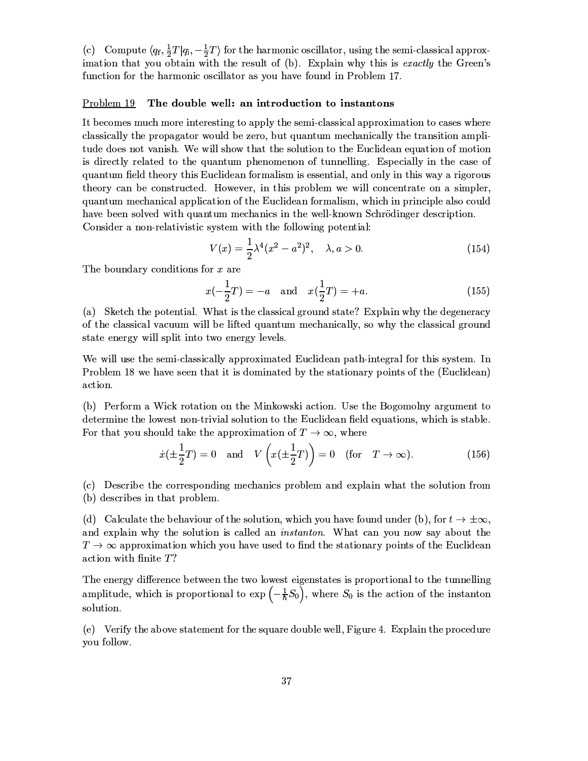(c) Compute $\langle q_f, \frac{1}{2}T | q_i, -\frac{1}{2}T\rangle$ for the harmonic oscillator, using the semi-classical approximation that you obtain with the result of (b). Explain why this is *exactly* the Green's function for the harmonic oscillator as you have found in Problem 17.

## Problem 19 **The double well: an introduction to instantons**

It becomes much more interesting to apply the semi-classical approximation to cases where classically the propagator would be zero, but quantum mechanically the transition amplitude does not vanish. We will show that the solution to the Euclidean equation of motion is directly related to the quantum phenomenon of tunnelling. Especially in the case of quantum field theory this Euclidean formalism is essential, and only in this way a rigorous theory can be constructed. However, in this problem we will concentrate on a simpler, quantum mechanical application of the Euclidean formalism, which in principle also could have been solved with quantum mechanics in the well-known Schrödinger description.
Consider a non-relativistic system with the following potential:

$$V(x) = \frac{1}{2}\lambda^4(x^2 - a^2)^2, \quad \lambda, a > 0. \tag{154}$$

The boundary conditions for $x$ are

$$x(-\frac{1}{2}T) = -a \quad \text{and} \quad x(\frac{1}{2}T) = +a. \tag{155}$$

(a) Sketch the potential. What is the classical ground state? Explain why the degeneracy of the classical vacuum will be lifted quantum mechanically, so why the classical ground state energy will split into two energy levels.

We will use the semi-classically approximated Euclidean path-integral for this system. In Problem 18 we have seen that it is dominated by the stationary points of the (Euclidean) action.

(b) Perform a Wick rotation on the Minkowski action. Use the Bogomolny argument to determine the lowest non-trivial solution to the Euclidean field equations, which is stable. For that you should take the approximation of $T \to \infty$, where

$$\dot{x}(\pm\frac{1}{2}T) = 0 \quad \text{and} \quad V\left(x(\pm\frac{1}{2}T)\right) = 0 \quad (\text{for} \quad T \to \infty). \tag{156}$$

(c) Describe the corresponding mechanics problem and explain what the solution from (b) describes in that problem.

(d) Calculate the behaviour of the solution, which you have found under (b), for $t \to \pm\infty$, and explain why the solution is called an *instanton*. What can you now say about the $T \to \infty$ approximation which you have used to find the stationary points of the Euclidean action with finite $T$?

The energy difference between the two lowest eigenstates is proportional to the tunnelling amplitude, which is proportional to $\exp\left(-\frac{1}{\hbar}S_0\right)$, where $S_0$ is the action of the instanton solution.

(e) Verify the above statement for the square double well, Figure 4. Explain the procedure you follow.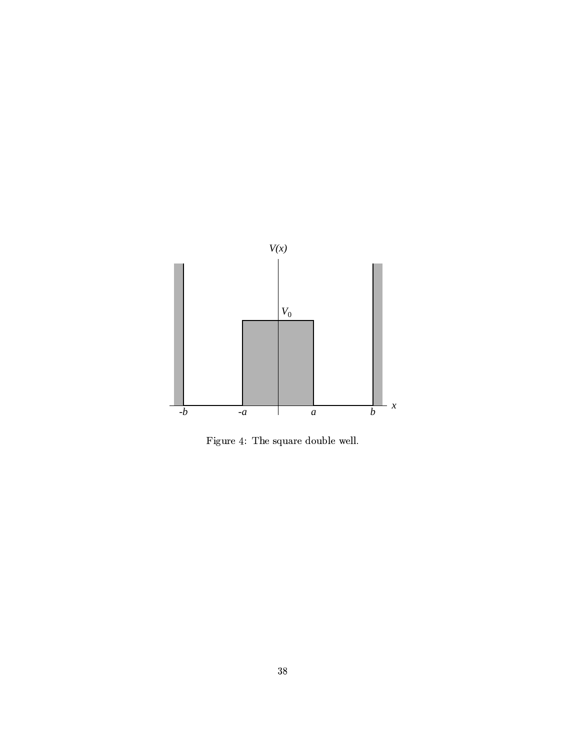Figure 4: The square double well.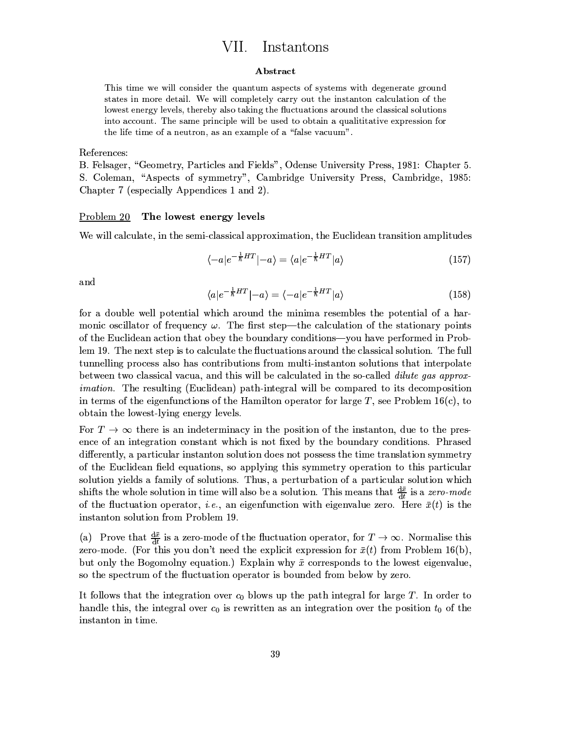# VII. Instantons

**Abstract**

This time we will consider the quantum aspects of systems with degenerate ground states in more detail. We will completely carry out the instanton calculation of the lowest energy levels, thereby also taking the fluctuations around the classical solutions into account. The same principle will be used to obtain a qualititative expression for the life time of a neutron, as an example of a "false vacuum".

References:
B. Felsager, "Geometry, Particles and Fields", Odense University Press, 1981: Chapter 5.
S. Coleman, "Aspects of symmetry", Cambridge University Press, Cambridge, 1985: Chapter 7 (especially Appendices 1 and 2).

Problem 20 **The lowest energy levels**

We will calculate, in the semi-classical approximation, the Euclidean transition amplitudes

$$\langle -a|e^{-\frac{1}{\hbar}HT}|-a\rangle = \langle a|e^{-\frac{1}{\hbar}HT}|a\rangle \tag{157}$$

and

$$\langle a|e^{-\frac{1}{\hbar}HT}|-a\rangle = \langle -a|e^{-\frac{1}{\hbar}HT}|a\rangle \tag{158}$$

for a double well potential which around the minima resembles the potential of a harmonic oscillator of frequency $\omega$. The first step—the calculation of the stationary points of the Euclidean action that obey the boundary conditions—you have performed in Problem 19. The next step is to calculate the fluctuations around the classical solution. The full tunnelling process also has contributions from multi-instanton solutions that interpolate between two classical vacua, and this will be calculated in the so-called *dilute gas approximation*. The resulting (Euclidean) path-integral will be compared to its decomposition in terms of the eigenfunctions of the Hamilton operator for large $T$, see Problem 16(c), to obtain the lowest-lying energy levels.

For $T \to \infty$ there is an indeterminacy in the position of the instanton, due to the presence of an integration constant which is not fixed by the boundary conditions. Phrased differently, a particular instanton solution does not possess the time translation symmetry of the Euclidean field equations, so applying this symmetry operation to this particular solution yields a family of solutions. Thus, a perturbation of a particular solution which shifts the whole solution in time will also be a solution. This means that $\frac{\mathrm{d}\bar{x}}{\mathrm{d}t}$ is a *zero-mode* of the fluctuation operator, *i.e.*, an eigenfunction with eigenvalue zero. Here $\bar{x}(t)$ is the instanton solution from Problem 19.

(a) Prove that $\frac{\mathrm{d}\bar{x}}{\mathrm{d}t}$ is a zero-mode of the fluctuation operator, for $T \to \infty$. Normalise this zero-mode. (For this you don't need the explicit expression for $\bar{x}(t)$ from Problem 16(b), but only the Bogomolny equation.) Explain why $\bar{x}$ corresponds to the lowest eigenvalue, so the spectrum of the fluctuation operator is bounded from below by zero.

It follows that the integration over $c_0$ blows up the path integral for large $T$. In order to handle this, the integral over $c_0$ is rewritten as an integration over the position $t_0$ of the instanton in time.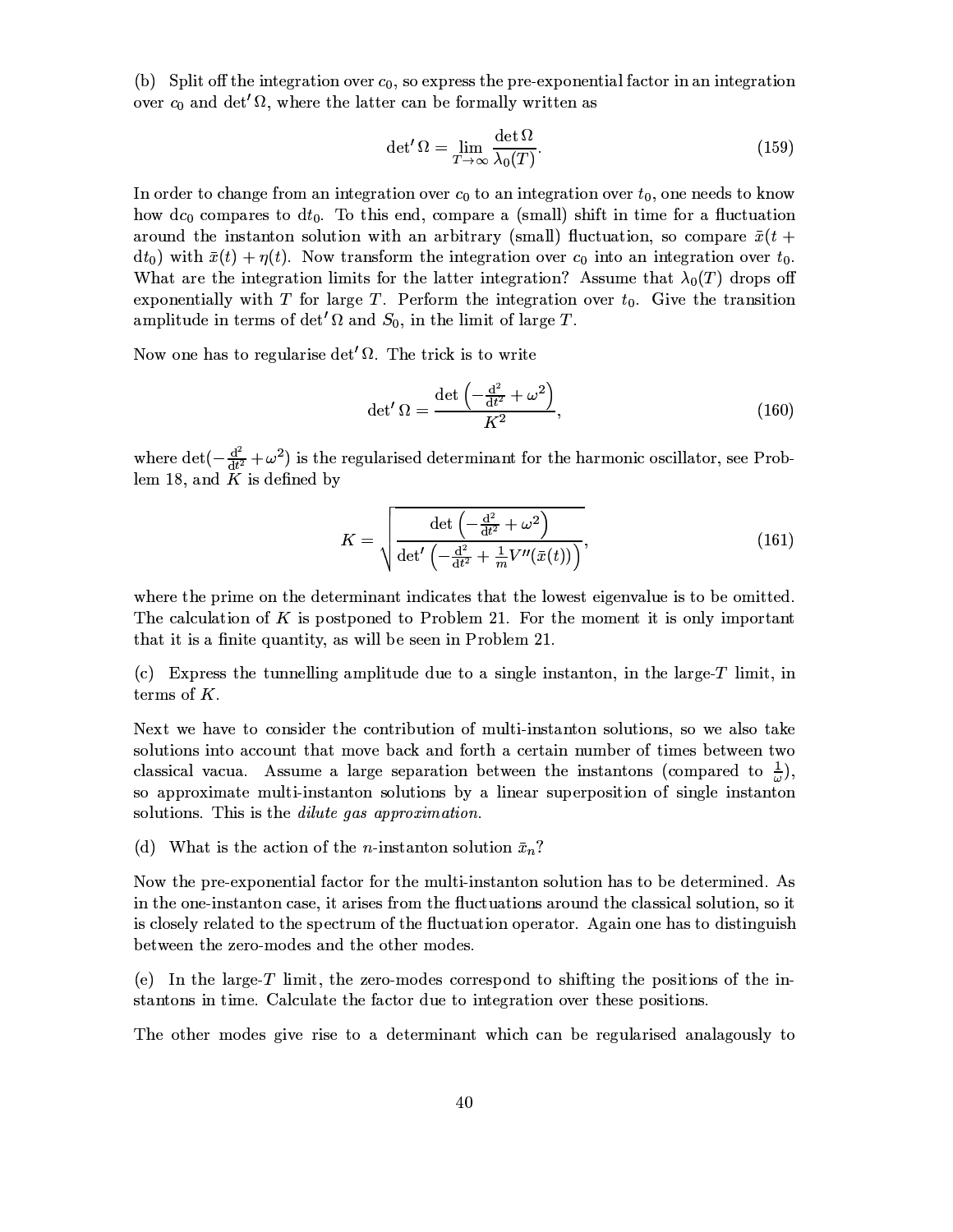(b) Split off the integration over $c_0$, so express the pre-exponential factor in an integration over $c_0$ and $\det' \Omega$, where the latter can be formally written as

$$\det{}' \Omega = \lim_{T \to \infty} \frac{\det \Omega}{\lambda_0(T)}. \tag{159}$$

In order to change from an integration over $c_0$ to an integration over $t_0$, one needs to know how $\mathrm{d}c_0$ compares to $\mathrm{d}t_0$. To this end, compare a (small) shift in time for a fluctuation around the instanton solution with an arbitrary (small) fluctuation, so compare $\bar{x}(t + \mathrm{d}t_0)$ with $\bar{x}(t) + \eta(t)$. Now transform the integration over $c_0$ into an integration over $t_0$. What are the integration limits for the latter integration? Assume that $\lambda_0(T)$ drops off exponentially with $T$ for large $T$. Perform the integration over $t_0$. Give the transition amplitude in terms of $\det' \Omega$ and $S_0$, in the limit of large $T$.

Now one has to regularise $\det' \Omega$. The trick is to write

$$\det{}' \Omega = \frac{\det\left(-\frac{\mathrm{d}^2}{\mathrm{d}t^2} + \omega^2\right)}{K^2}, \tag{160}$$

where $\det(-\frac{\mathrm{d}^2}{\mathrm{d}t^2} + \omega^2)$ is the regularised determinant for the harmonic oscillator, see Problem 18, and $K$ is defined by

$$K = \sqrt{\frac{\det\left(-\frac{\mathrm{d}^2}{\mathrm{d}t^2} + \omega^2\right)}{\det'\left(-\frac{\mathrm{d}^2}{\mathrm{d}t^2} + \frac{1}{m}V''(\bar{x}(t))\right)}}, \tag{161}$$

where the prime on the determinant indicates that the lowest eigenvalue is to be omitted. The calculation of $K$ is postponed to Problem 21. For the moment it is only important that it is a finite quantity, as will be seen in Problem 21.

(c) Express the tunnelling amplitude due to a single instanton, in the large-$T$ limit, in terms of $K$.

Next we have to consider the contribution of multi-instanton solutions, so we also take solutions into account that move back and forth a certain number of times between two classical vacua. Assume a large separation between the instantons (compared to $\frac{1}{\omega}$), so approximate multi-instanton solutions by a linear superposition of single instanton solutions. This is the *dilute gas approximation*.

(d) What is the action of the $n$-instanton solution $\bar{x}_n$?

Now the pre-exponential factor for the multi-instanton solution has to be determined. As in the one-instanton case, it arises from the fluctuations around the classical solution, so it is closely related to the spectrum of the fluctuation operator. Again one has to distinguish between the zero-modes and the other modes.

(e) In the large-$T$ limit, the zero-modes correspond to shifting the positions of the instantons in time. Calculate the factor due to integration over these positions.

The other modes give rise to a determinant which can be regularised analagously to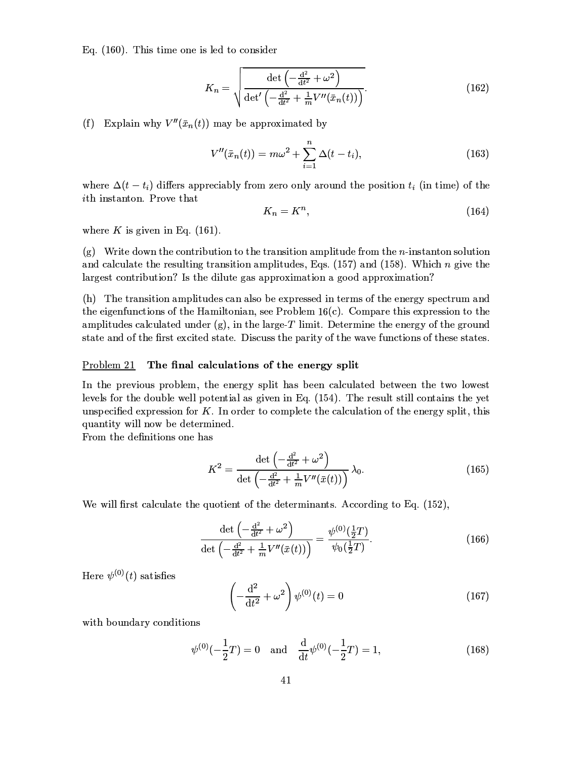Eq. (160). This time one is led to consider

$$
K_n = \sqrt{\frac{\det\left(-\frac{\mathrm{d}^2}{\mathrm{d}t^2} + \omega^2\right)}{\det'\left(-\frac{\mathrm{d}^2}{\mathrm{d}t^2} + \frac{1}{m}V''(\bar{x}_n(t))\right)}}. \tag{162}
$$

(f) Explain why $V''(\bar{x}_n(t))$ may be approximated by

$$
V''(\bar{x}_n(t)) = m\omega^2 + \sum_{i=1}^{n} \Delta(t - t_i), \tag{163}
$$

where $\Delta(t - t_i)$ differs appreciably from zero only around the position $t_i$ (in time) of the $i$th instanton. Prove that

$$
K_n = K^n, \tag{164}
$$

where $K$ is given in Eq. (161).

(g) Write down the contribution to the transition amplitude from the $n$-instanton solution and calculate the resulting transition amplitudes, Eqs. (157) and (158). Which $n$ give the largest contribution? Is the dilute gas approximation a good approximation?

(h) The transition amplitudes can also be expressed in terms of the energy spectrum and the eigenfunctions of the Hamiltonian, see Problem 16(c). Compare this expression to the amplitudes calculated under (g), in the large-$T$ limit. Determine the energy of the ground state and of the first excited state. Discuss the parity of the wave functions of these states.

## Problem 21 **The final calculations of the energy split**

In the previous problem, the energy split has been calculated between the two lowest levels for the double well potential as given in Eq. (154). The result still contains the yet unspecified expression for $K$. In order to complete the calculation of the energy split, this quantity will now be determined.

From the definitions one has

$$
K^2 = \frac{\det\left(-\frac{\mathrm{d}^2}{\mathrm{d}t^2} + \omega^2\right)}{\det\left(-\frac{\mathrm{d}^2}{\mathrm{d}t^2} + \frac{1}{m}V''(\bar{x}(t))\right)}\,\lambda_0. \tag{165}
$$

We will first calculate the quotient of the determinants. According to Eq. (152),

$$
\frac{\det\left(-\frac{\mathrm{d}^2}{\mathrm{d}t^2} + \omega^2\right)}{\det\left(-\frac{\mathrm{d}^2}{\mathrm{d}t^2} + \frac{1}{m}V''(\bar{x}(t))\right)} = \frac{\psi^{(0)}(\frac{1}{2}T)}{\psi_0(\frac{1}{2}T)}. \tag{166}
$$

Here $\psi^{(0)}(t)$ satisfies

$$
\left(-\frac{\mathrm{d}^2}{\mathrm{d}t^2} + \omega^2\right)\psi^{(0)}(t) = 0 \tag{167}
$$

with boundary conditions

$$
\psi^{(0)}(-\frac{1}{2}T) = 0 \quad \text{and} \quad \frac{\mathrm{d}}{\mathrm{d}t}\psi^{(0)}(-\frac{1}{2}T) = 1, \tag{168}
$$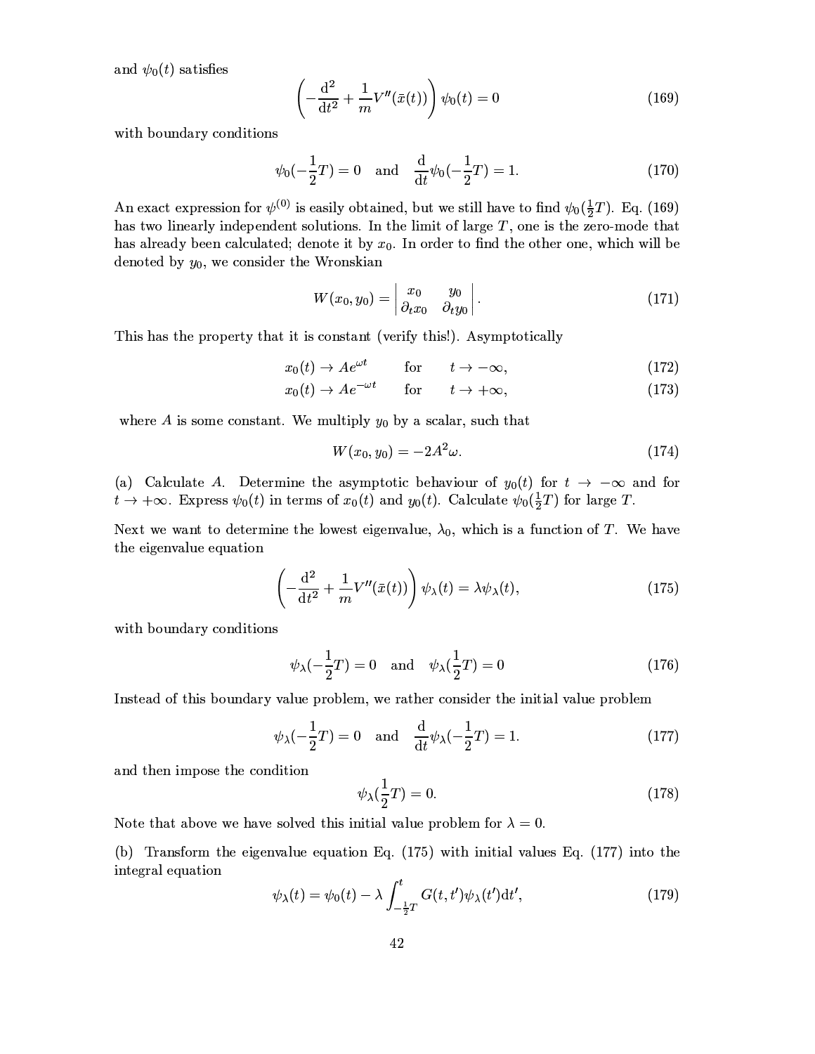and $\psi_0(t)$ satisfies

$$\left(-\frac{\mathrm{d}^2}{\mathrm{d}t^2} + \frac{1}{m}V''(\bar{x}(t))\right)\psi_0(t) = 0 \tag{169}$$

with boundary conditions

$$\psi_0(-\frac{1}{2}T) = 0 \quad \text{and} \quad \frac{\mathrm{d}}{\mathrm{d}t}\psi_0(-\frac{1}{2}T) = 1. \tag{170}$$

An exact expression for $\psi^{(0)}$ is easily obtained, but we still have to find $\psi_0(\frac{1}{2}T)$. Eq. (169) has two linearly independent solutions. In the limit of large $T$, one is the zero-mode that has already been calculated; denote it by $x_0$. In order to find the other one, which will be denoted by $y_0$, we consider the Wronskian

$$W(x_0, y_0) = \begin{vmatrix} x_0 & y_0 \\ \partial_t x_0 & \partial_t y_0 \end{vmatrix}. \tag{171}$$

This has the property that it is constant (verify this!). Asymptotically

$$x_0(t) \to A e^{\omega t} \qquad \text{for} \qquad t \to -\infty, \tag{172}$$

$$x_0(t) \to A e^{-\omega t} \qquad \text{for} \qquad t \to +\infty, \tag{173}$$

where $A$ is some constant. We multiply $y_0$ by a scalar, such that

$$W(x_0, y_0) = -2A^2\omega. \tag{174}$$

(a) Calculate $A$. Determine the asymptotic behaviour of $y_0(t)$ for $t \to -\infty$ and for $t \to +\infty$. Express $\psi_0(t)$ in terms of $x_0(t)$ and $y_0(t)$. Calculate $\psi_0(\frac{1}{2}T)$ for large $T$.

Next we want to determine the lowest eigenvalue, $\lambda_0$, which is a function of $T$. We have the eigenvalue equation

$$\left(-\frac{\mathrm{d}^2}{\mathrm{d}t^2} + \frac{1}{m}V''(\bar{x}(t))\right)\psi_\lambda(t) = \lambda\psi_\lambda(t), \tag{175}$$

with boundary conditions

$$\psi_\lambda(-\frac{1}{2}T) = 0 \quad \text{and} \quad \psi_\lambda(\frac{1}{2}T) = 0 \tag{176}$$

Instead of this boundary value problem, we rather consider the initial value problem

$$\psi_\lambda(-\frac{1}{2}T) = 0 \quad \text{and} \quad \frac{\mathrm{d}}{\mathrm{d}t}\psi_\lambda(-\frac{1}{2}T) = 1. \tag{177}$$

and then impose the condition

$$\psi_\lambda(\frac{1}{2}T) = 0. \tag{178}$$

Note that above we have solved this initial value problem for $\lambda = 0$.

(b) Transform the eigenvalue equation Eq. (175) with initial values Eq. (177) into the integral equation

$$\psi_\lambda(t) = \psi_0(t) - \lambda\int_{-\frac{1}{2}T}^{t} G(t,t')\psi_\lambda(t')\mathrm{d}t', \tag{179}$$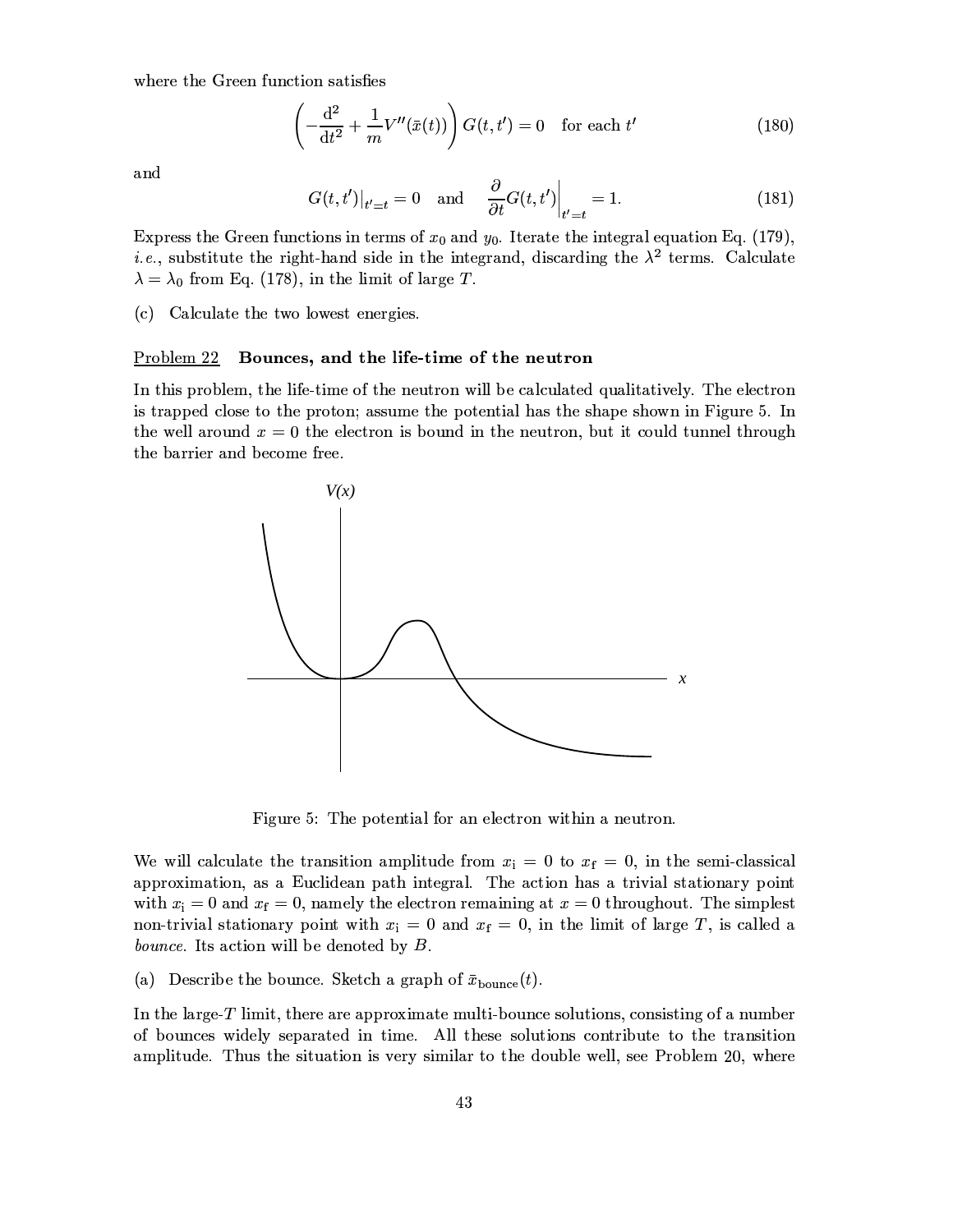where the Green function satisfies

$$\left(-\frac{\mathrm{d}^2}{\mathrm{d}t^2} + \frac{1}{m}V''(\bar{x}(t))\right) G(t,t') = 0 \quad \text{for each } t' \tag{180}$$

and

$$G(t,t')\big|_{t'=t} = 0 \quad \text{and} \quad \frac{\partial}{\partial t}G(t,t')\bigg|_{t'=t} = 1. \tag{181}$$

Express the Green functions in terms of $x_0$ and $y_0$. Iterate the integral equation Eq. (179), *i.e.*, substitute the right-hand side in the integrand, discarding the $\lambda^2$ terms. Calculate $\lambda = \lambda_0$ from Eq. (178), in the limit of large $T$.

(c) Calculate the two lowest energies.

Problem 22 **Bounces, and the life-time of the neutron**

In this problem, the life-time of the neutron will be calculated qualitatively. The electron is trapped close to the proton; assume the potential has the shape shown in Figure 5. In the well around $x = 0$ the electron is bound in the neutron, but it could tunnel through the barrier and become free.

Figure 5: The potential for an electron within a neutron.

We will calculate the transition amplitude from $x_\mathrm{i} = 0$ to $x_\mathrm{f} = 0$, in the semi-classical approximation, as a Euclidean path integral. The action has a trivial stationary point with $x_\mathrm{i} = 0$ and $x_\mathrm{f} = 0$, namely the electron remaining at $x = 0$ throughout. The simplest non-trivial stationary point with $x_\mathrm{i} = 0$ and $x_\mathrm{f} = 0$, in the limit of large $T$, is called a *bounce*. Its action will be denoted by $B$.

(a) Describe the bounce. Sketch a graph of $\bar{x}_{\text{bounce}}(t)$.

In the large-$T$ limit, there are approximate multi-bounce solutions, consisting of a number of bounces widely separated in time. All these solutions contribute to the transition amplitude. Thus the situation is very similar to the double well, see Problem 20, where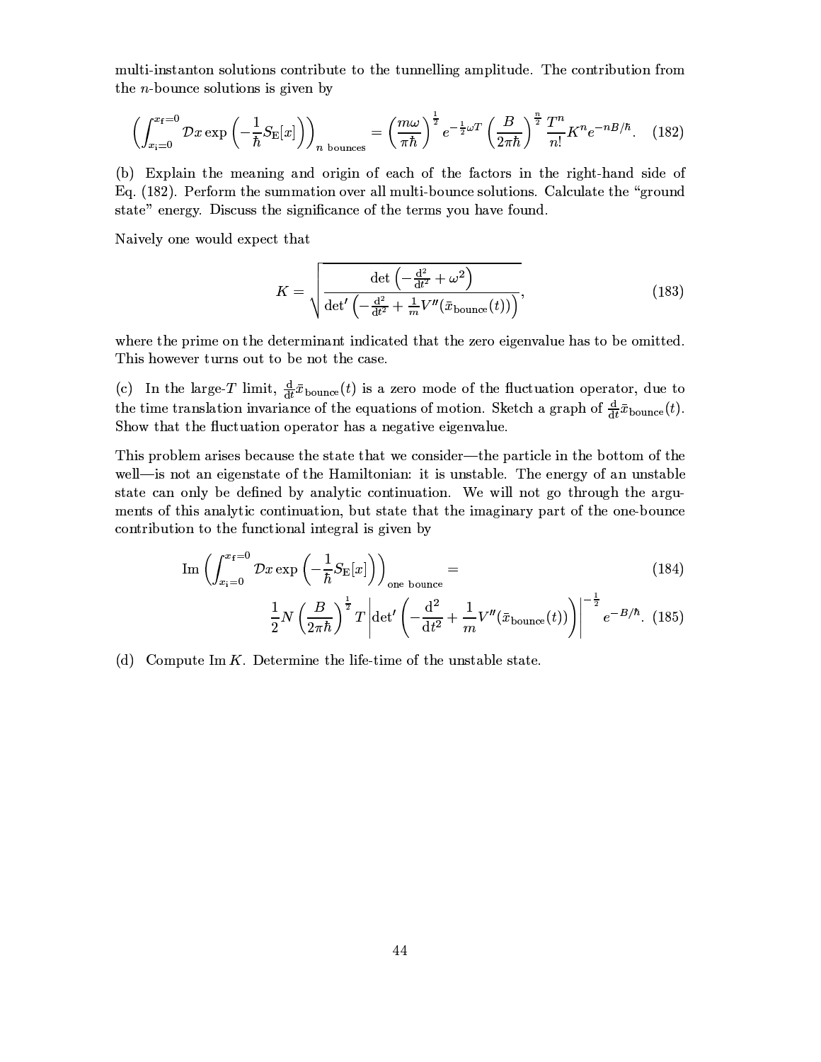multi-instanton solutions contribute to the tunnelling amplitude. The contribution from the $n$-bounce solutions is given by

$$\left( \int_{x_{\rm i}=0}^{x_{\rm f}=0} \mathcal{D}x \exp\left(-\frac{1}{\hbar} S_{\rm E}[x]\right)\right)_{n \text{ bounces}} = \left(\frac{m\omega}{\pi\hbar}\right)^{\frac{1}{2}} e^{-\frac{1}{2}\omega T} \left(\frac{B}{2\pi\hbar}\right)^{\frac{n}{2}} \frac{T^n}{n!} K^n e^{-nB/\hbar}. \quad (182)$$

(b) Explain the meaning and origin of each of the factors in the right-hand side of Eq. (182). Perform the summation over all multi-bounce solutions. Calculate the "ground state" energy. Discuss the significance of the terms you have found.

Naively one would expect that

$$K = \sqrt{\frac{\det\left(-\frac{\mathrm{d}^2}{\mathrm{d}t^2} + \omega^2\right)}{\det'\left(-\frac{\mathrm{d}^2}{\mathrm{d}t^2} + \frac{1}{m}V''(\bar{x}_{\rm bounce}(t))\right)}}, \quad (183)$$

where the prime on the determinant indicated that the zero eigenvalue has to be omitted. This however turns out to be not the case.

(c) In the large-$T$ limit, $\frac{\mathrm{d}}{\mathrm{d}t}\bar{x}_{\rm bounce}(t)$ is a zero mode of the fluctuation operator, due to the time translation invariance of the equations of motion. Sketch a graph of $\frac{\mathrm{d}}{\mathrm{d}t}\bar{x}_{\rm bounce}(t)$. Show that the fluctuation operator has a negative eigenvalue.

This problem arises because the state that we consider—the particle in the bottom of the well—is not an eigenstate of the Hamiltonian: it is unstable. The energy of an unstable state can only be defined by analytic continuation. We will not go through the arguments of this analytic continuation, but state that the imaginary part of the one-bounce contribution to the functional integral is given by

$$\mathrm{Im}\left( \int_{x_{\rm i}=0}^{x_{\rm f}=0} \mathcal{D}x \exp\left(-\frac{1}{\hbar} S_{\rm E}[x]\right)\right)_{\text{one bounce}} = \quad (184)$$

$$\frac{1}{2} N \left(\frac{B}{2\pi\hbar}\right)^{\frac{1}{2}} T \left| \det'\left(-\frac{\mathrm{d}^2}{\mathrm{d}t^2} + \frac{1}{m}V''(\bar{x}_{\rm bounce}(t))\right)\right|^{-\frac{1}{2}} e^{-B/\hbar}. \quad (185)$$

(d) Compute $\mathrm{Im}\, K$. Determine the life-time of the unstable state.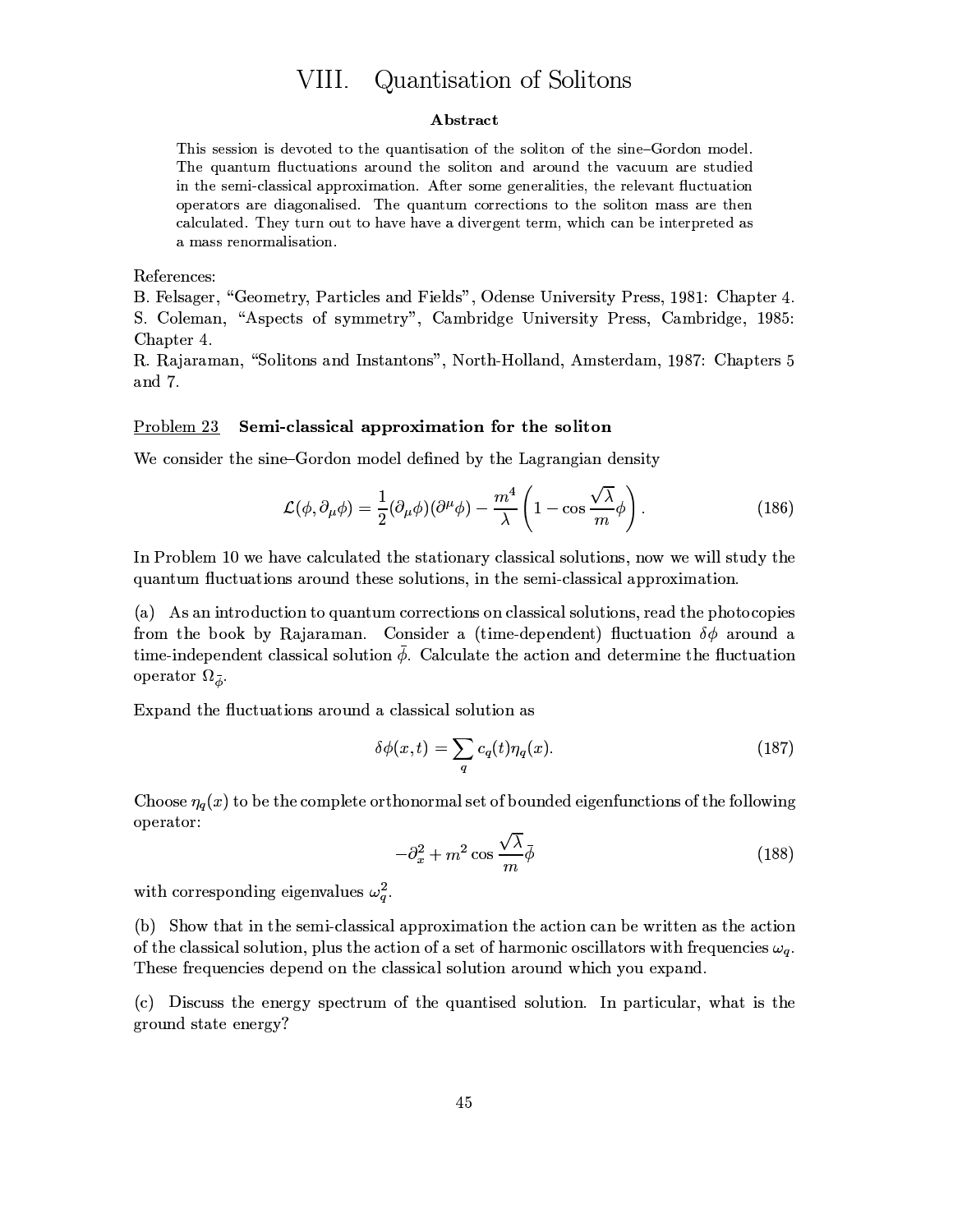# VIII. Quantisation of Solitons

**Abstract**

This session is devoted to the quantisation of the soliton of the sine–Gordon model. The quantum fluctuations around the soliton and around the vacuum are studied in the semi-classical approximation. After some generalities, the relevant fluctuation operators are diagonalised. The quantum corrections to the soliton mass are then calculated. They turn out to have have a divergent term, which can be interpreted as a mass renormalisation.

References:
B. Felsager, "Geometry, Particles and Fields", Odense University Press, 1981: Chapter 4.
S. Coleman, "Aspects of symmetry", Cambridge University Press, Cambridge, 1985: Chapter 4.
R. Rajaraman, "Solitons and Instantons", North-Holland, Amsterdam, 1987: Chapters 5 and 7.

Problem 23 **Semi-classical approximation for the soliton**

We consider the sine–Gordon model defined by the Lagrangian density

$$\mathcal{L}(\phi, \partial_\mu \phi) = \frac{1}{2}(\partial_\mu \phi)(\partial^\mu \phi) - \frac{m^4}{\lambda}\left(1 - \cos\frac{\sqrt{\lambda}}{m}\phi\right). \tag{186}$$

In Problem 10 we have calculated the stationary classical solutions, now we will study the quantum fluctuations around these solutions, in the semi-classical approximation.

(a) As an introduction to quantum corrections on classical solutions, read the photocopies from the book by Rajaraman. Consider a (time-dependent) fluctuation $\delta\phi$ around a time-independent classical solution $\bar{\phi}$. Calculate the action and determine the fluctuation operator $\Omega_{\bar{\phi}}$.

Expand the fluctuations around a classical solution as

$$\delta\phi(x,t) = \sum_q c_q(t)\eta_q(x). \tag{187}$$

Choose $\eta_q(x)$ to be the complete orthonormal set of bounded eigenfunctions of the following operator:

$$-\partial_x^2 + m^2 \cos\frac{\sqrt{\lambda}}{m}\bar{\phi} \tag{188}$$

with corresponding eigenvalues $\omega_q^2$.

(b) Show that in the semi-classical approximation the action can be written as the action of the classical solution, plus the action of a set of harmonic oscillators with frequencies $\omega_q$. These frequencies depend on the classical solution around which you expand.

(c) Discuss the energy spectrum of the quantised solution. In particular, what is the ground state energy?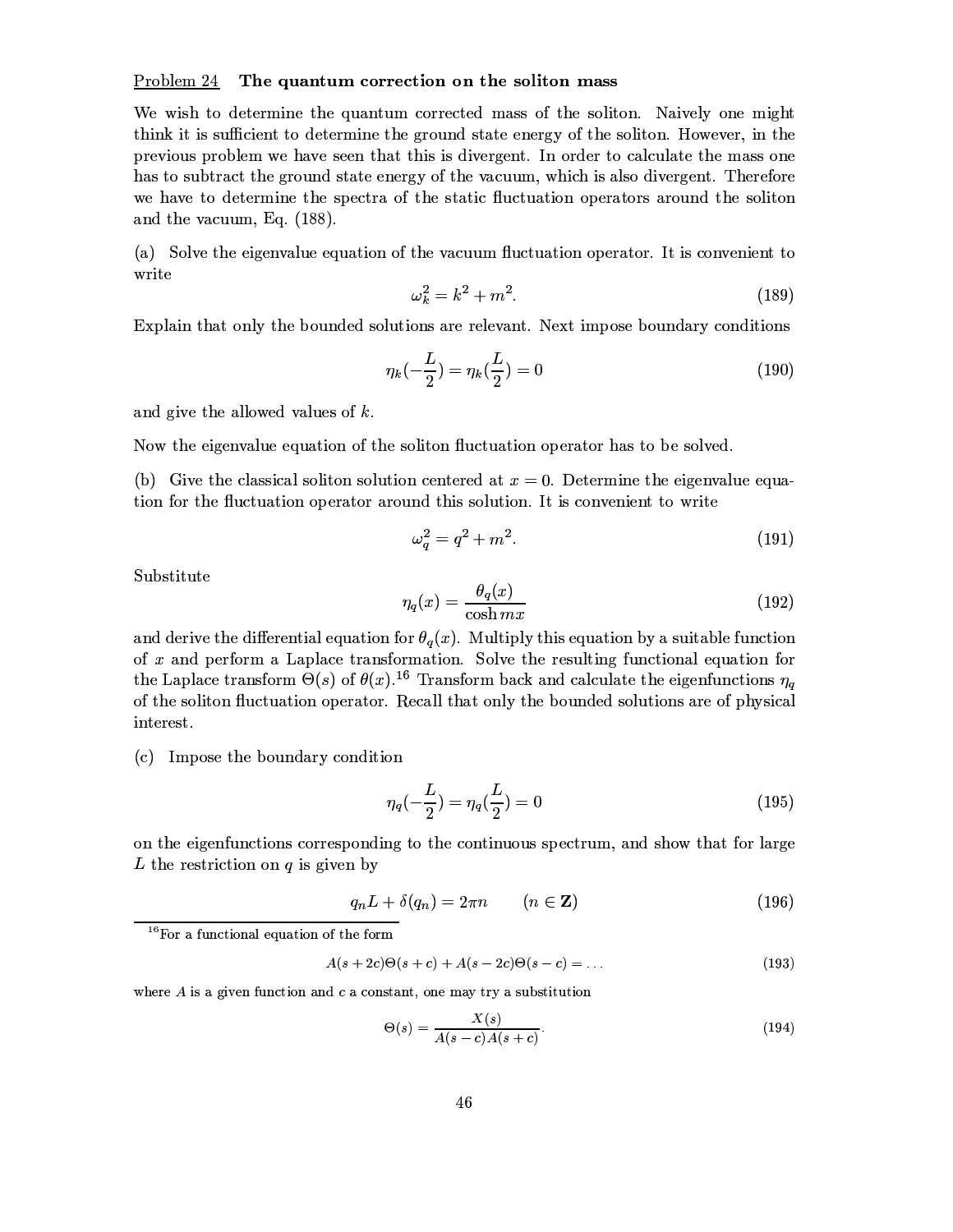Problem 24 **The quantum correction on the soliton mass**

We wish to determine the quantum corrected mass of the soliton. Naively one might think it is sufficient to determine the ground state energy of the soliton. However, in the previous problem we have seen that this is divergent. In order to calculate the mass one has to subtract the ground state energy of the vacuum, which is also divergent. Therefore we have to determine the spectra of the static fluctuation operators around the soliton and the vacuum, Eq. (188).

(a) Solve the eigenvalue equation of the vacuum fluctuation operator. It is convenient to write

$$\omega_k^2 = k^2 + m^2. \tag{189}$$

Explain that only the bounded solutions are relevant. Next impose boundary conditions

$$\eta_k(-\frac{L}{2}) = \eta_k(\frac{L}{2}) = 0 \tag{190}$$

and give the allowed values of $k$.

Now the eigenvalue equation of the soliton fluctuation operator has to be solved.

(b) Give the classical soliton solution centered at $x = 0$. Determine the eigenvalue equation for the fluctuation operator around this solution. It is convenient to write

$$\omega_q^2 = q^2 + m^2. \tag{191}$$

Substitute

$$\eta_q(x) = \frac{\theta_q(x)}{\cosh mx} \tag{192}$$

and derive the differential equation for $\theta_q(x)$. Multiply this equation by a suitable function of $x$ and perform a Laplace transformation. Solve the resulting functional equation for the Laplace transform $\Theta(s)$ of $\theta(x)$.[16] Transform back and calculate the eigenfunctions $\eta_q$ of the soliton fluctuation operator. Recall that only the bounded solutions are of physical interest.

(c) Impose the boundary condition

$$\eta_q(-\frac{L}{2}) = \eta_q(\frac{L}{2}) = 0 \tag{195}$$

on the eigenfunctions corresponding to the continuous spectrum, and show that for large $L$ the restriction on $q$ is given by

$$q_n L + \delta(q_n) = 2\pi n \qquad (n \in \mathbf{Z}) \tag{196}$$

---

[16] For a functional equation of the form

$$A(s + 2c)\Theta(s + c) + A(s - 2c)\Theta(s - c) = \ldots \tag{193}$$

where $A$ is a given function and $c$ a constant, one may try a substitution

$$\Theta(s) = \frac{X(s)}{A(s - c)A(s + c)}. \tag{194}$$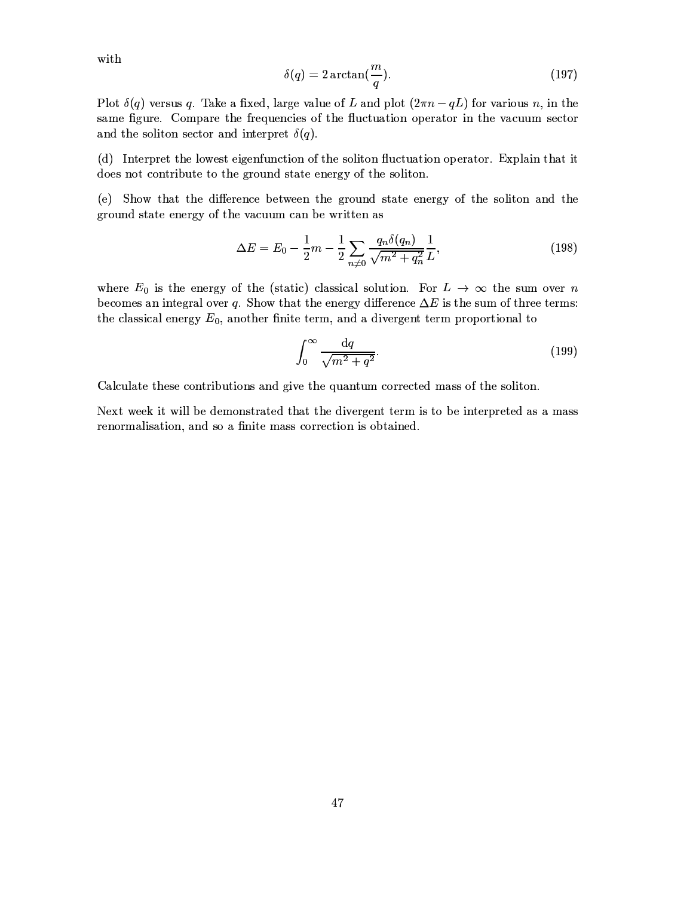with

$$\delta(q) = 2\arctan(\frac{m}{q}). \tag{197}$$

Plot $\delta(q)$ versus $q$. Take a fixed, large value of $L$ and plot $(2\pi n - qL)$ for various $n$, in the same figure. Compare the frequencies of the fluctuation operator in the vacuum sector and the soliton sector and interpret $\delta(q)$.

(d) Interpret the lowest eigenfunction of the soliton fluctuation operator. Explain that it does not contribute to the ground state energy of the soliton.

(e) Show that the difference between the ground state energy of the soliton and the ground state energy of the vacuum can be written as

$$\Delta E = E_0 - \frac{1}{2}m - \frac{1}{2}\sum_{n\neq 0} \frac{q_n \delta(q_n)}{\sqrt{m^2 + q_n^2}} \frac{1}{L}, \tag{198}$$

where $E_0$ is the energy of the (static) classical solution. For $L \to \infty$ the sum over $n$ becomes an integral over $q$. Show that the energy difference $\Delta E$ is the sum of three terms: the classical energy $E_0$, another finite term, and a divergent term proportional to

$$\int_0^\infty \frac{\mathrm{d}q}{\sqrt{m^2 + q^2}}. \tag{199}$$

Calculate these contributions and give the quantum corrected mass of the soliton.

Next week it will be demonstrated that the divergent term is to be interpreted as a mass renormalisation, and so a finite mass correction is obtained.